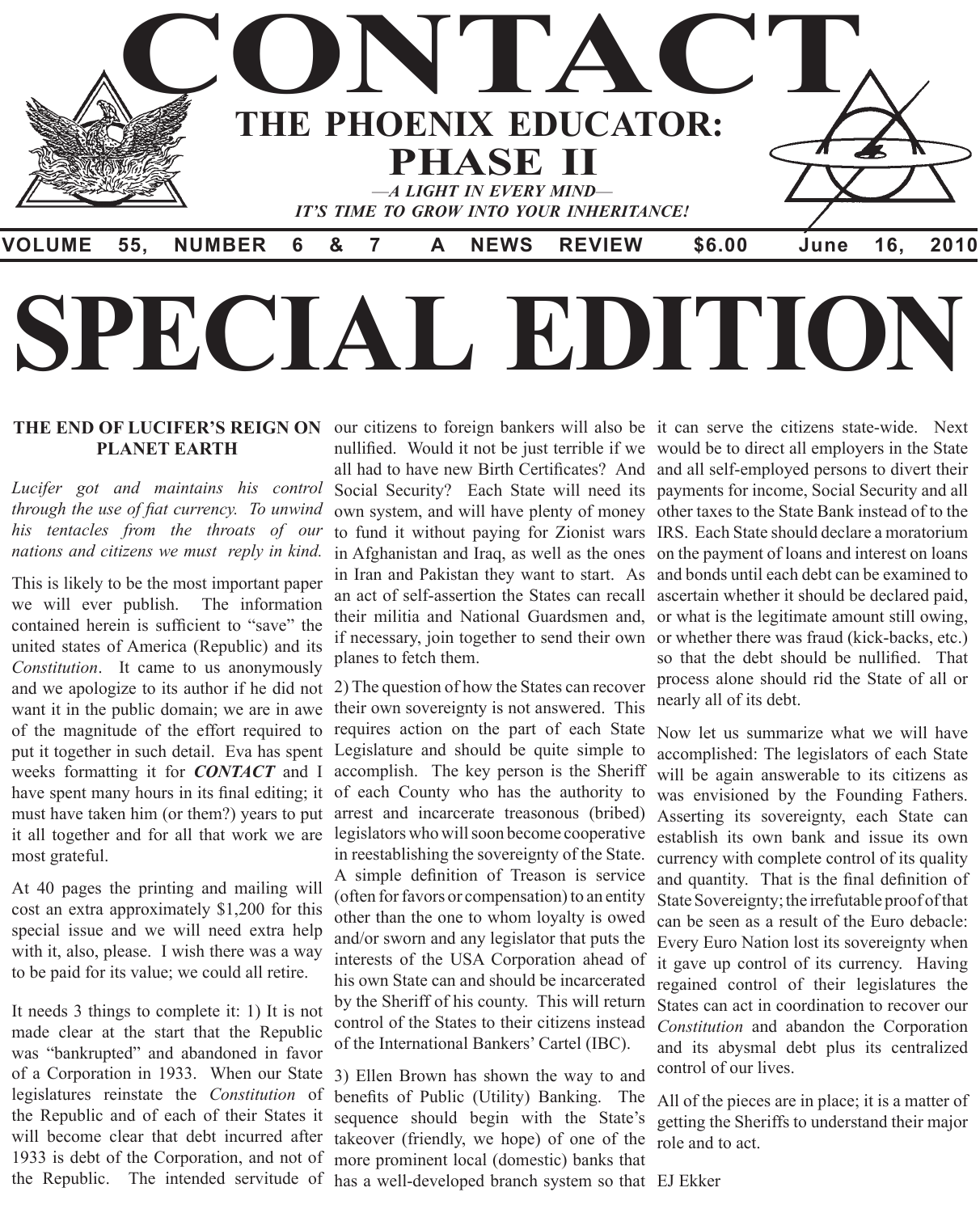# CONTACT

## THE PHOENIX EDUCATOR: PHASE II

*—A LIGHT IN EVERY MIND—*

*IT'S TIME TO GROW INTO YOUR INHERITANCE!*

**VOLUME 55, NUMBER 6 & 7 A NEWS REVIEW $6.00 June 16, 2010**

# SPECIAL EDITION

### THE END OF LUCIFER'S REIGN ON PLANET EARTH

*Lucifer got and maintains his control through the use of fiat currency. To unwind his tentacles from the throats of our nations and citizens we must reply in kind.*

This is likely to be the most important paper we will ever publish. The information contained herein is sufficient to "save" the united states of America (Republic) and its *Constitution*. It came to us anonymously and we apologize to its author if he did not want it in the public domain; we are in awe of the magnitude of the effort required to put it together in such detail. Eva has spent weeks formatting it for ***CONTACT*** and I have spent many hours in its final editing; it must have taken him (or them?) years to put it all together and for all that work we are most grateful.

At 40 pages the printing and mailing will cost an extra approximately $1,200 for this special issue and we will need extra help with it, also, please. I wish there was a way to be paid for its value; we could all retire.

It needs 3 things to complete it: 1) It is not made clear at the start that the Republic was "bankrupted" and abandoned in favor of a Corporation in 1933. When our State legislatures reinstate the *Constitution* of the Republic and of each of their States it will become clear that debt incurred after 1933 is debt of the Corporation, and not of the Republic. The intended servitude of our citizens to foreign bankers will also be nullified. Would it not be just terrible if we all had to have new Birth Certificates? And Social Security? Each State will need its own system, and will have plenty of money to fund it without paying for Zionist wars in Afghanistan and Iraq, as well as the ones in Iran and Pakistan they want to start. As an act of self-assertion the States can recall their militia and National Guardsmen and, if necessary, join together to send their own planes to fetch them.

2) The question of how the States can recover their own sovereignty is not answered. This requires action on the part of each State Legislature and should be quite simple to accomplish. The key person is the Sheriff of each County who has the authority to arrest and incarcerate treasonous (bribed) legislators who will soon become cooperative in reestablishing the sovereignty of the State. A simple definition of Treason is service (often for favors or compensation) to an entity other than the one to whom loyalty is owed and/or sworn and any legislator that puts the interests of the USA Corporation ahead of his own State can and should be incarcerated by the Sheriff of his county. This will return control of the States to their citizens instead of the International Bankers' Cartel (IBC).

3) Ellen Brown has shown the way to and benefits of Public (Utility) Banking. The sequence should begin with the State's takeover (friendly, we hope) of one of the more prominent local (domestic) banks that has a well-developed branch system so that it can serve the citizens state-wide. Next would be to direct all employers in the State and all self-employed persons to divert their payments for income, Social Security and all other taxes to the State Bank instead of to the IRS. Each State should declare a moratorium on the payment of loans and interest on loans and bonds until each debt can be examined to ascertain whether it should be declared paid, or what is the legitimate amount still owing, or whether there was fraud (kick-backs, etc.) so that the debt should be nullified. That process alone should rid the State of all or nearly all of its debt.

Now let us summarize what we will have accomplished: The legislators of each State will be again answerable to its citizens as was envisioned by the Founding Fathers. Asserting its sovereignty, each State can establish its own bank and issue its own currency with complete control of its quality and quantity. That is the final definition of State Sovereignty; the irrefutable proof of that can be seen as a result of the Euro debacle: Every Euro Nation lost its sovereignty when it gave up control of its currency. Having regained control of their legislatures the States can act in coordination to recover our *Constitution* and abandon the Corporation and its abysmal debt plus its centralized control of our lives.

All of the pieces are in place; it is a matter of getting the Sheriffs to understand their major role and to act.

EJ Ekker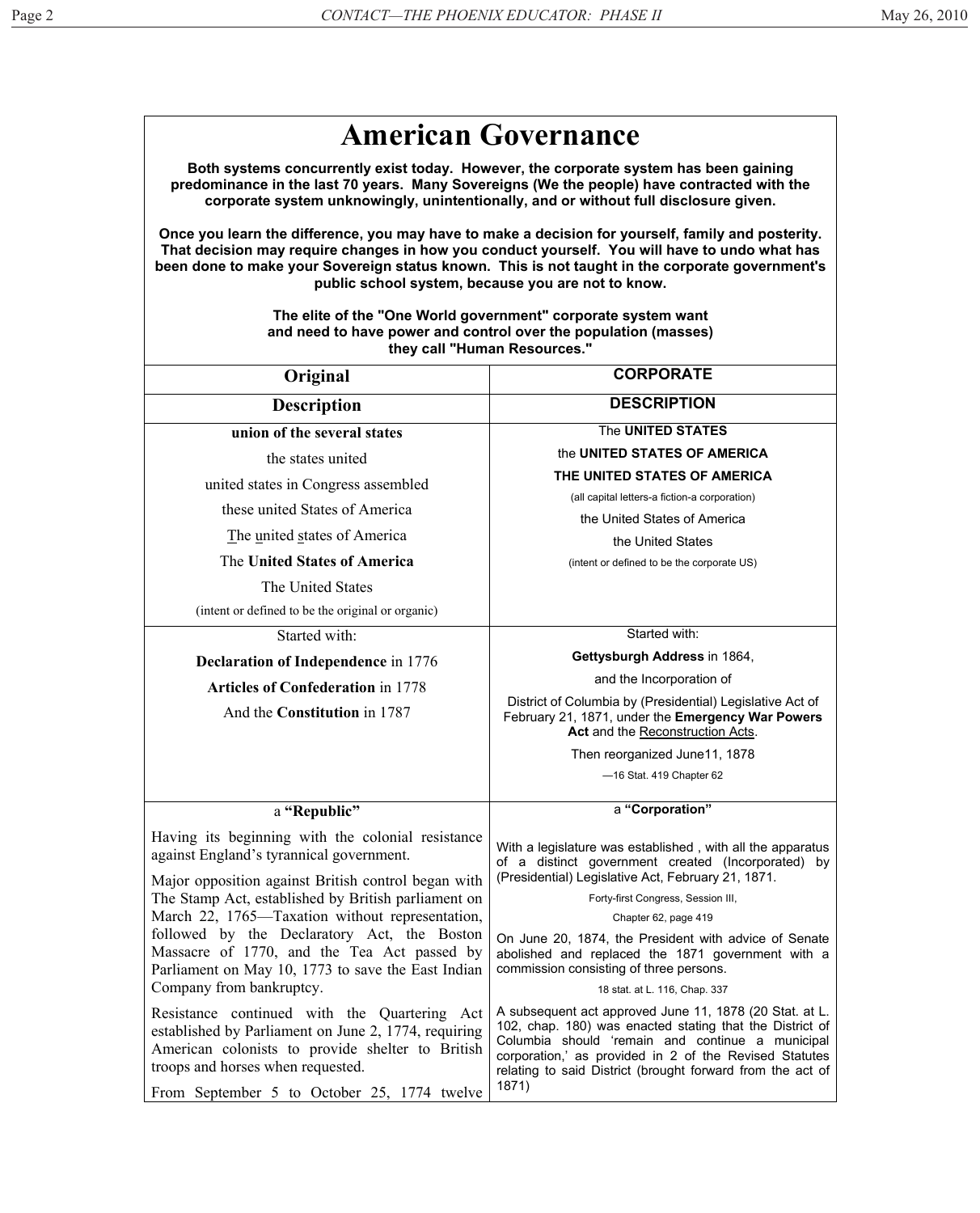# American Governance

**Both systems concurrently exist today. However, the corporate system has been gaining predominance in the last 70 years. Many Sovereigns (We the people) have contracted with the corporate system unknowingly, unintentionally, and or without full disclosure given.**

**Once you learn the difference, you may have to make a decision for yourself, family and posterity. That decision may require changes in how you conduct yourself. You will have to undo what has been done to make your Sovereign status known. This is not taught in the corporate government's public school system, because you are not to know.**

**The elite of the "One World government" corporate system want and need to have power and control over the population (masses) they call "Human Resources."**

| **Original** | **CORPORATE** |
|---|---|
| **Description** | **DESCRIPTION** |
| **union of the several states**<br>the states united<br>united states in Congress assembled<br>these united States of America<br>The united states of America<br>The **United States of America**<br>The United States<br>(intent or defined to be the original or organic) | The **UNITED STATES**<br>the **UNITED STATES OF AMERICA**<br>**THE UNITED STATES OF AMERICA**<br>(all capital letters-a fiction-a corporation)<br>the United States of America<br>the United States<br>(intent or defined to be the corporate US) |
| Started with:<br>**Declaration of Independence** in 1776<br>**Articles of Confederation** in 1778<br>And the **Constitution** in 1787 | Started with:<br>**Gettysburgh Address** in 1864,<br>and the Incorporation of<br>District of Columbia by (Presidential) Legislative Act of February 21, 1871, under the **Emergency War Powers Act** and the Reconstruction Acts.<br>Then reorganized June11, 1878<br>—16 Stat. 419 Chapter 62 |
| a **"Republic"**<br>Having its beginning with the colonial resistance against England's tyrannical government.<br>Major opposition against British control began with The Stamp Act, established by British parliament on March 22, 1765—Taxation without representation, followed by the Declaratory Act, the Boston Massacre of 1770, and the Tea Act passed by Parliament on May 10, 1773 to save the East Indian Company from bankruptcy.<br>Resistance continued with the Quartering Act established by Parliament on June 2, 1774, requiring American colonists to provide shelter to British troops and horses when requested.<br>From September 5 to October 25, 1774 twelve | a **"Corporation"**<br>With a legislature was established , with all the apparatus of a distinct government created (Incorporated) by (Presidential) Legislative Act, February 21, 1871.<br>Forty-first Congress, Session III,<br>Chapter 62, page 419<br>On June 20, 1874, the President with advice of Senate abolished and replaced the 1871 government with a commission consisting of three persons.<br>18 stat. at L. 116, Chap. 337<br>A subsequent act approved June 11, 1878 (20 Stat. at L. 102, chap. 180) was enacted stating that the District of Columbia should 'remain and continue a municipal corporation,' as provided in 2 of the Revised Statutes relating to said District (brought forward from the act of 1871) |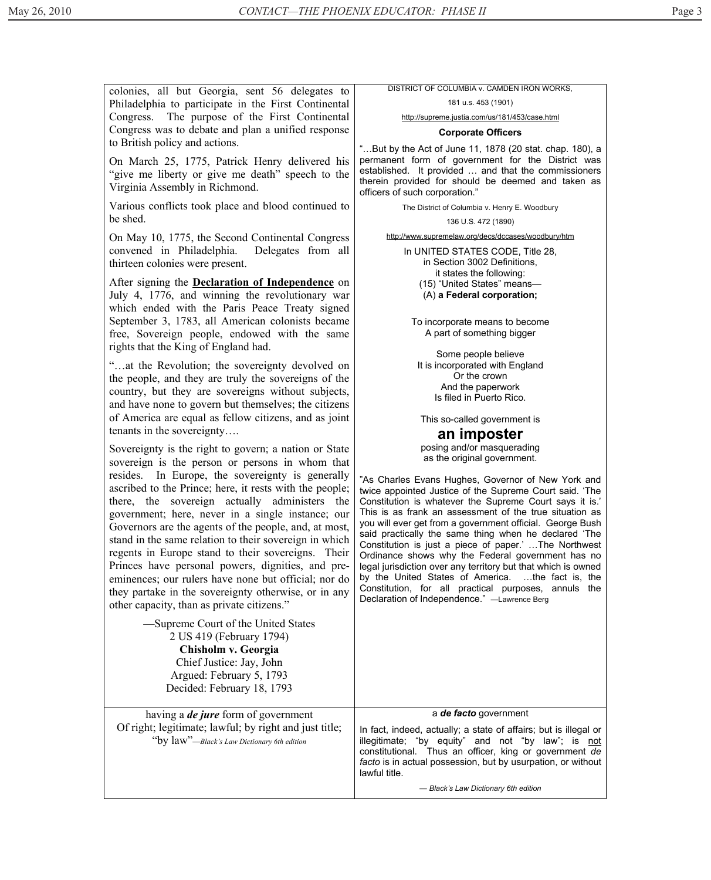colonies, all but Georgia, sent 56 delegates to Philadelphia to participate in the First Continental Congress. The purpose of the First Continental Congress was to debate and plan a unified response to British policy and actions.

On March 25, 1775, Patrick Henry delivered his "give me liberty or give me death" speech to the Virginia Assembly in Richmond.

Various conflicts took place and blood continued to be shed.

On May 10, 1775, the Second Continental Congress convened in Philadelphia. Delegates from all thirteen colonies were present.

After signing the **Declaration of Independence** on July 4, 1776, and winning the revolutionary war which ended with the Paris Peace Treaty signed September 3, 1783, all American colonists became free, Sovereign people, endowed with the same rights that the King of England had.

"…at the Revolution; the sovereignty devolved on the people, and they are truly the sovereigns of the country, but they are sovereigns without subjects, and have none to govern but themselves; the citizens of America are equal as fellow citizens, and as joint tenants in the sovereignty….

Sovereignty is the right to govern; a nation or State sovereign is the person or persons in whom that resides. In Europe, the sovereignty is generally ascribed to the Prince; here, it rests with the people; there, the sovereign actually administers the government; here, never in a single instance; our Governors are the agents of the people, and, at most, stand in the same relation to their sovereign in which regents in Europe stand to their sovereigns. Their Princes have personal powers, dignities, and pre-eminences; our rulers have none but official; nor do they partake in the sovereignty otherwise, or in any other capacity, than as private citizens."

—Supreme Court of the United States
2 US 419 (February 1794)
**Chisholm v. Georgia**
Chief Justice: Jay, John
Argued: February 5, 1793
Decided: February 18, 1793

DISTRICT OF COLUMBIA v. CAMDEN IRON WORKS,
181 u.s. 453 (1901)
http://supreme.justia.com/us/181/453/case.html

**Corporate Officers**

"…But by the Act of June 11, 1878 (20 stat. chap. 180), a permanent form of government for the District was established. It provided … and that the commissioners therein provided for should be deemed and taken as officers of such corporation."

The District of Columbia v. Henry E. Woodbury
136 U.S. 472 (1890)
http://www.supremelaw.org/decs/dccases/woodbury/htm

In UNITED STATES CODE, Title 28,
in Section 3002 Definitions,
it states the following:
(15) "United States" means—
(A) **a Federal corporation;**

To incorporate means to become
A part of something bigger

Some people believe
It is incorporated with England
Or the crown
And the paperwork
Is filed in Puerto Rico.

This so-called government is

## an imposter

posing and/or masquerading
as the original government.

"As Charles Evans Hughes, Governor of New York and twice appointed Justice of the Supreme Court said. 'The Constitution is whatever the Supreme Court says it is.' This is as frank an assessment of the true situation as you will ever get from a government official. George Bush said practically the same thing when he declared 'The Constitution is just a piece of paper.' …The Northwest Ordinance shows why the Federal government has no legal jurisdiction over any territory but that which is owned by the United States of America. …the fact is, the Constitution, for all practical purposes, annuls the Declaration of Independence." —Lawrence Berg

having a ***de jure*** form of government
Of right; legitimate; lawful; by right and just title;
"by law"—*Black's Law Dictionary 6th edition*

a ***de facto*** government

In fact, indeed, actually; a state of affairs; but is illegal or illegitimate; "by equity" and not "by law"; is not constitutional. Thus an officer, king or government *de facto* is in actual possession, but by usurpation, or without lawful title.

*— Black's Law Dictionary 6th edition*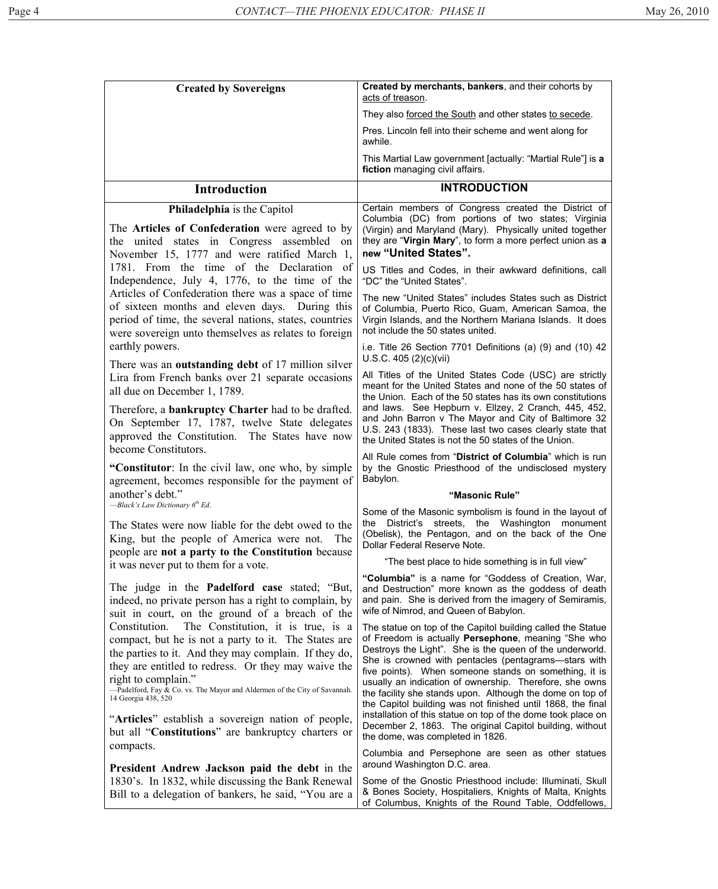| **Created by Sovereigns** | **Created by merchants, bankers**, and their cohorts by acts of treason.<br><br>They also forced the South and other states to secede.<br><br>Pres. Lincoln fell into their scheme and went along for awhile.<br><br>This Martial Law government [actually: "Martial Rule"] is **a fiction** managing civil affairs. |
|---|---|
| **Introduction** | **INTRODUCTION** |
| **Philadelphia** is the Capitol<br><br>The **Articles of Confederation** were agreed to by the united states in Congress assembled on November 15, 1777 and were ratified March 1, 1781. From the time of the Declaration of Independence, July 4, 1776, to the time of the Articles of Confederation there was a space of time of sixteen months and eleven days. During this period of time, the several nations, states, countries were sovereign unto themselves as relates to foreign earthly powers.<br><br>There was an **outstanding debt** of 17 million silver Lira from French banks over 21 separate occasions all due on December 1, 1789.<br><br>Therefore, a **bankruptcy Charter** had to be drafted. On September 17, 1787, twelve State delegates approved the Constitution. The States have now become Constitutors.<br><br>**"Constitutor**: In the civil law, one who, by simple agreement, becomes responsible for the payment of another's debt."<br>*—Black's Law Dictionary 6th Ed.*<br><br>The States were now liable for the debt owed to the King, but the people of America were not. The people are **not a party to the Constitution** because it was never put to them for a vote.<br><br>The judge in the **Padelford case** stated; "But, indeed, no private person has a right to complain, by suit in court, on the ground of a breach of the Constitution. The Constitution, it is true, is a compact, but he is not a party to it. The States are the parties to it. And they may complain. If they do, they are entitled to redress. Or they may waive the right to complain."<br>—Padelford, Fay & Co. vs. The Mayor and Aldermen of the City of Savannah. 14 Georgia 438, 520<br><br>"**Articles**" establish a sovereign nation of people, but all "**Constitutions**" are bankruptcy charters or compacts.<br><br>**President Andrew Jackson paid the debt** in the 1830's. In 1832, while discussing the Bank Renewal Bill to a delegation of bankers, he said, "You are a | Certain members of Congress created the District of Columbia (DC) from portions of two states; Virginia (Virgin) and Maryland (Mary). Physically united together they are "**Virgin Mary**", to form a more perfect union as **a new "United States".**<br><br>US Titles and Codes, in their awkward definitions, call "DC" the "United States".<br><br>The new "United States" includes States such as District of Columbia, Puerto Rico, Guam, American Samoa, the Virgin Islands, and the Northern Mariana Islands. It does not include the 50 states united.<br><br>i.e. Title 26 Section 7701 Definitions (a) (9) and (10) 42 U.S.C. 405 (2)(c)(vii)<br><br>All Titles of the United States Code (USC) are strictly meant for the United States and none of the 50 states of the Union. Each of the 50 states has its own constitutions and laws. See Hepburn v. Ellzey, 2 Cranch, 445, 452, and John Barron v The Mayor and City of Baltimore 32 U.S. 243 (1833). These last two cases clearly state that the United States is not the 50 states of the Union.<br><br>All Rule comes from "**District of Columbia**" which is run by the Gnostic Priesthood of the undisclosed mystery Babylon.<br><br>**"Masonic Rule"**<br><br>Some of the Masonic symbolism is found in the layout of the District's streets, the Washington monument (Obelisk), the Pentagon, and on the back of the One Dollar Federal Reserve Note.<br><br>"The best place to hide something is in full view"<br><br>**"Columbia"** is a name for "Goddess of Creation, War, and Destruction" more known as the goddess of death and pain. She is derived from the imagery of Semiramis, wife of Nimrod, and Queen of Babylon.<br><br>The statue on top of the Capitol building called the Statue of Freedom is actually **Persephone**, meaning "She who Destroys the Light". She is the queen of the underworld. She is crowned with pentacles (pentagrams—stars with five points). When someone stands on something, it is usually an indication of ownership. Therefore, she owns the facility she stands upon. Although the dome on top of the Capitol building was not finished until 1868, the final installation of this statue on top of the dome took place on December 2, 1863. The original Capitol building, without the dome, was completed in 1826.<br><br>Columbia and Persephone are seen as other statues around Washington D.C. area.<br><br>Some of the Gnostic Priesthood include: Illuminati, Skull & Bones Society, Hospitaliers, Knights of Malta, Knights of Columbus, Knights of the Round Table, Oddfellows, |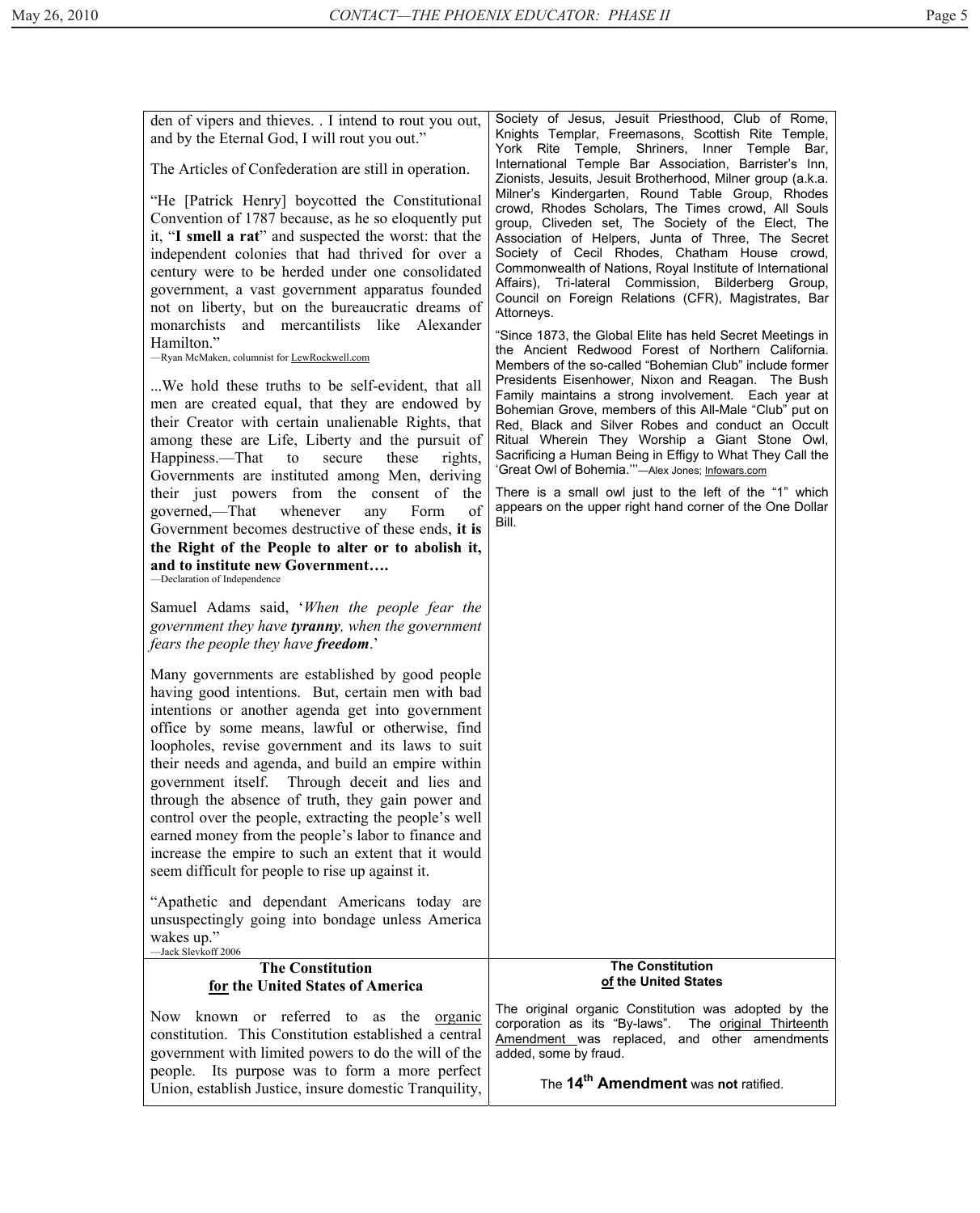den of vipers and thieves. . I intend to rout you out, and by the Eternal God, I will rout you out."

The Articles of Confederation are still in operation.

"He [Patrick Henry] boycotted the Constitutional Convention of 1787 because, as he so eloquently put it, "**I smell a rat**" and suspected the worst: that the independent colonies that had thrived for over a century were to be herded under one consolidated government, a vast government apparatus founded not on liberty, but on the bureaucratic dreams of monarchists and mercantilists like Alexander Hamilton."
—Ryan McMaken, columnist for LewRockwell.com

...We hold these truths to be self-evident, that all men are created equal, that they are endowed by their Creator with certain unalienable Rights, that among these are Life, Liberty and the pursuit of Happiness.—That to secure these rights, Governments are instituted among Men, deriving their just powers from the consent of the governed,—That whenever any Form of Government becomes destructive of these ends, **it is the Right of the People to alter or to abolish it, and to institute new Government….**
—Declaration of Independence

Samuel Adams said, '*When the people fear the government they have **tyranny**, when the government fears the people they have **freedom**.*'

Many governments are established by good people having good intentions. But, certain men with bad intentions or another agenda get into government office by some means, lawful or otherwise, find loopholes, revise government and its laws to suit their needs and agenda, and build an empire within government itself. Through deceit and lies and through the absence of truth, they gain power and control over the people, extracting the people's well earned money from the people's labor to finance and increase the empire to such an extent that it would seem difficult for people to rise up against it.

"Apathetic and dependant Americans today are unsuspectingly going into bondage unless America wakes up."
—Jack Slevkoff 2006

Society of Jesus, Jesuit Priesthood, Club of Rome, Knights Templar, Freemasons, Scottish Rite Temple, York Rite Temple, Shriners, Inner Temple Bar, International Temple Bar Association, Barrister's Inn, Zionists, Jesuits, Jesuit Brotherhood, Milner group (a.k.a. Milner's Kindergarten, Round Table Group, Rhodes crowd, Rhodes Scholars, The Times crowd, All Souls group, Cliveden set, The Society of the Elect, The Association of Helpers, Junta of Three, The Secret Society of Cecil Rhodes, Chatham House crowd, Commonwealth of Nations, Royal Institute of International Affairs), Tri-lateral Commission, Bilderberg Group, Council on Foreign Relations (CFR), Magistrates, Bar Attorneys.

"Since 1873, the Global Elite has held Secret Meetings in the Ancient Redwood Forest of Northern California. Members of the so-called "Bohemian Club" include former Presidents Eisenhower, Nixon and Reagan. The Bush Family maintains a strong involvement. Each year at Bohemian Grove, members of this All-Male "Club" put on Red, Black and Silver Robes and conduct an Occult Ritual Wherein They Worship a Giant Stone Owl, Sacrificing a Human Being in Effigy to What They Call the 'Great Owl of Bohemia.'"—Alex Jones; Infowars.com

There is a small owl just to the left of the "1" which appears on the upper right hand corner of the One Dollar Bill.

## The Constitution for the United States of America

Now known or referred to as the organic constitution. This Constitution established a central government with limited powers to do the will of the people. Its purpose was to form a more perfect Union, establish Justice, insure domestic Tranquility,

## The Constitution of the United States

The original organic Constitution was adopted by the corporation as its "By-laws". The original Thirteenth Amendment was replaced, and other amendments added, some by fraud.

The **14th Amendment** was **not** ratified.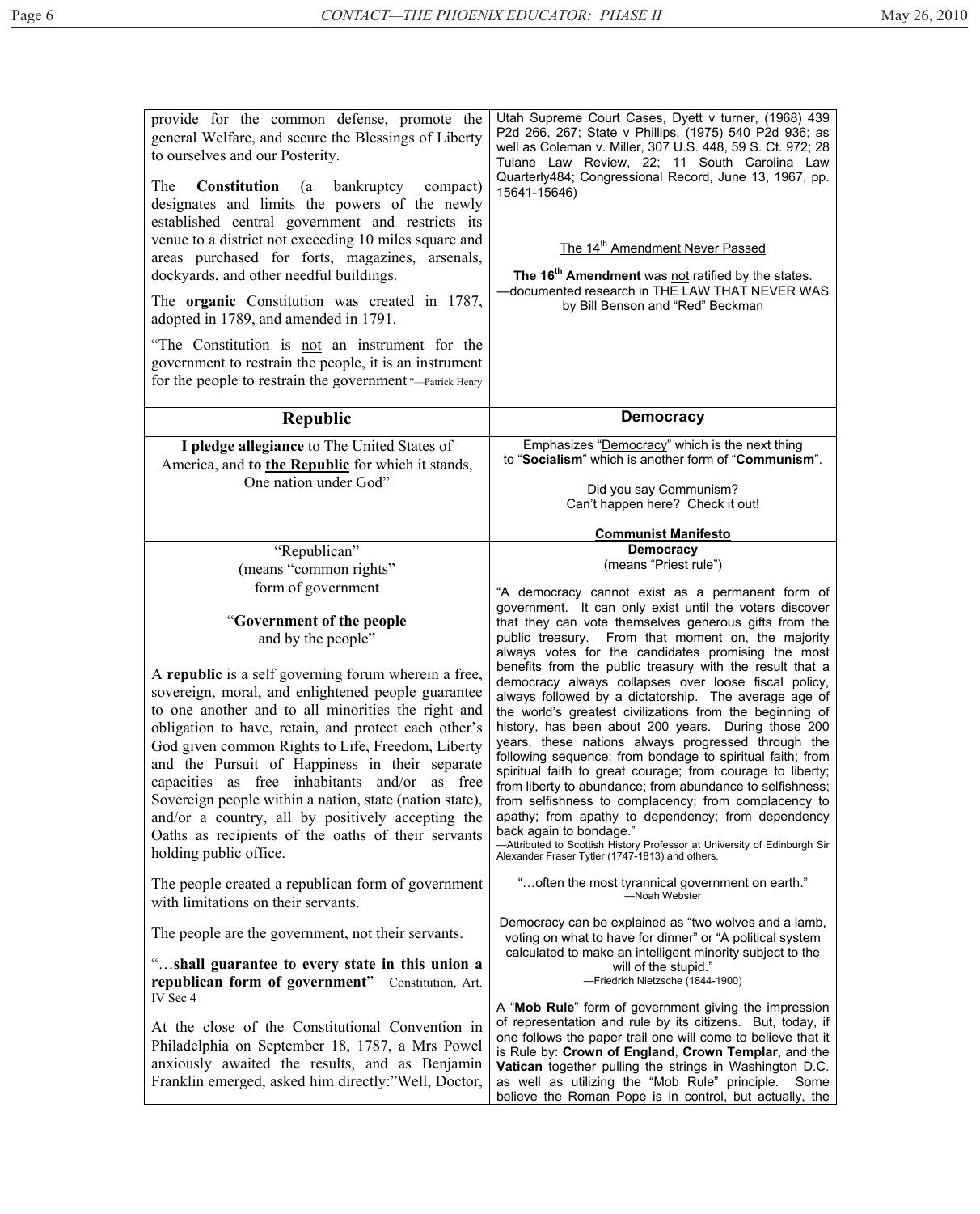provide for the common defense, promote the general Welfare, and secure the Blessings of Liberty to ourselves and our Posterity.

The **Constitution** (a bankruptcy compact) designates and limits the powers of the newly established central government and restricts its venue to a district not exceeding 10 miles square and areas purchased for forts, magazines, arsenals, dockyards, and other needful buildings.

The **organic** Constitution was created in 1787, adopted in 1789, and amended in 1791.

"The Constitution is not an instrument for the government to restrain the people, it is an instrument for the people to restrain the government."—Patrick Henry

Utah Supreme Court Cases, Dyett v turner, (1968) 439 P2d 266, 267; State v Phillips, (1975) 540 P2d 936; as well as Coleman v. Miller, 307 U.S. 448, 59 S. Ct. 972; 28 Tulane Law Review, 22; 11 South Carolina Law Quarterly484; Congressional Record, June 13, 1967, pp. 15641-15646)

The 14[th] Amendment Never Passed

**The 16[th] Amendment** was not ratified by the states.
—documented research in THE LAW THAT NEVER WAS by Bill Benson and "Red" Beckman

| Republic | Democracy |
|---|---|
| **I pledge allegiance** to The United States of America, and **to the Republic** for which it stands, One nation under God" | Emphasizes "Democracy" which is the next thing to "**Socialism**" which is another form of "**Communism**".<br><br>Did you say Communism?<br>Can't happen here? Check it out!<br><br>**Communist Manifesto** |
| "Republican"<br>(means "common rights"<br>form of government<br><br>"**Government of the people**<br>and by the people"<br><br>A **republic** is a self governing forum wherein a free, sovereign, moral, and enlightened people guarantee to one another and to all minorities the right and obligation to have, retain, and protect each other's God given common Rights to Life, Freedom, Liberty and the Pursuit of Happiness in their separate capacities as free inhabitants and/or as free Sovereign people within a nation, state (nation state), and/or a country, all by positively accepting the Oaths as recipients of the oaths of their servants holding public office.<br><br>The people created a republican form of government with limitations on their servants.<br><br>The people are the government, not their servants.<br><br>"…**shall guarantee to every state in this union a republican form of government**"—Constitution, Art. IV Sec 4<br><br>At the close of the Constitutional Convention in Philadelphia on September 18, 1787, a Mrs Powel anxiously awaited the results, and as Benjamin Franklin emerged, asked him directly:"Well, Doctor, | **Democracy**<br>(means "Priest rule")<br><br>"A democracy cannot exist as a permanent form of government. It can only exist until the voters discover that they can vote themselves generous gifts from the public treasury. From that moment on, the majority always votes for the candidates promising the most benefits from the public treasury with the result that a democracy always collapses over loose fiscal policy, always followed by a dictatorship. The average age of the world's greatest civilizations from the beginning of history, has been about 200 years. During those 200 years, these nations always progressed through the following sequence: from bondage to spiritual faith; from spiritual faith to great courage; from courage to liberty; from liberty to abundance; from abundance to selfishness; from selfishness to complacency; from complacency to apathy; from apathy to dependency; from dependency back again to bondage."<br>—Attributed to Scottish History Professor at University of Edinburgh Sir Alexander Fraser Tytler (1747-1813) and others.<br><br>"…often the most tyrannical government on earth."<br>—Noah Webster<br><br>Democracy can be explained as "two wolves and a lamb, voting on what to have for dinner" or "A political system calculated to make an intelligent minority subject to the will of the stupid."<br>—Friedrich Nietzsche (1844-1900)<br><br>A "**Mob Rule**" form of government giving the impression of representation and rule by its citizens. But, today, if one follows the paper trail one will come to believe that it is Rule by: **Crown of England**, **Crown Templar**, and the **Vatican** together pulling the strings in Washington D.C. as well as utilizing the "Mob Rule" principle. Some believe the Roman Pope is in control, but actually, the |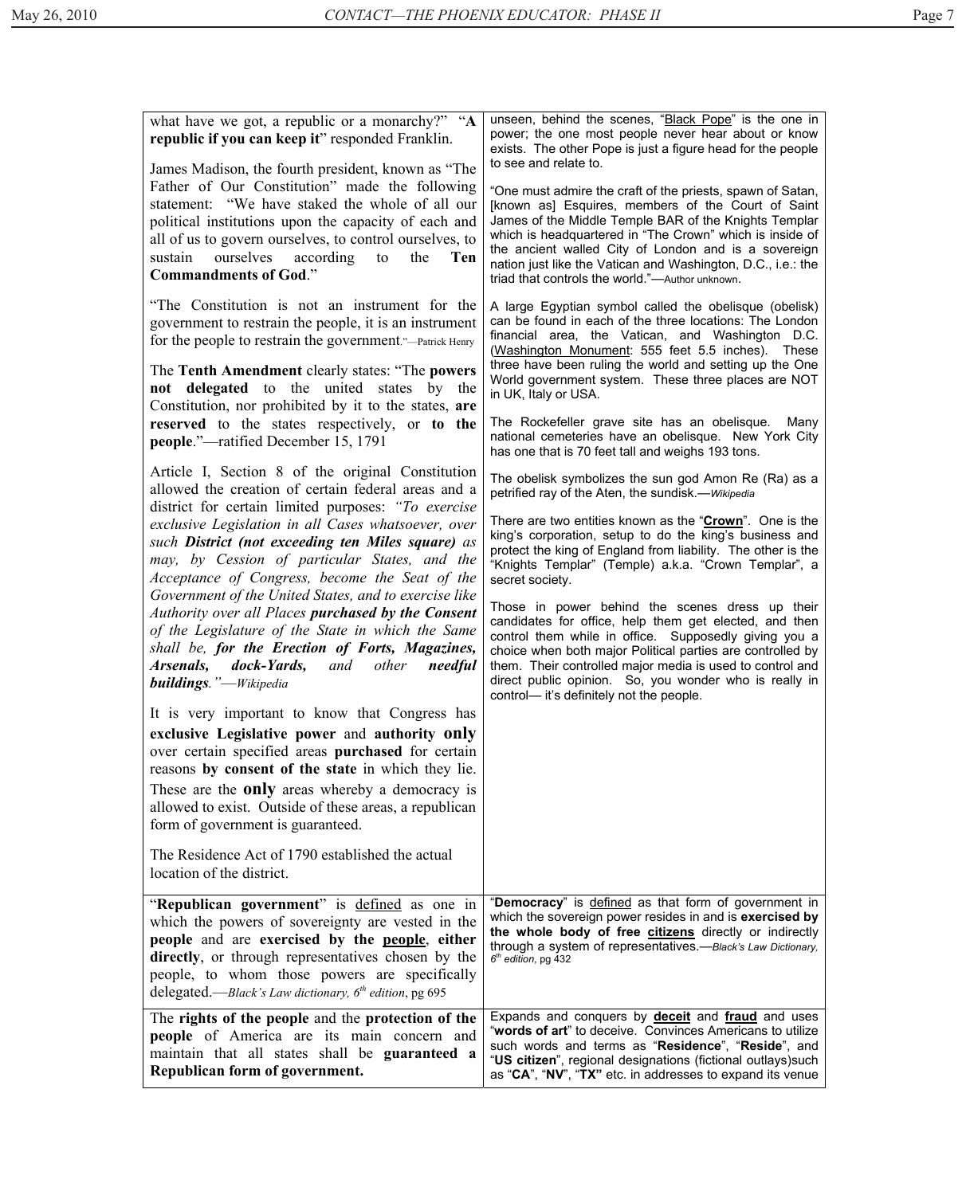what have we got, a republic or a monarchy?" "**A republic if you can keep it**" responded Franklin.

James Madison, the fourth president, known as "The Father of Our Constitution" made the following statement: "We have staked the whole of all our political institutions upon the capacity of each and all of us to govern ourselves, to control ourselves, to sustain ourselves according to the **Ten Commandments of God**."

"The Constitution is not an instrument for the government to restrain the people, it is an instrument for the people to restrain the government."—Patrick Henry

The **Tenth Amendment** clearly states: "The **powers not delegated** to the united states by the Constitution, nor prohibited by it to the states, **are reserved** to the states respectively, or **to the people**."—ratified December 15, 1791

Article I, Section 8 of the original Constitution allowed the creation of certain federal areas and a district for certain limited purposes: *"To exercise exclusive Legislation in all Cases whatsoever, over such **District (not exceeding ten Miles square)** as may, by Cession of particular States, and the Acceptance of Congress, become the Seat of the Government of the United States, and to exercise like Authority over all Places **purchased by the Consent** of the Legislature of the State in which the Same shall be, **for the Erection of Forts, Magazines, Arsenals, dock-Yards,** and other **needful buildings**."—Wikipedia*

It is very important to know that Congress has **exclusive Legislative power** and **authority only** over certain specified areas **purchased** for certain reasons **by consent of the state** in which they lie. These are the **only** areas whereby a democracy is allowed to exist. Outside of these areas, a republican form of government is guaranteed.

The Residence Act of 1790 established the actual location of the district.

unseen, behind the scenes, "Black Pope" is the one in power; the one most people never hear about or know exists. The other Pope is just a figure head for the people to see and relate to.

"One must admire the craft of the priests, spawn of Satan, [known as] Esquires, members of the Court of Saint James of the Middle Temple BAR of the Knights Templar which is headquartered in "The Crown" which is inside of the ancient walled City of London and is a sovereign nation just like the Vatican and Washington, D.C., i.e.: the triad that controls the world."—Author unknown.

A large Egyptian symbol called the obelisque (obelisk) can be found in each of the three locations: The London financial area, the Vatican, and Washington D.C. (Washington Monument: 555 feet 5.5 inches). These three have been ruling the world and setting up the One World government system. These three places are NOT in UK, Italy or USA.

The Rockefeller grave site has an obelisque. Many national cemeteries have an obelisque. New York City has one that is 70 feet tall and weighs 193 tons.

The obelisk symbolizes the sun god Amon Re (Ra) as a petrified ray of the Aten, the sundisk.—*Wikipedia*

There are two entities known as the "**Crown**". One is the king's corporation, setup to do the king's business and protect the king of England from liability. The other is the "Knights Templar" (Temple) a.k.a. "Crown Templar", a secret society.

Those in power behind the scenes dress up their candidates for office, help them get elected, and then control them while in office. Supposedly giving you a choice when both major Political parties are controlled by them. Their controlled major media is used to control and direct public opinion. So, you wonder who is really in control— it's definitely not the people.

| | |
|---|---|
| "**Republican government**" is defined as one in which the powers of sovereignty are vested in the **people** and are **exercised by the people**, **either directly**, or through representatives chosen by the people, to whom those powers are specifically delegated.—*Black's Law dictionary, 6th edition*, pg 695 | "**Democracy**" is defined as that form of government in which the sovereign power resides in and is **exercised by the whole body of free citizens** directly or indirectly through a system of representatives.—*Black's Law Dictionary, 6th edition*, pg 432 |
| The **rights of the people** and the **protection of the people** of America are its main concern and maintain that all states shall be **guaranteed a Republican form of government.** | Expands and conquers by **deceit** and **fraud** and uses "**words of art**" to deceive. Convinces Americans to utilize such words and terms as "**Residence**", "**Reside**", and "**US citizen**", regional designations (fictional outlays)such as "**CA**", "**NV**", "**TX"** etc. in addresses to expand its venue |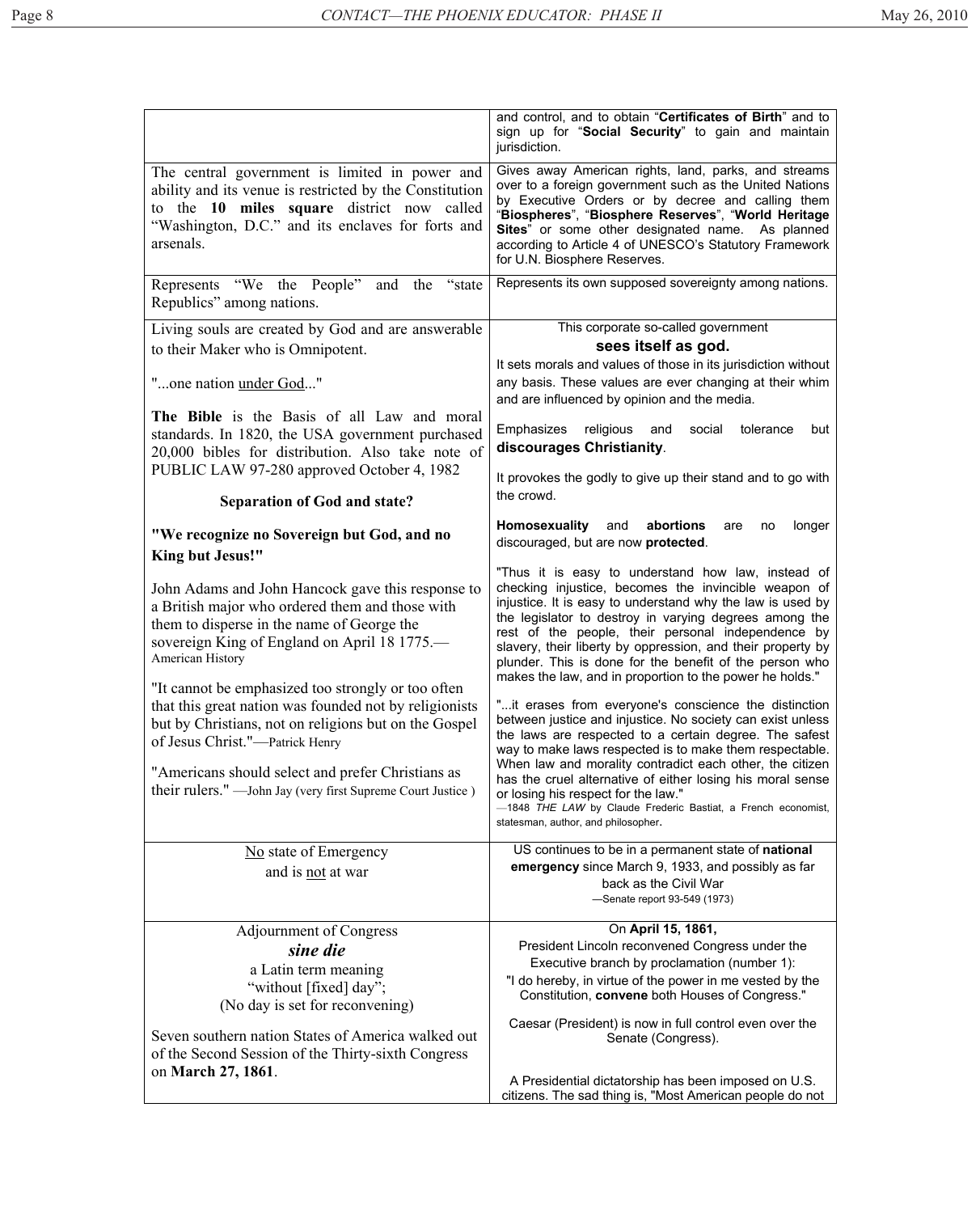| | |
|---|---|
| | and control, and to obtain "**Certificates of Birth**" and to sign up for "**Social Security**" to gain and maintain jurisdiction. |
| The central government is limited in power and ability and its venue is restricted by the Constitution to the **10 miles square** district now called "Washington, D.C." and its enclaves for forts and arsenals. | Gives away American rights, land, parks, and streams over to a foreign government such as the United Nations by Executive Orders or by decree and calling them "**Biospheres**", "**Biosphere Reserves**", "**World Heritage Sites**" or some other designated name. As planned according to Article 4 of UNESCO's Statutory Framework for U.N. Biosphere Reserves. |
| Represents "We the People" and the "state Republics" among nations. | Represents its own supposed sovereignty among nations. |
| Living souls are created by God and are answerable to their Maker who is Omnipotent.<br><br>"...one nation <u>under God</u>..."<br><br>**The Bible** is the Basis of all Law and moral standards. In 1820, the USA government purchased 20,000 bibles for distribution. Also take note of PUBLIC LAW 97-280 approved October 4, 1982<br><br>**Separation of God and state?**<br><br>**"We recognize no Sovereign but God, and no King but Jesus!"**<br><br>John Adams and John Hancock gave this response to a British major who ordered them and those with them to disperse in the name of George the sovereign King of England on April 18 1775.—American History<br><br>"It cannot be emphasized too strongly or too often that this great nation was founded not by religionists but by Christians, not on religions but on the Gospel of Jesus Christ."—Patrick Henry<br><br>"Americans should select and prefer Christians as their rulers." —John Jay (very first Supreme Court Justice ) | This corporate so-called government<br>**sees itself as god.**<br>It sets morals and values of those in its jurisdiction without any basis. These values are ever changing at their whim and are influenced by opinion and the media.<br><br>Emphasizes religious and social tolerance but **discourages Christianity**.<br><br>It provokes the godly to give up their stand and to go with the crowd.<br><br>**Homosexuality** and **abortions** are no longer discouraged, but are now **protected**.<br><br>"Thus it is easy to understand how law, instead of checking injustice, becomes the invincible weapon of injustice. It is easy to understand why the law is used by the legislator to destroy in varying degrees among the rest of the people, their personal independence by slavery, their liberty by oppression, and their property by plunder. This is done for the benefit of the person who makes the law, and in proportion to the power he holds."<br><br>"...it erases from everyone's conscience the distinction between justice and injustice. No society can exist unless the laws are respected to a certain degree. The safest way to make laws respected is to make them respectable. When law and morality contradict each other, the citizen has the cruel alternative of either losing his moral sense or losing his respect for the law."<br>—1848 *THE LAW* by Claude Frederic Bastiat, a French economist, statesman, author, and philosopher. |
| <u>No</u> state of Emergency and is <u>not</u> at war | US continues to be in a permanent state of **national emergency** since March 9, 1933, and possibly as far back as the Civil War<br>—Senate report 93-549 (1973) |
| Adjournment of Congress<br>***sine die***<br>a Latin term meaning "without [fixed] day";<br>(No day is set for reconvening)<br><br>Seven southern nation States of America walked out of the Second Session of the Thirty-sixth Congress on **March 27, 1861**. | On **April 15, 1861,**<br>President Lincoln reconvened Congress under the Executive branch by proclamation (number 1):<br>"I do hereby, in virtue of the power in me vested by the Constitution, **convene** both Houses of Congress."<br><br>Caesar (President) is now in full control even over the Senate (Congress).<br><br>A Presidential dictatorship has been imposed on U.S. citizens. The sad thing is, "Most American people do not |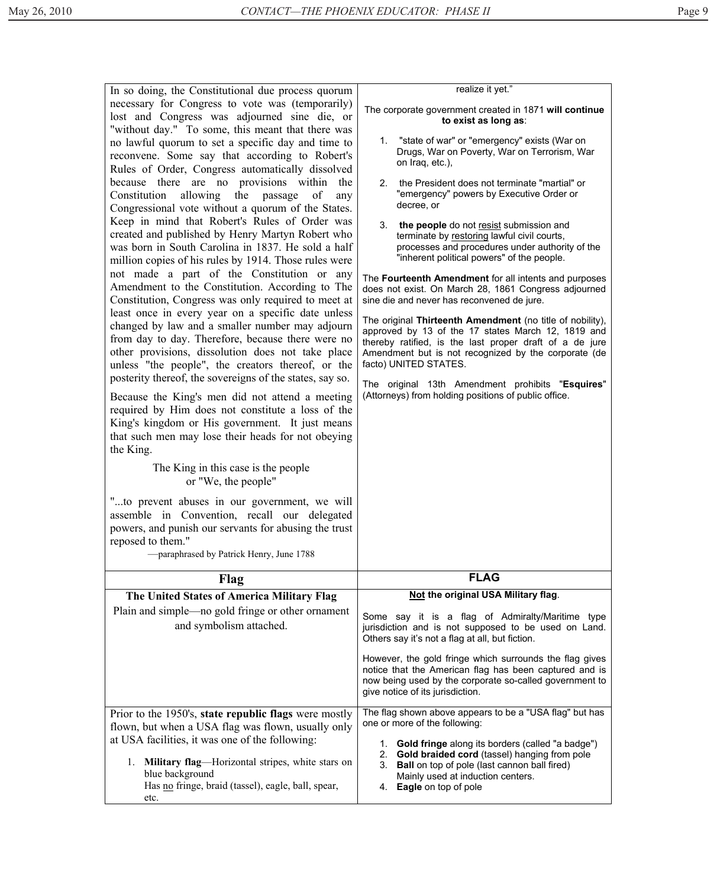In so doing, the Constitutional due process quorum necessary for Congress to vote was (temporarily) lost and Congress was adjourned sine die, or "without day." To some, this meant that there was no lawful quorum to set a specific day and time to reconvene. Some say that according to Robert's Rules of Order, Congress automatically dissolved because there are no provisions within the Constitution allowing the passage of any Congressional vote without a quorum of the States. Keep in mind that Robert's Rules of Order was created and published by Henry Martyn Robert who was born in South Carolina in 1837. He sold a half million copies of his rules by 1914. Those rules were not made a part of the Constitution or any Amendment to the Constitution. According to The Constitution, Congress was only required to meet at least once in every year on a specific date unless changed by law and a smaller number may adjourn from day to day. Therefore, because there were no other provisions, dissolution does not take place unless "the people", the creators thereof, or the posterity thereof, the sovereigns of the states, say so.

Because the King's men did not attend a meeting required by Him does not constitute a loss of the King's kingdom or His government. It just means that such men may lose their heads for not obeying the King.

The King in this case is the people
or "We, the people"

"...to prevent abuses in our government, we will assemble in Convention, recall our delegated powers, and punish our servants for abusing the trust reposed to them."

—paraphrased by Patrick Henry, June 1788

realize it yet."

The corporate government created in 1871 **will continue to exist as long as**:

1. "state of war" or "emergency" exists (War on Drugs, War on Poverty, War on Terrorism, War on Iraq, etc.),
2. the President does not terminate "martial" or "emergency" powers by Executive Order or decree, or
3. **the people** do not resist submission and terminate by restoring lawful civil courts, processes and procedures under authority of the "inherent political powers" of the people.

The **Fourteenth Amendment** for all intents and purposes does not exist. On March 28, 1861 Congress adjourned sine die and never has reconvened de jure.

The original **Thirteenth Amendment** (no title of nobility), approved by 13 of the 17 states March 12, 1819 and thereby ratified, is the last proper draft of a de jure Amendment but is not recognized by the corporate (de facto) UNITED STATES.

The original 13th Amendment prohibits "**Esquires**" (Attorneys) from holding positions of public office.

| Flag | FLAG |
|---|---|
| **The United States of America Military Flag**<br>Plain and simple—no gold fringe or other ornament and symbolism attached. | **Not the original USA Military flag**.<br><br>Some say it is a flag of Admiralty/Maritime type jurisdiction and is not supposed to be used on Land. Others say it's not a flag at all, but fiction.<br><br>However, the gold fringe which surrounds the flag gives notice that the American flag has been captured and is now being used by the corporate so-called government to give notice of its jurisdiction. |
| Prior to the 1950's, **state republic flags** were mostly flown, but when a USA flag was flown, usually only at USA facilities, it was one of the following:<br><br>1. **Military flag**—Horizontal stripes, white stars on blue background<br>Has no fringe, braid (tassel), eagle, ball, spear, etc. | The flag shown above appears to be a "USA flag" but has one or more of the following:<br><br>1. **Gold fringe** along its borders (called "a badge")<br>2. **Gold braided cord** (tassel) hanging from pole<br>3. **Ball** on top of pole (last cannon ball fired) Mainly used at induction centers.<br>4. **Eagle** on top of pole |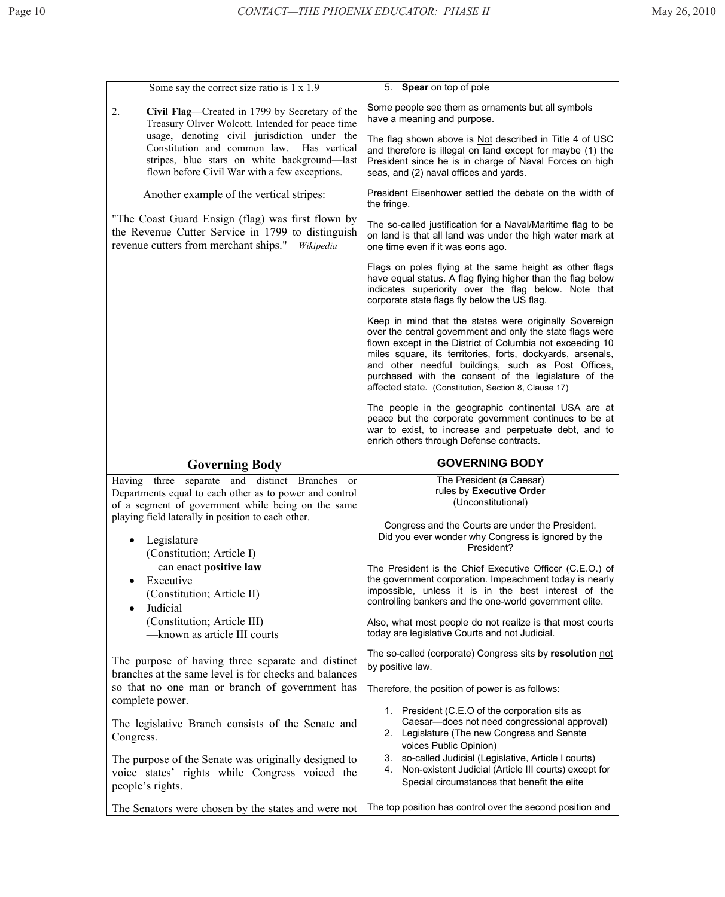Some say the correct size ratio is 1 x 1.9

2. **Civil Flag**—Created in 1799 by Secretary of the Treasury Oliver Wolcott. Intended for peace time usage, denoting civil jurisdiction under the Constitution and common law. Has vertical stripes, blue stars on white background—last flown before Civil War with a few exceptions.

Another example of the vertical stripes:

"The Coast Guard Ensign (flag) was first flown by the Revenue Cutter Service in 1799 to distinguish revenue cutters from merchant ships."—*Wikipedia*

5. **Spear** on top of pole

Some people see them as ornaments but all symbols have a meaning and purpose.

The flag shown above is Not described in Title 4 of USC and therefore is illegal on land except for maybe (1) the President since he is in charge of Naval Forces on high seas, and (2) naval offices and yards.

President Eisenhower settled the debate on the width of the fringe.

The so-called justification for a Naval/Maritime flag to be on land is that all land was under the high water mark at one time even if it was eons ago.

Flags on poles flying at the same height as other flags have equal status. A flag flying higher than the flag below indicates superiority over the flag below. Note that corporate state flags fly below the US flag.

Keep in mind that the states were originally Sovereign over the central government and only the state flags were flown except in the District of Columbia not exceeding 10 miles square, its territories, forts, dockyards, arsenals, and other needful buildings, such as Post Offices, purchased with the consent of the legislature of the affected state. (Constitution, Section 8, Clause 17)

The people in the geographic continental USA are at peace but the corporate government continues to be at war to exist, to increase and perpetuate debt, and to enrich others through Defense contracts.

## Governing Body

Having three separate and distinct Branches or Departments equal to each other as to power and control of a segment of government while being on the same playing field laterally in position to each other.

- Legislature
  (Constitution; Article I)
  —can enact **positive law**
- Executive
  (Constitution; Article II)
- Judicial
  (Constitution; Article III)
  —known as article III courts

The purpose of having three separate and distinct branches at the same level is for checks and balances so that no one man or branch of government has complete power.

The legislative Branch consists of the Senate and Congress.

The purpose of the Senate was originally designed to voice states' rights while Congress voiced the people's rights.

The Senators were chosen by the states and were not

## GOVERNING BODY

The President (a Caesar)
rules by **Executive Order**
(Unconstitutional)

Congress and the Courts are under the President.
Did you ever wonder why Congress is ignored by the President?

The President is the Chief Executive Officer (C.E.O.) of the government corporation. Impeachment today is nearly impossible, unless it is in the best interest of the controlling bankers and the one-world government elite.

Also, what most people do not realize is that most courts today are legislative Courts and not Judicial.

The so-called (corporate) Congress sits by **resolution** not by positive law.

Therefore, the position of power is as follows:

1. President (C.E.O of the corporation sits as Caesar—does not need congressional approval)
2. Legislature (The new Congress and Senate voices Public Opinion)
3. so-called Judicial (Legislative, Article I courts)
4. Non-existent Judicial (Article III courts) except for Special circumstances that benefit the elite

The top position has control over the second position and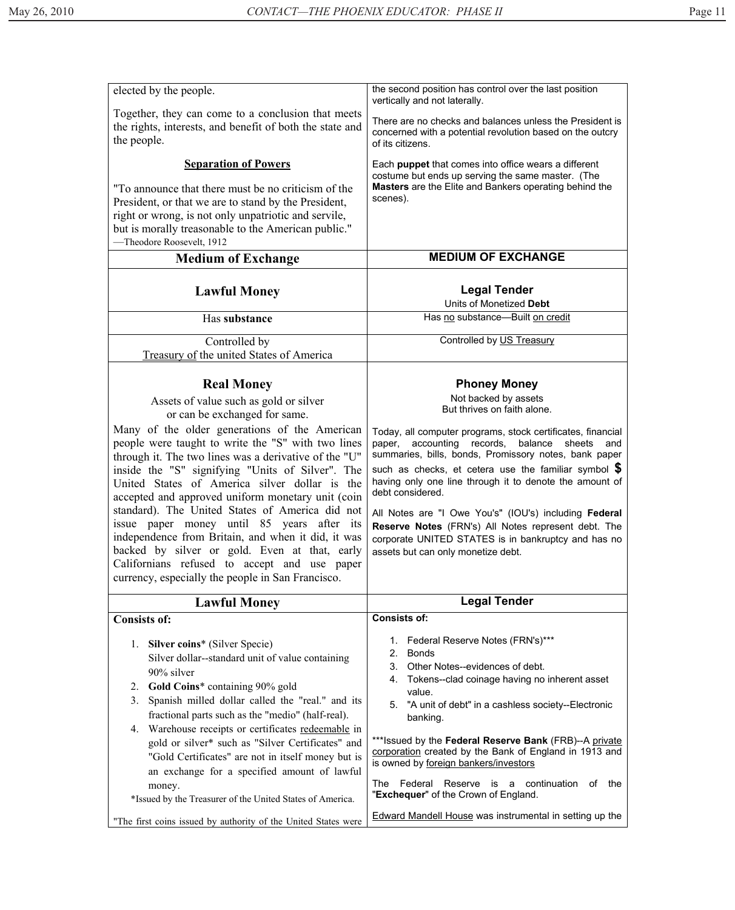elected by the people.

Together, they can come to a conclusion that meets the rights, interests, and benefit of both the state and the people.

**Separation of Powers**

"To announce that there must be no criticism of the President, or that we are to stand by the President, right or wrong, is not only unpatriotic and servile, but is morally treasonable to the American public." —Theodore Roosevelt, 1912

the second position has control over the last position vertically and not laterally.

There are no checks and balances unless the President is concerned with a potential revolution based on the outcry of its citizens.

Each **puppet** that comes into office wears a different costume but ends up serving the same master. (The **Masters** are the Elite and Bankers operating behind the scenes).

| **Medium of Exchange** | **MEDIUM OF EXCHANGE** |
|---|---|
| **Lawful Money** | **Legal Tender**<br>Units of Monetized **Debt** |
| Has **substance** | Has no substance—Built on credit |
| Controlled by<br>Treasury of the united States of America | Controlled by US Treasury |

**Real Money**

Assets of value such as gold or silver or can be exchanged for same.

Many of the older generations of the American people were taught to write the "S" with two lines through it. The two lines was a derivative of the "U" inside the "S" signifying "Units of Silver". The United States of America silver dollar is the accepted and approved uniform monetary unit (coin standard). The United States of America did not issue paper money until 85 years after its independence from Britain, and when it did, it was backed by silver or gold. Even at that, early Californians refused to accept and use paper currency, especially the people in San Francisco.

**Phoney Money**

Not backed by assets But thrives on faith alone.

Today, all computer programs, stock certificates, financial paper, accounting records, balance sheets and summaries, bills, bonds, Promissory notes, bank paper such as checks, et cetera use the familiar symbol **$** having only one line through it to denote the amount of debt considered.

All Notes are "I Owe You's" (IOU's) including **Federal Reserve Notes** (FRN's) All Notes represent debt. The corporate UNITED STATES is in bankruptcy and has no assets but can only monetize debt.

**Lawful Money**

**Consists of:**

1. **Silver coins*** (Silver Specie)
   Silver dollar--standard unit of value containing 90% silver
2. **Gold Coins*** containing 90% gold
3. Spanish milled dollar called the "real." and its fractional parts such as the "medio" (half-real).
4. Warehouse receipts or certificates redeemable in gold or silver* such as "Silver Certificates" and "Gold Certificates" are not in itself money but is an exchange for a specified amount of lawful money.

*Issued by the Treasurer of the United States of America.

"The first coins issued by authority of the United States were

**Legal Tender**

**Consists of:**

1. Federal Reserve Notes (FRN's)***
2. Bonds
3. Other Notes--evidences of debt.
4. Tokens--clad coinage having no inherent asset value.
5. "A unit of debt" in a cashless society--Electronic banking.

***Issued by the **Federal Reserve Bank** (FRB)--A private corporation created by the Bank of England in 1913 and is owned by foreign bankers/investors

The Federal Reserve is a continuation of the "**Exchequer**" of the Crown of England.

Edward Mandell House was instrumental in setting up the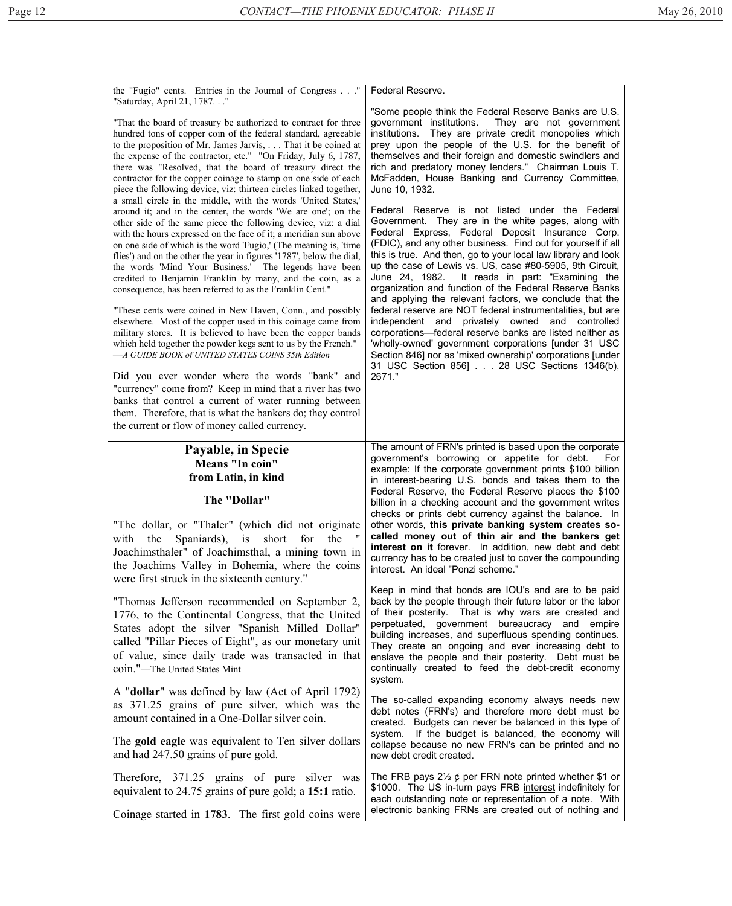the "Fugio" cents. Entries in the Journal of Congress . . ." "Saturday, April 21, 1787. . ."

"That the board of treasury be authorized to contract for three hundred tons of copper coin of the federal standard, agreeable to the proposition of Mr. James Jarvis, . . . That it be coined at the expense of the contractor, etc." "On Friday, July 6, 1787, there was "Resolved, that the board of treasury direct the contractor for the copper coinage to stamp on one side of each piece the following device, viz: thirteen circles linked together, a small circle in the middle, with the words 'United States,' around it; and in the center, the words 'We are one'; on the other side of the same piece the following device, viz: a dial with the hours expressed on the face of it; a meridian sun above on one side of which is the word 'Fugio,' (The meaning is, 'time flies') and on the other the year in figures '1787', below the dial, the words 'Mind Your Business.' The legends have been credited to Benjamin Franklin by many, and the coin, as a consequence, has been referred to as the Franklin Cent."

"These cents were coined in New Haven, Conn., and possibly elsewhere. Most of the copper used in this coinage came from military stores. It is believed to have been the copper bands which held together the powder kegs sent to us by the French." —*A GUIDE BOOK of UNITED STATES COINS 35th Edition*

Did you ever wonder where the words "bank" and "currency" come from? Keep in mind that a river has two banks that control a current of water running between them. Therefore, that is what the bankers do; they control the current or flow of money called currency.

Federal Reserve.

"Some people think the Federal Reserve Banks are U.S. government institutions. They are not government institutions. They are private credit monopolies which prey upon the people of the U.S. for the benefit of themselves and their foreign and domestic swindlers and rich and predatory money lenders." Chairman Louis T. McFadden, House Banking and Currency Committee, June 10, 1932.

Federal Reserve is not listed under the Federal Government. They are in the white pages, along with Federal Express, Federal Deposit Insurance Corp. (FDIC), and any other business. Find out for yourself if all this is true. And then, go to your local law library and look up the case of Lewis vs. US, case #80-5905, 9th Circuit, June 24, 1982. It reads in part: "Examining the organization and function of the Federal Reserve Banks and applying the relevant factors, we conclude that the federal reserve are NOT federal instrumentalities, but are independent and privately owned and controlled corporations—federal reserve banks are listed neither as 'wholly-owned' government corporations [under 31 USC Section 846] nor as 'mixed ownership' corporations [under 31 USC Section 856] . . . 28 USC Sections 1346(b), 2671."

## Payable, in Specie

### Means "In coin" from Latin, in kind

### The "Dollar"

"The dollar, or "Thaler" (which did not originate with the Spaniards), is short for the " Joachimsthaler" of Joachimsthal, a mining town in the Joachims Valley in Bohemia, where the coins were first struck in the sixteenth century."

"Thomas Jefferson recommended on September 2, 1776, to the Continental Congress, that the United States adopt the silver "Spanish Milled Dollar" called "Pillar Pieces of Eight", as our monetary unit of value, since daily trade was transacted in that coin."—The United States Mint

A "**dollar**" was defined by law (Act of April 1792) as 371.25 grains of pure silver, which was the amount contained in a One-Dollar silver coin.

The **gold eagle** was equivalent to Ten silver dollars and had 247.50 grains of pure gold.

Therefore, 371.25 grains of pure silver was equivalent to 24.75 grains of pure gold; a **15:1** ratio.

Coinage started in **1783**. The first gold coins were

The amount of FRN's printed is based upon the corporate government's borrowing or appetite for debt. For example: If the corporate government prints $100 billion in interest-bearing U.S. bonds and takes them to the Federal Reserve, the Federal Reserve places the $100 billion in a checking account and the government writes checks or prints debt currency against the balance. In other words, **this private banking system creates so-called money out of thin air and the bankers get interest on it** forever. In addition, new debt and debt currency has to be created just to cover the compounding interest. An ideal "Ponzi scheme."

Keep in mind that bonds are IOU's and are to be paid back by the people through their future labor or the labor of their posterity. That is why wars are created and perpetuated, government bureaucracy and empire building increases, and superfluous spending continues. They create an ongoing and ever increasing debt to enslave the people and their posterity. Debt must be continually created to feed the debt-credit economy system.

The so-called expanding economy always needs new debt notes (FRN's) and therefore more debt must be created. Budgets can never be balanced in this type of system. If the budget is balanced, the economy will collapse because no new FRN's can be printed and no new debt credit created.

The FRB pays 2½ ¢ per FRN note printed whether $1 or $1000. The US in-turn pays FRB interest indefinitely for each outstanding note or representation of a note. With electronic banking FRNs are created out of nothing and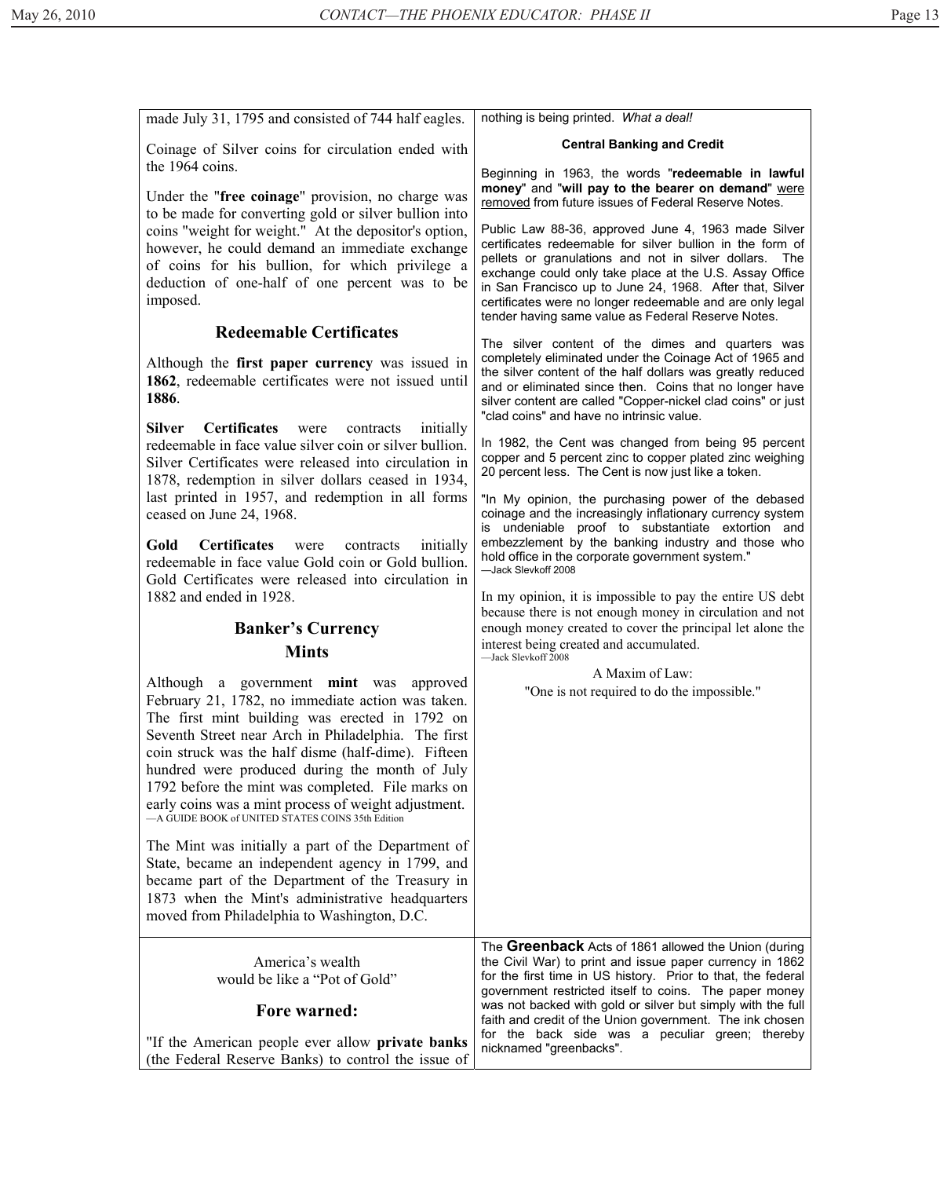made July 31, 1795 and consisted of 744 half eagles.

Coinage of Silver coins for circulation ended with the 1964 coins.

Under the "**free coinage**" provision, no charge was to be made for converting gold or silver bullion into coins "weight for weight." At the depositor's option, however, he could demand an immediate exchange of coins for his bullion, for which privilege a deduction of one-half of one percent was to be imposed.

## Redeemable Certificates

Although the **first paper currency** was issued in **1862**, redeemable certificates were not issued until **1886**.

**Silver Certificates** were contracts initially redeemable in face value silver coin or silver bullion. Silver Certificates were released into circulation in 1878, redemption in silver dollars ceased in 1934, last printed in 1957, and redemption in all forms ceased on June 24, 1968.

**Gold Certificates** were contracts initially redeemable in face value Gold coin or Gold bullion. Gold Certificates were released into circulation in 1882 and ended in 1928.

## Banker's Currency

## Mints

Although a government **mint** was approved February 21, 1782, no immediate action was taken. The first mint building was erected in 1792 on Seventh Street near Arch in Philadelphia. The first coin struck was the half disme (half-dime). Fifteen hundred were produced during the month of July 1792 before the mint was completed. File marks on early coins was a mint process of weight adjustment.
—A GUIDE BOOK of UNITED STATES COINS 35th Edition

The Mint was initially a part of the Department of State, became an independent agency in 1799, and became part of the Department of the Treasury in 1873 when the Mint's administrative headquarters moved from Philadelphia to Washington, D.C.

nothing is being printed. *What a deal!*

### Central Banking and Credit

Beginning in 1963, the words "**redeemable in lawful money**" and "**will pay to the bearer on demand**" were removed from future issues of Federal Reserve Notes.

Public Law 88-36, approved June 4, 1963 made Silver certificates redeemable for silver bullion in the form of pellets or granulations and not in silver dollars. The exchange could only take place at the U.S. Assay Office in San Francisco up to June 24, 1968. After that, Silver certificates were no longer redeemable and are only legal tender having same value as Federal Reserve Notes.

The silver content of the dimes and quarters was completely eliminated under the Coinage Act of 1965 and the silver content of the half dollars was greatly reduced and or eliminated since then. Coins that no longer have silver content are called "Copper-nickel clad coins" or just "clad coins" and have no intrinsic value.

In 1982, the Cent was changed from being 95 percent copper and 5 percent zinc to copper plated zinc weighing 20 percent less. The Cent is now just like a token.

"In My opinion, the purchasing power of the debased coinage and the increasingly inflationary currency system is undeniable proof to substantiate extortion and embezzlement by the banking industry and those who hold office in the corporate government system."
—Jack Slevkoff 2008

In my opinion, it is impossible to pay the entire US debt because there is not enough money in circulation and not enough money created to cover the principal let alone the interest being created and accumulated.
—Jack Slevkoff 2008

A Maxim of Law:
"One is not required to do the impossible."

America's wealth
would be like a "Pot of Gold"

## Fore warned:

"If the American people ever allow **private banks** (the Federal Reserve Banks) to control the issue of

The **Greenback** Acts of 1861 allowed the Union (during the Civil War) to print and issue paper currency in 1862 for the first time in US history. Prior to that, the federal government restricted itself to coins. The paper money was not backed with gold or silver but simply with the full faith and credit of the Union government. The ink chosen for the back side was a peculiar green; thereby nicknamed "greenbacks".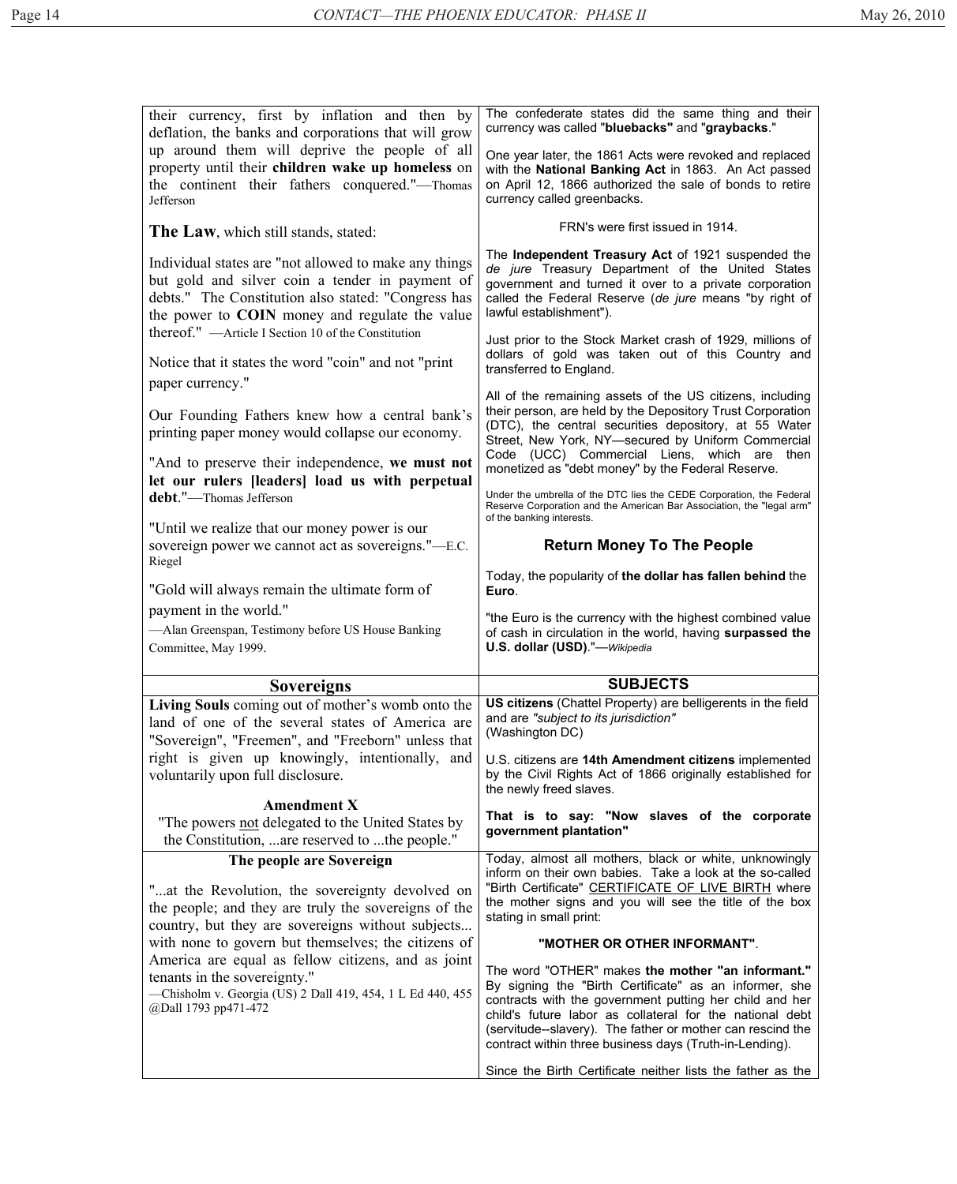their currency, first by inflation and then by deflation, the banks and corporations that will grow up around them will deprive the people of all property until their **children wake up homeless** on the continent their fathers conquered."—Thomas Jefferson

**The Law**, which still stands, stated:

Individual states are "not allowed to make any things but gold and silver coin a tender in payment of debts." The Constitution also stated: "Congress has the power to **COIN** money and regulate the value thereof." —Article I Section 10 of the Constitution

Notice that it states the word "coin" and not "print paper currency."

Our Founding Fathers knew how a central bank's printing paper money would collapse our economy.

"And to preserve their independence, **we must not let our rulers [leaders] load us with perpetual debt**."—Thomas Jefferson

"Until we realize that our money power is our sovereign power we cannot act as sovereigns."—E.C. Riegel

"Gold will always remain the ultimate form of payment in the world."
—Alan Greenspan, Testimony before US House Banking Committee, May 1999.

The confederate states did the same thing and their currency was called "**bluebacks"** and "**graybacks**."

One year later, the 1861 Acts were revoked and replaced with the **National Banking Act** in 1863. An Act passed on April 12, 1866 authorized the sale of bonds to retire currency called greenbacks.

FRN's were first issued in 1914.

The **Independent Treasury Act** of 1921 suspended the *de jure* Treasury Department of the United States government and turned it over to a private corporation called the Federal Reserve (*de jure* means "by right of lawful establishment").

Just prior to the Stock Market crash of 1929, millions of dollars of gold was taken out of this Country and transferred to England.

All of the remaining assets of the US citizens, including their person, are held by the Depository Trust Corporation (DTC), the central securities depository, at 55 Water Street, New York, NY—secured by Uniform Commercial Code (UCC) Commercial Liens, which are then monetized as "debt money" by the Federal Reserve.

Under the umbrella of the DTC lies the CEDE Corporation, the Federal Reserve Corporation and the American Bar Association, the "legal arm" of the banking interests.

## Return Money To The People

Today, the popularity of **the dollar has fallen behind** the **Euro**.

"the Euro is the currency with the highest combined value of cash in circulation in the world, having **surpassed the U.S. dollar (USD)**."—*Wikipedia*

## Sovereigns

**Living Souls** coming out of mother's womb onto the land of one of the several states of America are "Sovereign", "Freemen", and "Freeborn" unless that right is given up knowingly, intentionally, and voluntarily upon full disclosure.

**Amendment X**

"The powers not delegated to the United States by the Constitution, ...are reserved to ...the people."

**The people are Sovereign**

"...at the Revolution, the sovereignty devolved on the people; and they are truly the sovereigns of the country, but they are sovereigns without subjects... with none to govern but themselves; the citizens of America are equal as fellow citizens, and as joint tenants in the sovereignty."
—Chisholm v. Georgia (US) 2 Dall 419, 454, 1 L Ed 440, 455 @Dall 1793 pp471-472

## SUBJECTS

**US citizens** (Chattel Property) are belligerents in the field and are *"subject to its jurisdiction"* (Washington DC)

U.S. citizens are **14th Amendment citizens** implemented by the Civil Rights Act of 1866 originally established for the newly freed slaves.

**That is to say: "Now slaves of the corporate government plantation"**

Today, almost all mothers, black or white, unknowingly inform on their own babies. Take a look at the so-called "Birth Certificate" CERTIFICATE OF LIVE BIRTH where the mother signs and you will see the title of the box stating in small print:

**"MOTHER OR OTHER INFORMANT"**.

The word "OTHER" makes **the mother "an informant."** By signing the "Birth Certificate" as an informer, she contracts with the government putting her child and her child's future labor as collateral for the national debt (servitude--slavery). The father or mother can rescind the contract within three business days (Truth-in-Lending).

Since the Birth Certificate neither lists the father as the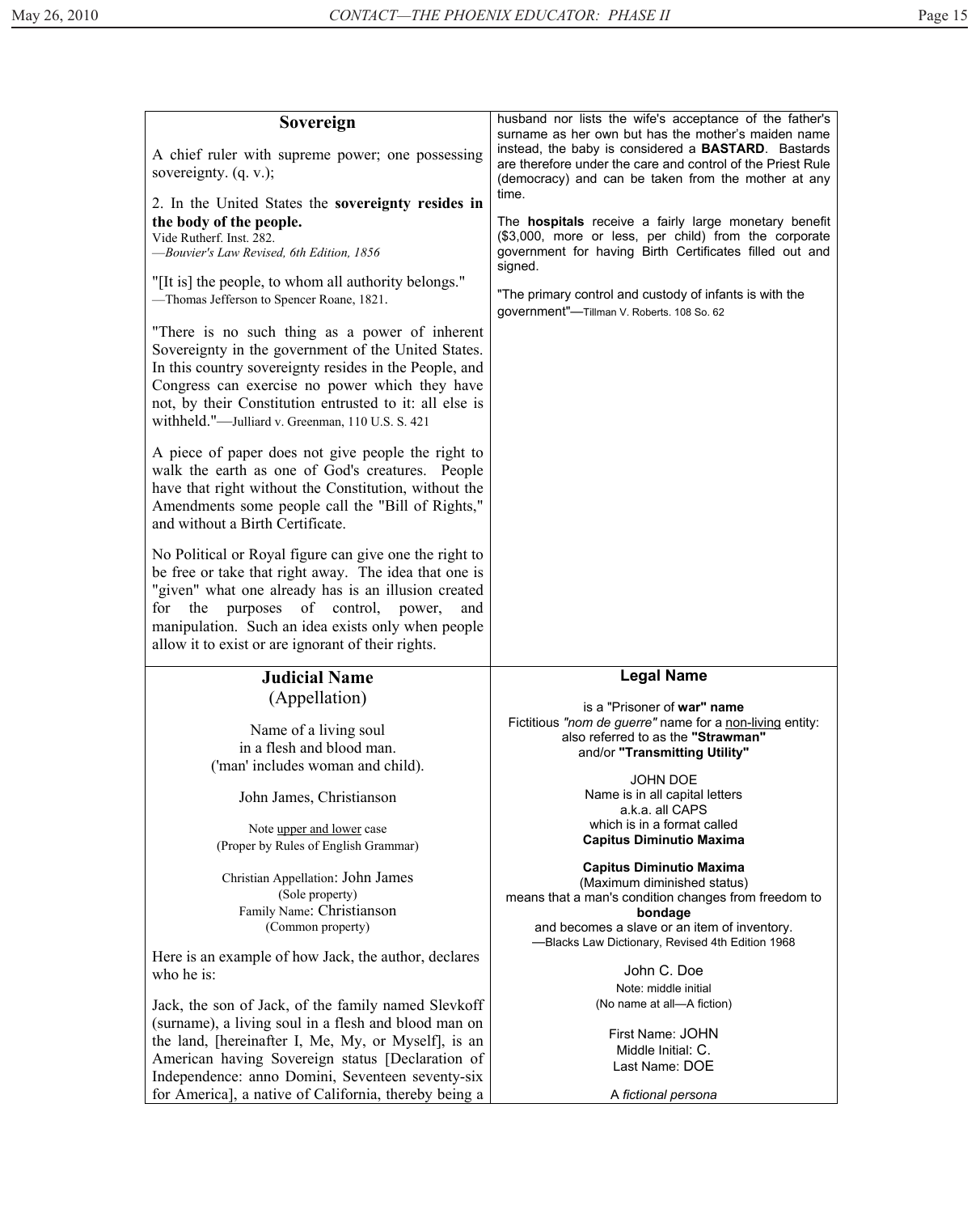## Sovereign

A chief ruler with supreme power; one possessing sovereignty. (q. v.);

2. In the United States the **sovereignty resides in the body of the people.**
Vide Rutherf. Inst. 282.
—*Bouvier's Law Revised, 6th Edition, 1856*

"[It is] the people, to whom all authority belongs."
—Thomas Jefferson to Spencer Roane, 1821.

"There is no such thing as a power of inherent Sovereignty in the government of the United States. In this country sovereignty resides in the People, and Congress can exercise no power which they have not, by their Constitution entrusted to it: all else is withheld."—Julliard v. Greenman, 110 U.S. S. 421

A piece of paper does not give people the right to walk the earth as one of God's creatures. People have that right without the Constitution, without the Amendments some people call the "Bill of Rights," and without a Birth Certificate.

No Political or Royal figure can give one the right to be free or take that right away. The idea that one is "given" what one already has is an illusion created for the purposes of control, power, and manipulation. Such an idea exists only when people allow it to exist or are ignorant of their rights.

husband nor lists the wife's acceptance of the father's surname as her own but has the mother's maiden name instead, the baby is considered a **BASTARD**. Bastards are therefore under the care and control of the Priest Rule (democracy) and can be taken from the mother at any time.

The **hospitals** receive a fairly large monetary benefit ($3,000, more or less, per child) from the corporate government for having Birth Certificates filled out and signed.

"The primary control and custody of infants is with the government"—Tillman V. Roberts. 108 So. 62

## Judicial Name
(Appellation)

Name of a living soul
in a flesh and blood man.
('man' includes woman and child).

John James, Christianson

Note upper and lower case
(Proper by Rules of English Grammar)

Christian Appellation: John James
(Sole property)
Family Name: Christianson
(Common property)

Here is an example of how Jack, the author, declares who he is:

Jack, the son of Jack, of the family named Slevkoff (surname), a living soul in a flesh and blood man on the land, [hereinafter I, Me, My, or Myself], is an American having Sovereign status [Declaration of Independence: anno Domini, Seventeen seventy-six for America], a native of California, thereby being a

## Legal Name

is a "Prisoner of **war" name**
Fictitious *"nom de guerre"* name for a non-living entity:
also referred to as the **"Strawman"**
and/or **"Transmitting Utility"**

JOHN DOE
Name is in all capital letters
a.k.a. all CAPS
which is in a format called
**Capitus Diminutio Maxima**

**Capitus Diminutio Maxima**
(Maximum diminished status)
means that a man's condition changes from freedom to **bondage**
and becomes a slave or an item of inventory.
—Blacks Law Dictionary, Revised 4th Edition 1968

John C. Doe
Note: middle initial
(No name at all—A fiction)

First Name: JOHN
Middle Initial: C.
Last Name: DOE

A *fictional persona*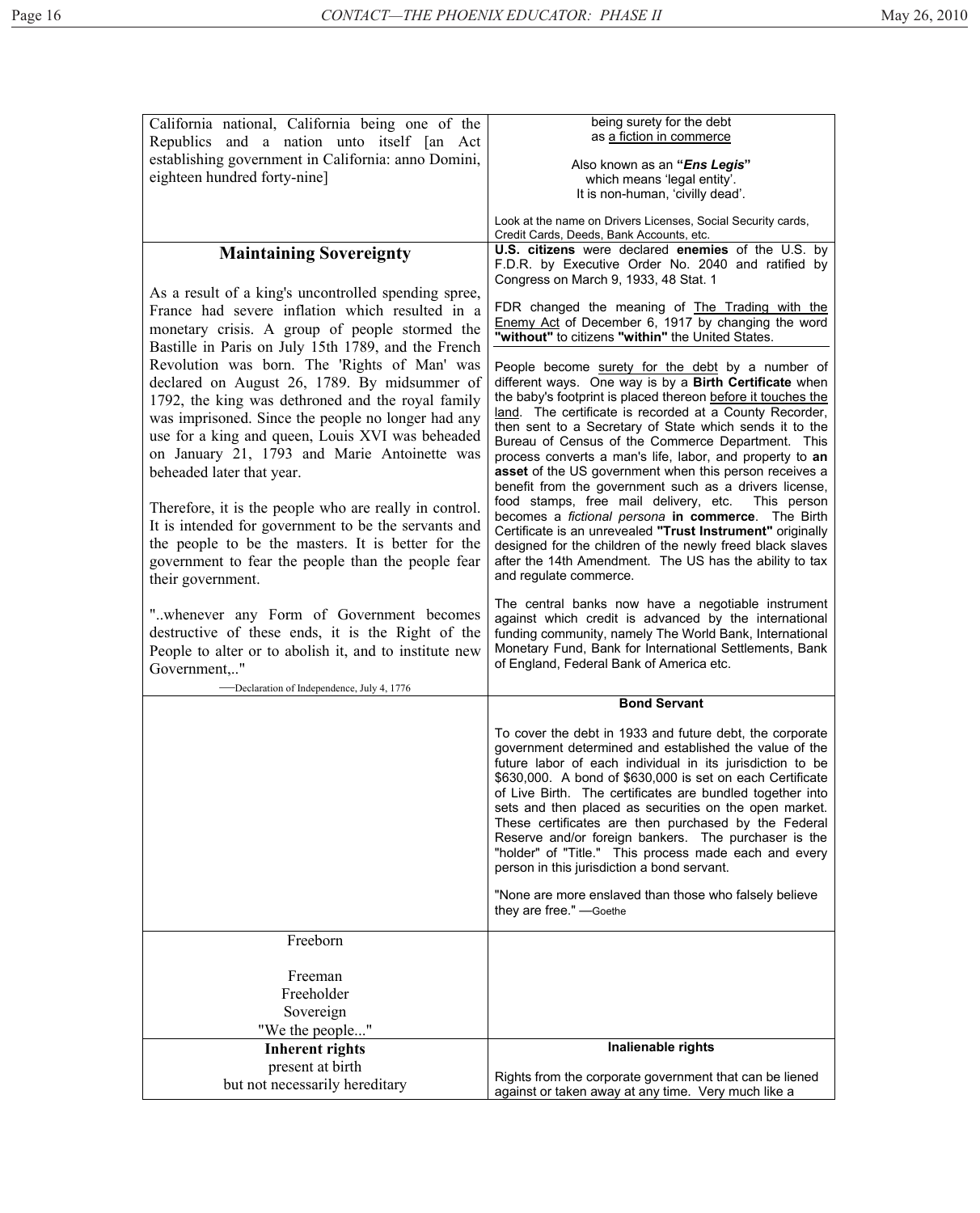| | |
|---|---|
| California national, California being one of the Republics and a nation unto itself [an Act establishing government in California: anno Domini, eighteen hundred forty-nine] | being surety for the debt as <u>a fiction in commerce</u><br><br>Also known as an **"*Ens Legis*"** which means 'legal entity'. It is non-human, 'civilly dead'.<br><br>Look at the name on Drivers Licenses, Social Security cards, Credit Cards, Deeds, Bank Accounts, etc. |
| **Maintaining Sovereignty**<br><br>As a result of a king's uncontrolled spending spree, France had severe inflation which resulted in a monetary crisis. A group of people stormed the Bastille in Paris on July 15th 1789, and the French Revolution was born. The 'Rights of Man' was declared on August 26, 1789. By midsummer of 1792, the king was dethroned and the royal family was imprisoned. Since the people no longer had any use for a king and queen, Louis XVI was beheaded on January 21, 1793 and Marie Antoinette was beheaded later that year.<br><br>Therefore, it is the people who are really in control. It is intended for government to be the servants and the people to be the masters. It is better for the government to fear the people than the people fear their government.<br><br>"..whenever any Form of Government becomes destructive of these ends, it is the Right of the People to alter or to abolish it, and to institute new Government,.."<br>—Declaration of Independence, July 4, 1776 | **U.S. citizens** were declared **enemies** of the U.S. by F.D.R. by Executive Order No. 2040 and ratified by Congress on March 9, 1933, 48 Stat. 1<br><br>FDR changed the meaning of <u>The Trading with the Enemy Act</u> of December 6, 1917 by changing the word **"without"** to citizens **"within"** the United States.<br><br>People become <u>surety for the debt</u> by a number of different ways. One way is by a **Birth Certificate** when the baby's footprint is placed thereon <u>before it touches the land</u>. The certificate is recorded at a County Recorder, then sent to a Secretary of State which sends it to the Bureau of Census of the Commerce Department. This process converts a man's life, labor, and property to **an asset** of the US government when this person receives a benefit from the government such as a drivers license, food stamps, free mail delivery, etc. This person becomes a *fictional persona* **in commerce**. The Birth Certificate is an unrevealed **"Trust Instrument"** originally designed for the children of the newly freed black slaves after the 14th Amendment. The US has the ability to tax and regulate commerce.<br><br>The central banks now have a negotiable instrument against which credit is advanced by the international funding community, namely The World Bank, International Monetary Fund, Bank for International Settlements, Bank of England, Federal Bank of America etc. |
| | **Bond Servant**<br><br>To cover the debt in 1933 and future debt, the corporate government determined and established the value of the future labor of each individual in its jurisdiction to be $630,000. A bond of $630,000 is set on each Certificate of Live Birth. The certificates are bundled together into sets and then placed as securities on the open market. These certificates are then purchased by the Federal Reserve and/or foreign bankers. The purchaser is the "holder" of "Title." This process made each and every person in this jurisdiction a bond servant.<br><br>"None are more enslaved than those who falsely believe they are free." —Goethe |
| Freeborn<br><br>Freeman<br>Freeholder<br>Sovereign<br>"We the people..." | |
| **Inherent rights**<br>present at birth<br>but not necessarily hereditary | **Inalienable rights**<br><br>Rights from the corporate government that can be liened against or taken away at any time. Very much like a |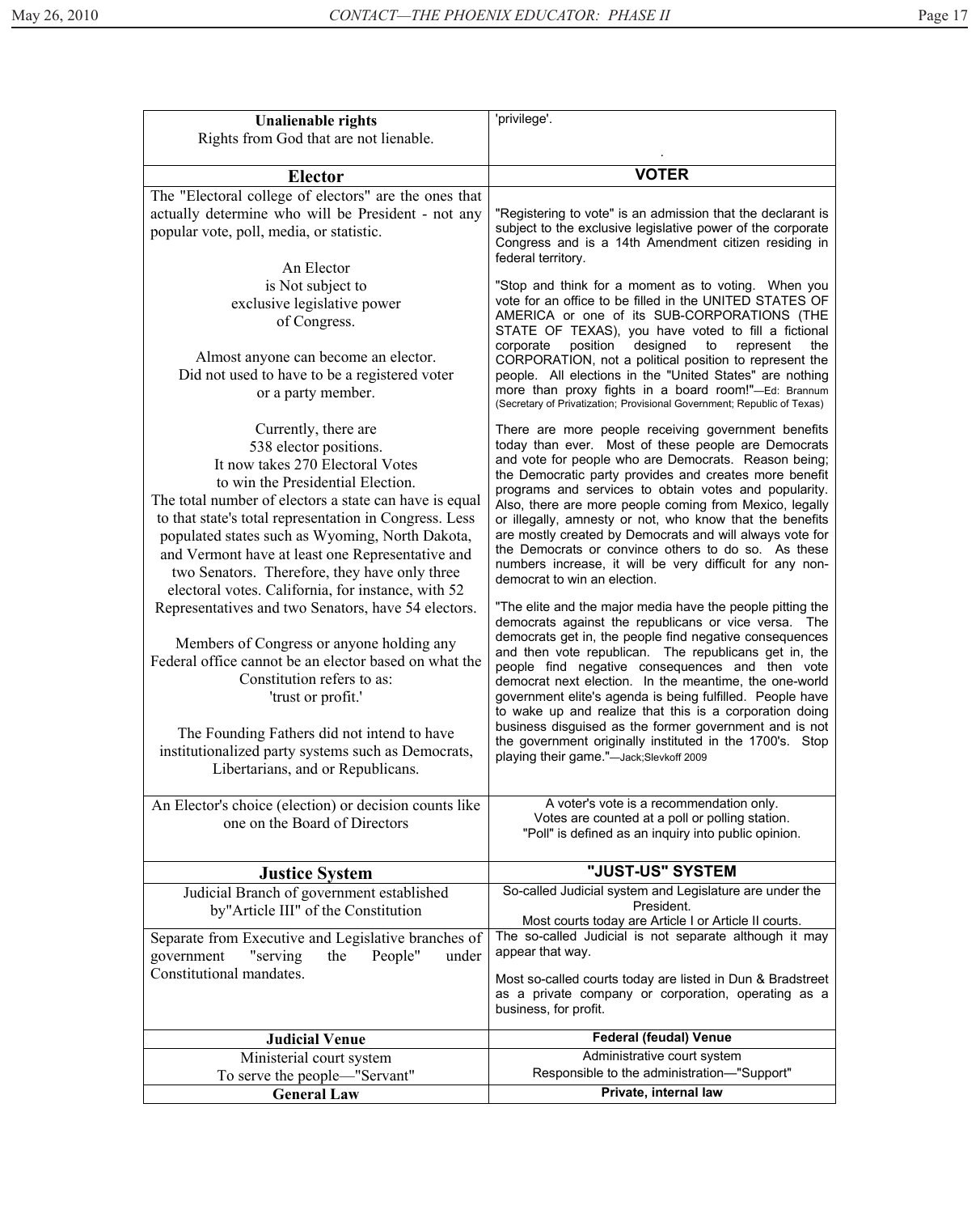| **Unalienable rights**<br>Rights from God that are not lienable. | 'privilege'.<br><br>. |
|---|---|
| **Elector** | **VOTER** |
| The "Electoral college of electors" are the ones that actually determine who will be President - not any popular vote, poll, media, or statistic.<br><br>An Elector<br>is Not subject to<br>exclusive legislative power<br>of Congress.<br><br>Almost anyone can become an elector.<br>Did not used to have to be a registered voter<br>or a party member.<br><br>Currently, there are<br>538 elector positions.<br>It now takes 270 Electoral Votes<br>to win the Presidential Election.<br>The total number of electors a state can have is equal to that state's total representation in Congress. Less populated states such as Wyoming, North Dakota, and Vermont have at least one Representative and two Senators. Therefore, they have only three electoral votes. California, for instance, with 52 Representatives and two Senators, have 54 electors.<br><br>Members of Congress or anyone holding any Federal office cannot be an elector based on what the Constitution refers to as:<br>'trust or profit.'<br><br>The Founding Fathers did not intend to have institutionalized party systems such as Democrats, Libertarians, and or Republicans. | "Registering to vote" is an admission that the declarant is subject to the exclusive legislative power of the corporate Congress and is a 14th Amendment citizen residing in federal territory.<br><br>"Stop and think for a moment as to voting. When you vote for an office to be filled in the UNITED STATES OF AMERICA or one of its SUB-CORPORATIONS (THE STATE OF TEXAS), you have voted to fill a fictional corporate position designed to represent the CORPORATION, not a political position to represent the people. All elections in the "United States" are nothing more than proxy fights in a board room!"—Ed: Brannum (Secretary of Privatization; Provisional Government; Republic of Texas)<br><br>There are more people receiving government benefits today than ever. Most of these people are Democrats and vote for people who are Democrats. Reason being; the Democratic party provides and creates more benefit programs and services to obtain votes and popularity. Also, there are more people coming from Mexico, legally or illegally, amnesty or not, who know that the benefits are mostly created by Democrats and will always vote for the Democrats or convince others to do so. As these numbers increase, it will be very difficult for any non-democrat to win an election.<br><br>"The elite and the major media have the people pitting the democrats against the republicans or vice versa. The democrats get in, the people find negative consequences and then vote republican. The republicans get in, the people find negative consequences and then vote democrat next election. In the meantime, the one-world government elite's agenda is being fulfilled. People have to wake up and realize that this is a corporation doing business disguised as the former government and is not the government originally instituted in the 1700's. Stop playing their game."—Jack;Slevkoff 2009 |
| An Elector's choice (election) or decision counts like one on the Board of Directors | A voter's vote is a recommendation only.<br>Votes are counted at a poll or polling station.<br>"Poll" is defined as an inquiry into public opinion. |
| **Justice System** | **"JUST-US" SYSTEM** |
| Judicial Branch of government established by"Article III" of the Constitution | So-called Judicial system and Legislature are under the President.<br>Most courts today are Article I or Article II courts. |
| Separate from Executive and Legislative branches of government "serving the People" under Constitutional mandates. | The so-called Judicial is not separate although it may appear that way.<br><br>Most so-called courts today are listed in Dun & Bradstreet as a private company or corporation, operating as a business, for profit. |
| **Judicial Venue** | **Federal (feudal) Venue** |
| Ministerial court system<br>To serve the people—"Servant" | Administrative court system<br>Responsible to the administration—"Support" |
| **General Law** | **Private, internal law** |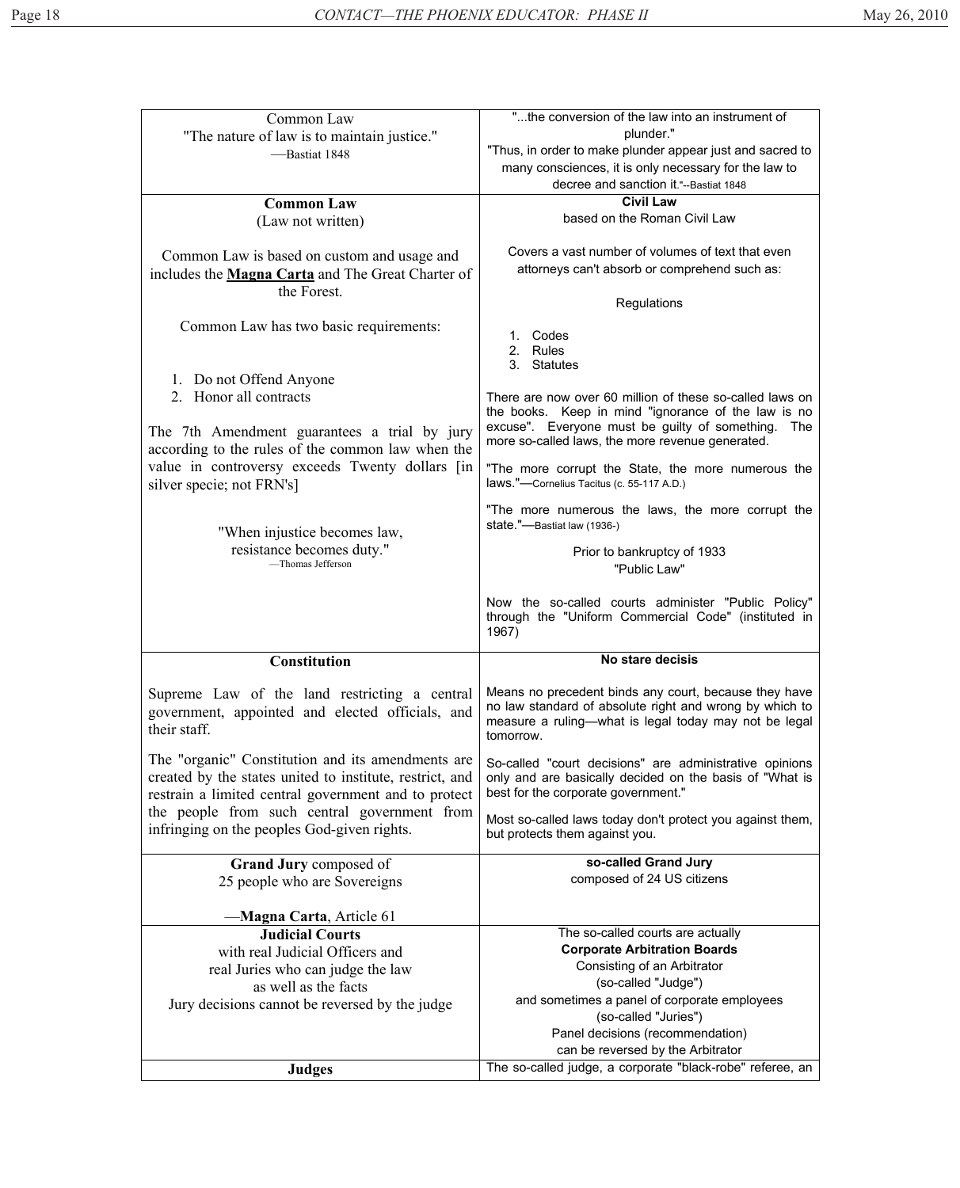| Common Law<br>"The nature of law is to maintain justice."<br>—Bastiat 1848 | "...the conversion of the law into an instrument of plunder."<br>"Thus, in order to make plunder appear just and sacred to many consciences, it is only necessary for the law to decree and sanction it."--Bastiat 1848 |
|---|---|
| **Common Law**<br>(Law not written)<br><br>Common Law is based on custom and usage and includes the **Magna Carta** and The Great Charter of the Forest.<br><br>Common Law has two basic requirements:<br><br>1. Do not Offend Anyone<br>2. Honor all contracts<br><br>The 7th Amendment guarantees a trial by jury according to the rules of the common law when the value in controversy exceeds Twenty dollars [in silver specie; not FRN's]<br><br>"When injustice becomes law,<br>resistance becomes duty."<br>—Thomas Jefferson | **Civil Law**<br>based on the Roman Civil Law<br><br>Covers a vast number of volumes of text that even attorneys can't absorb or comprehend such as:<br><br>Regulations<br><br>1. Codes<br>2. Rules<br>3. Statutes<br><br>There are now over 60 million of these so-called laws on the books. Keep in mind "ignorance of the law is no excuse". Everyone must be guilty of something. The more so-called laws, the more revenue generated.<br><br>"The more corrupt the State, the more numerous the laws."—Cornelius Tacitus (c. 55-117 A.D.)<br><br>"The more numerous the laws, the more corrupt the state."—Bastiat law (1936-)<br><br>Prior to bankruptcy of 1933<br>"Public Law"<br><br>Now the so-called courts administer "Public Policy" through the "Uniform Commercial Code" (instituted in 1967) |
| **Constitution**<br><br>Supreme Law of the land restricting a central government, appointed and elected officials, and their staff.<br><br>The "organic" Constitution and its amendments are created by the states united to institute, restrict, and restrain a limited central government and to protect the people from such central government from infringing on the peoples God-given rights. | **No stare decisis**<br><br>Means no precedent binds any court, because they have no law standard of absolute right and wrong by which to measure a ruling—what is legal today may not be legal tomorrow.<br><br>So-called "court decisions" are administrative opinions only and are basically decided on the basis of "What is best for the corporate government."<br><br>Most so-called laws today don't protect you against them, but protects them against you. |
| **Grand Jury** composed of<br>25 people who are Sovereigns<br><br>—**Magna Carta**, Article 61 | **so-called Grand Jury**<br>composed of 24 US citizens |
| **Judicial Courts**<br>with real Judicial Officers and<br>real Juries who can judge the law<br>as well as the facts<br>Jury decisions cannot be reversed by the judge | The so-called courts are actually<br>**Corporate Arbitration Boards**<br>Consisting of an Arbitrator<br>(so-called "Judge")<br>and sometimes a panel of corporate employees<br>(so-called "Juries")<br>Panel decisions (recommendation)<br>can be reversed by the Arbitrator |
| **Judges** | The so-called judge, a corporate "black-robe" referee, an |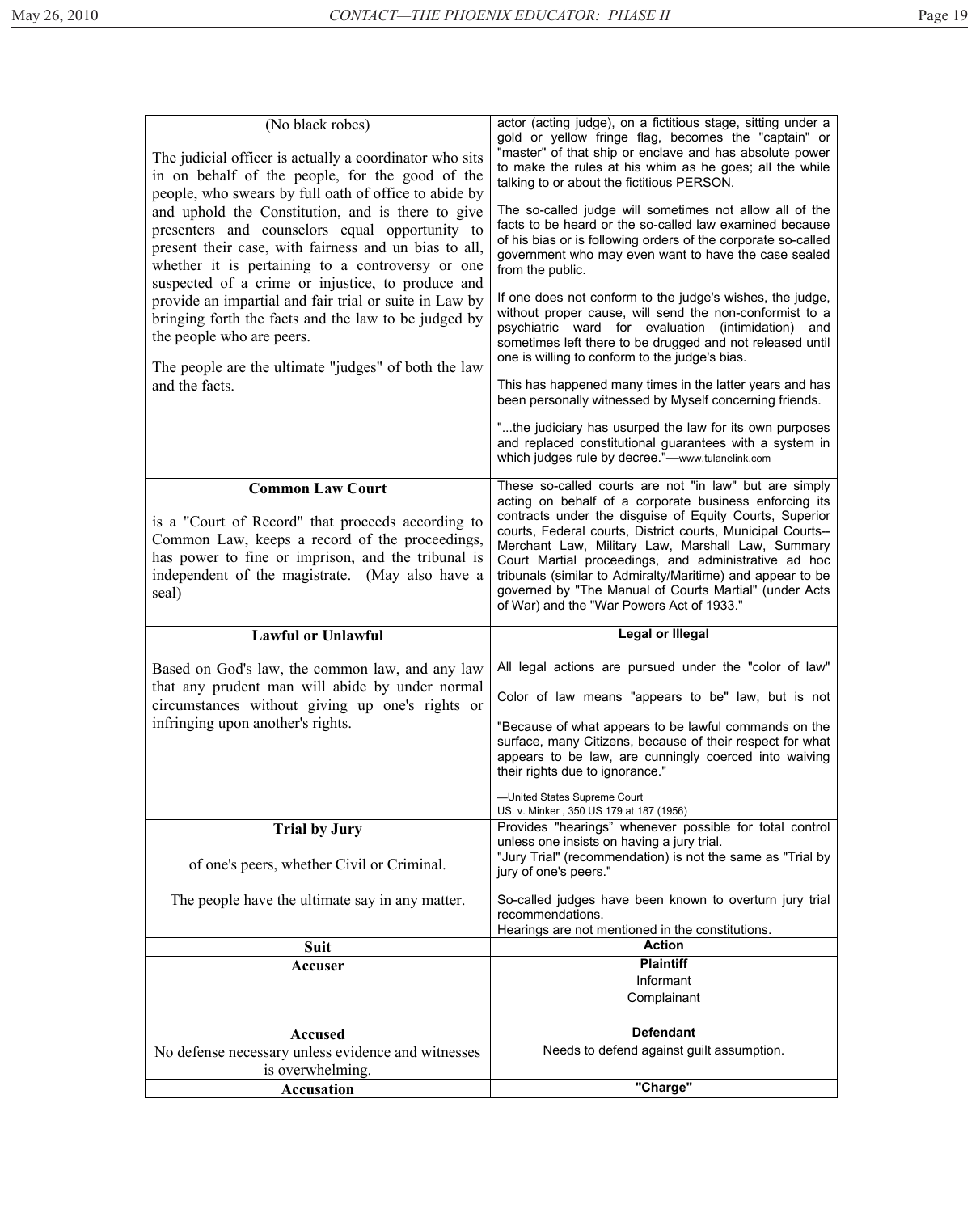| | |
|---|---|
| (No black robes)<br><br>The judicial officer is actually a coordinator who sits in on behalf of the people, for the good of the people, who swears by full oath of office to abide by and uphold the Constitution, and is there to give presenters and counselors equal opportunity to present their case, with fairness and un bias to all, whether it is pertaining to a controversy or one suspected of a crime or injustice, to produce and provide an impartial and fair trial or suite in Law by bringing forth the facts and the law to be judged by the people who are peers.<br><br>The people are the ultimate "judges" of both the law and the facts. | actor (acting judge), on a fictitious stage, sitting under a gold or yellow fringe flag, becomes the "captain" or "master" of that ship or enclave and has absolute power to make the rules at his whim as he goes; all the while talking to or about the fictitious PERSON.<br><br>The so-called judge will sometimes not allow all of the facts to be heard or the so-called law examined because of his bias or is following orders of the corporate so-called government who may even want to have the case sealed from the public.<br><br>If one does not conform to the judge's wishes, the judge, without proper cause, will send the non-conformist to a psychiatric ward for evaluation (intimidation) and sometimes left there to be drugged and not released until one is willing to conform to the judge's bias.<br><br>This has happened many times in the latter years and has been personally witnessed by Myself concerning friends.<br><br>"...the judiciary has usurped the law for its own purposes and replaced constitutional guarantees with a system in which judges rule by decree."—www.tulanelink.com |
| **Common Law Court**<br><br>is a "Court of Record" that proceeds according to Common Law, keeps a record of the proceedings, has power to fine or imprison, and the tribunal is independent of the magistrate. (May also have a seal) | These so-called courts are not "in law" but are simply acting on behalf of a corporate business enforcing its contracts under the disguise of Equity Courts, Superior courts, Federal courts, District courts, Municipal Courts--Merchant Law, Military Law, Marshall Law, Summary Court Martial proceedings, and administrative ad hoc tribunals (similar to Admiralty/Maritime) and appear to be governed by "The Manual of Courts Martial" (under Acts of War) and the "War Powers Act of 1933." |
| **Lawful or Unlawful**<br><br>Based on God's law, the common law, and any law that any prudent man will abide by under normal circumstances without giving up one's rights or infringing upon another's rights. | **Legal or Illegal**<br><br>All legal actions are pursued under the "color of law"<br><br>Color of law means "appears to be" law, but is not<br><br>"Because of what appears to be lawful commands on the surface, many Citizens, because of their respect for what appears to be law, are cunningly coerced into waiving their rights due to ignorance."<br><br>—United States Supreme Court<br>US. v. Minker , 350 US 179 at 187 (1956) |
| **Trial by Jury**<br><br>of one's peers, whether Civil or Criminal.<br><br>The people have the ultimate say in any matter. | Provides "hearings" whenever possible for total control unless one insists on having a jury trial.<br>"Jury Trial" (recommendation) is not the same as "Trial by jury of one's peers."<br><br>So-called judges have been known to overturn jury trial recommendations.<br>Hearings are not mentioned in the constitutions. |
| **Suit** | **Action** |
| **Accuser** | **Plaintiff**<br>Informant<br>Complainant |
| **Accused**<br>No defense necessary unless evidence and witnesses is overwhelming. | **Defendant**<br>Needs to defend against guilt assumption. |
| **Accusation** | **"Charge"** |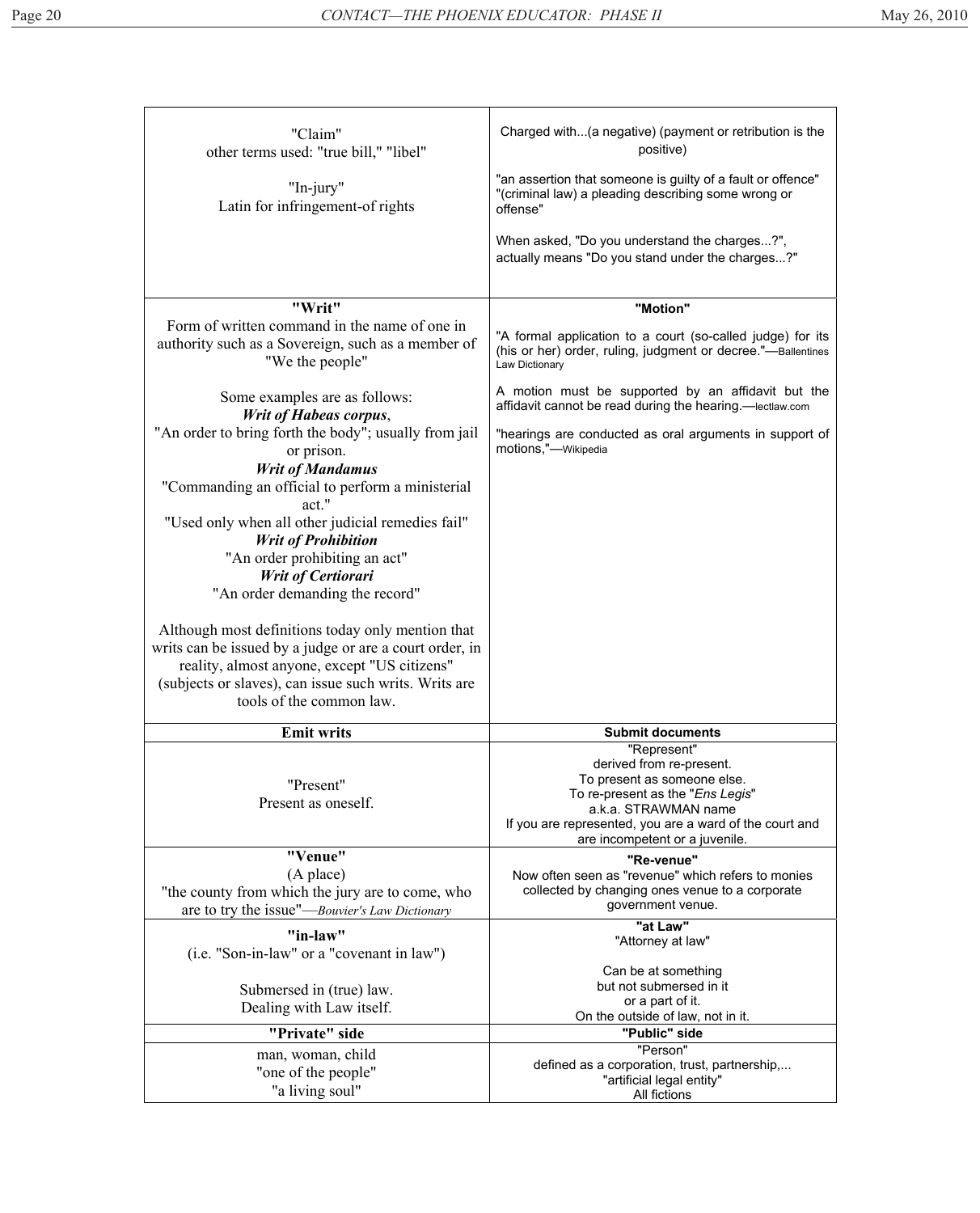| | |
|---|---|
| "Claim"<br>other terms used: "true bill," "libel"<br><br>"In-jury"<br>Latin for infringement-of rights | Charged with...(a negative) (payment or retribution is the positive)<br><br>"an assertion that someone is guilty of a fault or offence" "(criminal law) a pleading describing some wrong or offense"<br><br>When asked, "Do you understand the charges...?", actually means "Do you stand under the charges...?" |
| **"Writ"**<br>Form of written command in the name of one in authority such as a Sovereign, such as a member of "We the people"<br><br>Some examples are as follows:<br>***Writ of Habeas corpus***,<br>"An order to bring forth the body"; usually from jail or prison.<br>***Writ of Mandamus***<br>"Commanding an official to perform a ministerial act."<br>"Used only when all other judicial remedies fail"<br>***Writ of Prohibition***<br>"An order prohibiting an act"<br>***Writ of Certiorari***<br>"An order demanding the record"<br><br>Although most definitions today only mention that writs can be issued by a judge or are a court order, in reality, almost anyone, except "US citizens" (subjects or slaves), can issue such writs. Writs are tools of the common law. | **"Motion"**<br><br>"A formal application to a court (so-called judge) for its (his or her) order, ruling, judgment or decree."—Ballentines Law Dictionary<br><br>A motion must be supported by an affidavit but the affidavit cannot be read during the hearing.—lectlaw.com<br><br>"hearings are conducted as oral arguments in support of motions,"—Wikipedia |
| **Emit writs** | **Submit documents** |
| "Present"<br>Present as oneself. | "Represent"<br>derived from re-present.<br>To present as someone else.<br>To re-present as the "*Ens Legis*"<br>a.k.a. STRAWMAN name<br>If you are represented, you are a ward of the court and are incompetent or a juvenile. |
| **"Venue"**<br>(A place)<br>"the county from which the jury are to come, who are to try the issue"—*Bouvier's Law Dictionary* | **"Re-venue"**<br>Now often seen as "revenue" which refers to monies collected by changing ones venue to a corporate government venue. |
| **"in-law"**<br>(i.e. "Son-in-law" or a "covenant in law")<br><br>Submersed in (true) law.<br>Dealing with Law itself. | **"at Law"**<br>"Attorney at law"<br><br>Can be at something<br>but not submersed in it<br>or a part of it.<br>On the outside of law, not in it. |
| **"Private" side** | **"Public" side** |
| man, woman, child<br>"one of the people"<br>"a living soul" | "Person"<br>defined as a corporation, trust, partnership,...<br>"artificial legal entity"<br>All fictions |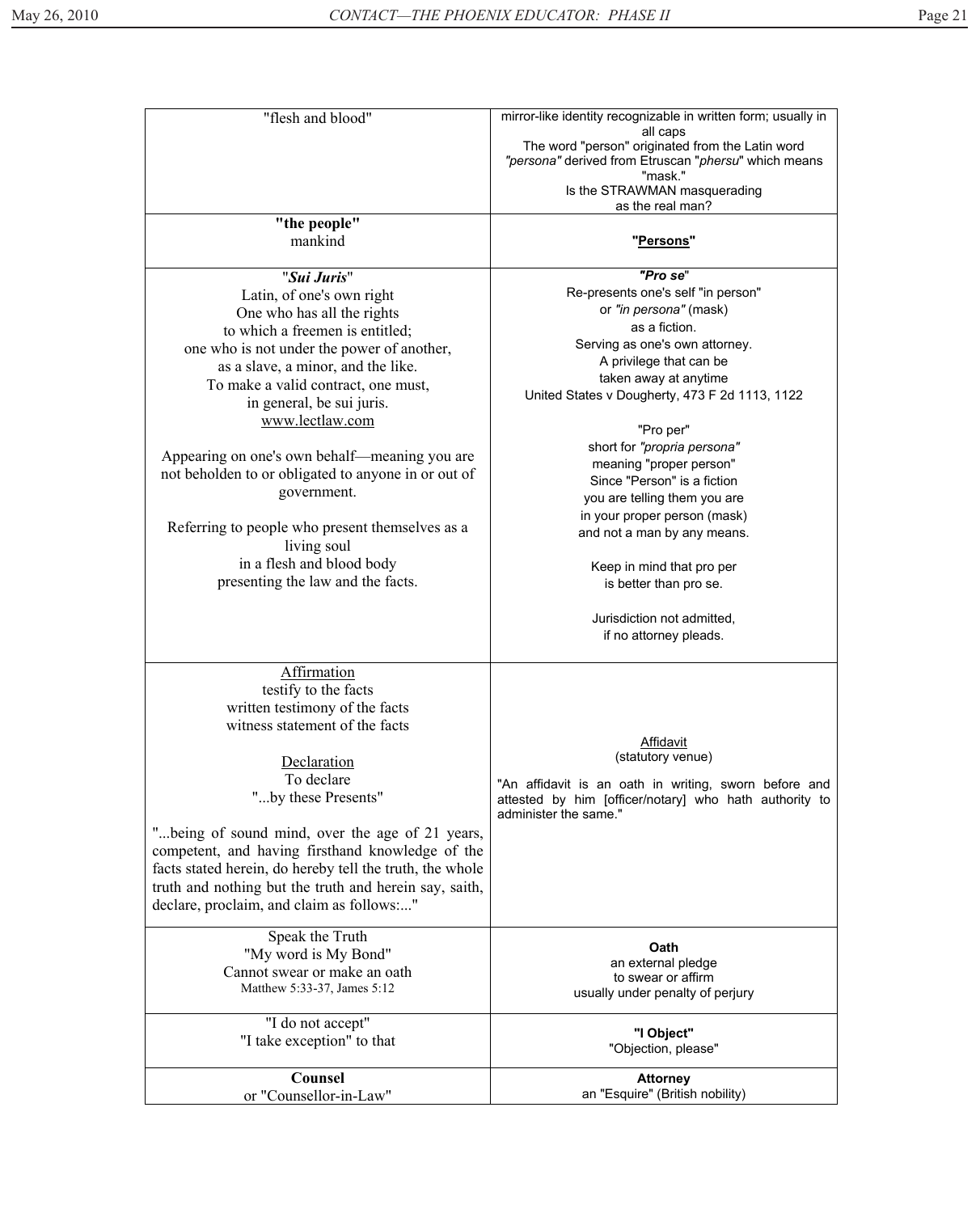| | |
|---|---|
| "flesh and blood" | mirror-like identity recognizable in written form; usually in all caps<br>The word "person" originated from the Latin word *"persona"* derived from Etruscan "*phersu*" which means "mask."<br>Is the STRAWMAN masquerading as the real man? |
| **"the people"**<br>mankind | **"<u>Persons</u>"** |
| "***Sui Juris***"<br>Latin, of one's own right<br>One who has all the rights to which a freemen is entitled;<br>one who is not under the power of another, as a slave, a minor, and the like.<br>To make a valid contract, one must, in general, be sui juris.<br><u>www.lectlaw.com</u><br><br>Appearing on one's own behalf—meaning you are not beholden to or obligated to anyone in or out of government.<br><br>Referring to people who present themselves as a living soul<br>in a flesh and blood body<br>presenting the law and the facts. | ***"Pro se"***<br>Re-presents one's self "in person"<br>or *"in persona"* (mask)<br>as a fiction.<br>Serving as one's own attorney.<br>A privilege that can be taken away at anytime<br>United States v Dougherty, 473 F 2d 1113, 1122<br><br>"Pro per"<br>short for *"propria persona"*<br>meaning "proper person"<br>Since "Person" is a fiction<br>you are telling them you are<br>in your proper person (mask)<br>and not a man by any means.<br><br>Keep in mind that pro per<br>is better than pro se.<br><br>Jurisdiction not admitted,<br>if no attorney pleads. |
| <u>Affirmation</u><br>testify to the facts<br>written testimony of the facts<br>witness statement of the facts<br><br><u>Declaration</u><br>To declare<br>"...by these Presents"<br><br>"...being of sound mind, over the age of 21 years, competent, and having firsthand knowledge of the facts stated herein, do hereby tell the truth, the whole truth and nothing but the truth and herein say, saith, declare, proclaim, and claim as follows:..." | <u>Affidavit</u><br>(statutory venue)<br><br>"An affidavit is an oath in writing, sworn before and attested by him [officer/notary] who hath authority to administer the same." |
| Speak the Truth<br>"My word is My Bond"<br>Cannot swear or make an oath<br>Matthew 5:33-37, James 5:12 | **Oath**<br>an external pledge<br>to swear or affirm<br>usually under penalty of perjury |
| "I do not accept"<br>"I take exception" to that | **"I Object"**<br>"Objection, please" |
| **Counsel**<br>or "Counsellor-in-Law" | **Attorney**<br>an "Esquire" (British nobility) |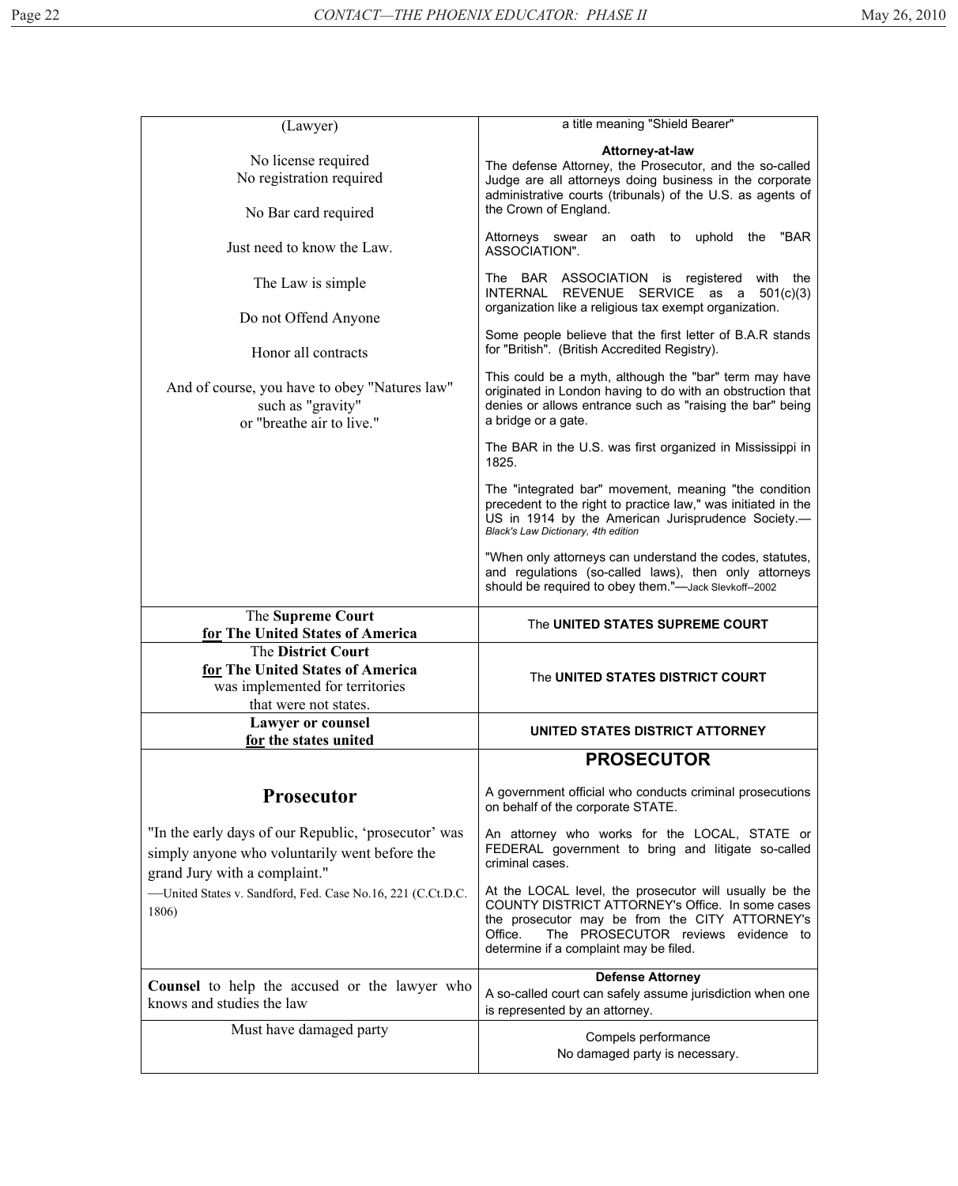| (Lawyer) | a title meaning "Shield Bearer" |
|---|---|
| No license required<br>No registration required<br><br>No Bar card required<br><br>Just need to know the Law.<br><br>The Law is simple<br><br>Do not Offend Anyone<br><br>Honor all contracts<br><br>And of course, you have to obey "Natures law" such as "gravity" or "breathe air to live." | **Attorney-at-law**<br>The defense Attorney, the Prosecutor, and the so-called Judge are all attorneys doing business in the corporate administrative courts (tribunals) of the U.S. as agents of the Crown of England.<br><br>Attorneys swear an oath to uphold the "BAR ASSOCIATION".<br><br>The BAR ASSOCIATION is registered with the INTERNAL REVENUE SERVICE as a 501(c)(3) organization like a religious tax exempt organization.<br><br>Some people believe that the first letter of B.A.R stands for "British". (British Accredited Registry).<br><br>This could be a myth, although the "bar" term may have originated in London having to do with an obstruction that denies or allows entrance such as "raising the bar" being a bridge or a gate.<br><br>The BAR in the U.S. was first organized in Mississippi in 1825.<br><br>The "integrated bar" movement, meaning "the condition precedent to the right to practice law," was initiated in the US in 1914 by the American Jurisprudence Society.—*Black's Law Dictionary, 4th edition*<br><br>"When only attorneys can understand the codes, statutes, and regulations (so-called laws), then only attorneys should be required to obey them."—Jack Slevkoff--2002 |
| The **Supreme Court** **<u>for</u> The United States of America** | The **UNITED STATES SUPREME COURT** |
| The **District Court** **<u>for</u> The United States of America** was implemented for territories that were not states. | The **UNITED STATES DISTRICT COURT** |
| **Lawyer or counsel** **<u>for</u> the states united** | **UNITED STATES DISTRICT ATTORNEY** |
| **Prosecutor**<br><br>"In the early days of our Republic, 'prosecutor' was simply anyone who voluntarily went before the grand Jury with a complaint."<br>—United States v. Sandford, Fed. Case No.16, 221 (C.Ct.D.C. 1806) | **PROSECUTOR**<br><br>A government official who conducts criminal prosecutions on behalf of the corporate STATE.<br><br>An attorney who works for the LOCAL, STATE or FEDERAL government to bring and litigate so-called criminal cases.<br><br>At the LOCAL level, the prosecutor will usually be the COUNTY DISTRICT ATTORNEY's Office. In some cases the prosecutor may be from the CITY ATTORNEY's Office. The PROSECUTOR reviews evidence to determine if a complaint may be filed. |
| **Counsel** to help the accused or the lawyer who knows and studies the law | **Defense Attorney**<br>A so-called court can safely assume jurisdiction when one is represented by an attorney. |
| Must have damaged party | Compels performance<br>No damaged party is necessary. |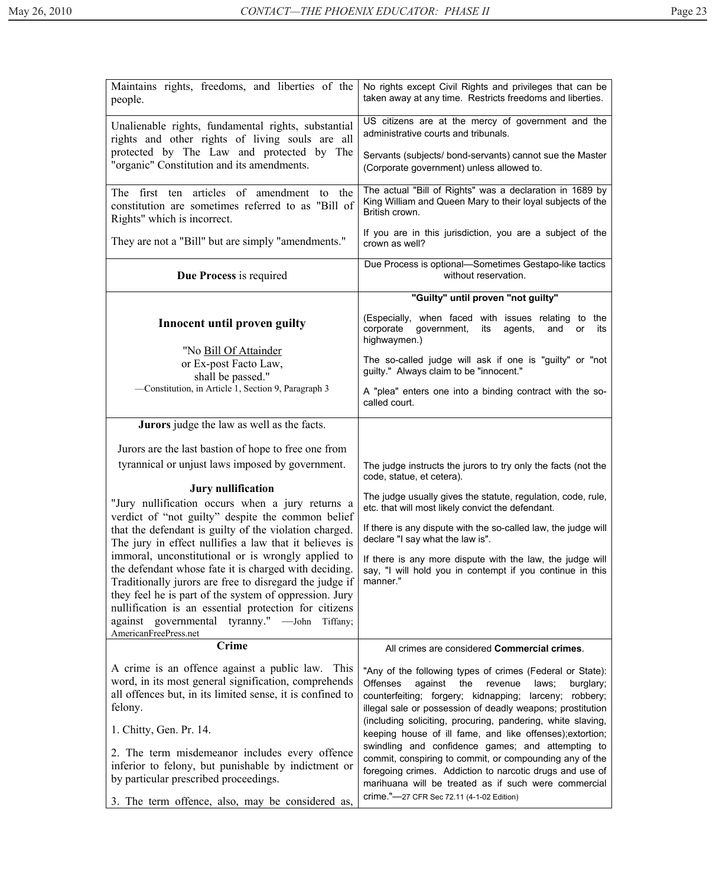| | |
|---|---|
| Maintains rights, freedoms, and liberties of the people. | No rights except Civil Rights and privileges that can be taken away at any time. Restricts freedoms and liberties. |
| Unalienable rights, fundamental rights, substantial rights and other rights of living souls are all protected by The Law and protected by The "organic" Constitution and its amendments. | US citizens are at the mercy of government and the administrative courts and tribunals.<br><br>Servants (subjects/ bond-servants) cannot sue the Master (Corporate government) unless allowed to. |
| The first ten articles of amendment to the constitution are sometimes referred to as "Bill of Rights" which is incorrect.<br><br>They are not a "Bill" but are simply "amendments." | The actual "Bill of Rights" was a declaration in 1689 by King William and Queen Mary to their loyal subjects of the British crown.<br><br>If you are in this jurisdiction, you are a subject of the crown as well? |
| **Due Process** is required | Due Process is optional—Sometimes Gestapo-like tactics without reservation. |
| **Innocent until proven guilty**<br><br>"No Bill Of Attainder or Ex-post Facto Law, shall be passed."<br>—Constitution, in Article 1, Section 9, Paragraph 3 | **"Guilty" until proven "not guilty"**<br><br>(Especially, when faced with issues relating to the corporate government, its agents, and or its highwaymen.)<br><br>The so-called judge will ask if one is "guilty" or "not guilty." Always claim to be "innocent."<br><br>A "plea" enters one into a binding contract with the so-called court. |
| **Jurors** judge the law as well as the facts.<br><br>Jurors are the last bastion of hope to free one from tyrannical or unjust laws imposed by government.<br><br>**Jury nullification**<br>"Jury nullification occurs when a jury returns a verdict of "not guilty" despite the common belief that the defendant is guilty of the violation charged. The jury in effect nullifies a law that it believes is immoral, unconstitutional or is wrongly applied to the defendant whose fate it is charged with deciding. Traditionally jurors are free to disregard the judge if they feel he is part of the system of oppression. Jury nullification is an essential protection for citizens against governmental tyranny." —John Tiffany; AmericanFreePress.net | The judge instructs the jurors to try only the facts (not the code, statue, et cetera).<br><br>The judge usually gives the statute, regulation, code, rule, etc. that will most likely convict the defendant.<br><br>If there is any dispute with the so-called law, the judge will declare "I say what the law is".<br><br>If there is any more dispute with the law, the judge will say, "I will hold you in contempt if you continue in this manner." |
| **Crime**<br><br>A crime is an offence against a public law. This word, in its most general signification, comprehends all offences but, in its limited sense, it is confined to felony.<br><br>1. Chitty, Gen. Pr. 14.<br><br>2. The term misdemeanor includes every offence inferior to felony, but punishable by indictment or by particular prescribed proceedings.<br><br>3. The term offence, also, may be considered as, | All crimes are considered **Commercial crimes**.<br><br>"Any of the following types of crimes (Federal or State): Offenses against the revenue laws; burglary; counterfeiting; forgery; kidnapping; larceny; robbery; illegal sale or possession of deadly weapons; prostitution (including soliciting, procuring, pandering, white slaving, keeping house of ill fame, and like offenses);extortion; swindling and confidence games; and attempting to commit, conspiring to commit, or compounding any of the foregoing crimes. Addiction to narcotic drugs and use of marihuana will be treated as if such were commercial crime."—27 CFR Sec 72.11 (4-1-02 Edition) |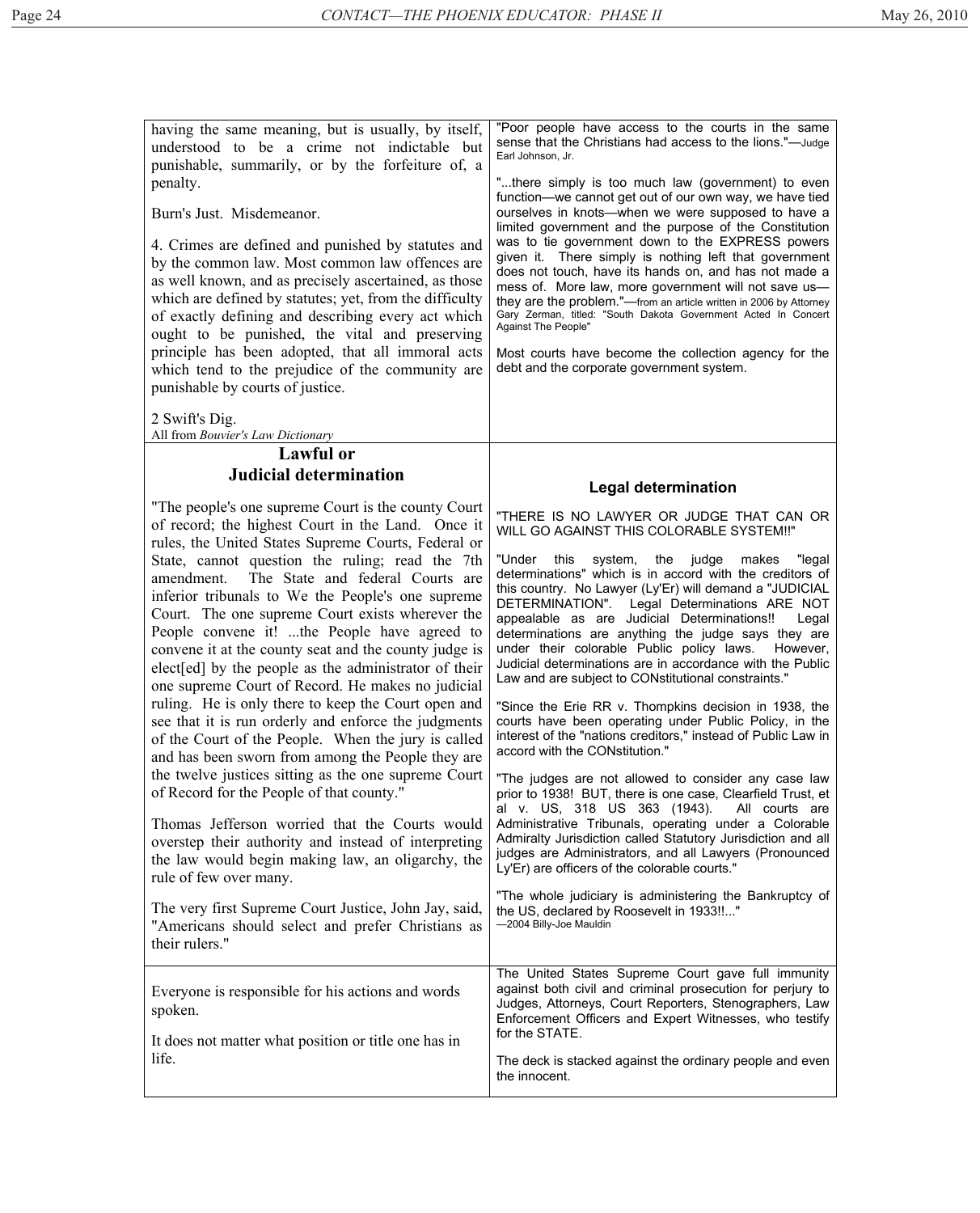having the same meaning, but is usually, by itself, understood to be a crime not indictable but punishable, summarily, or by the forfeiture of, a penalty.

Burn's Just. Misdemeanor.

4. Crimes are defined and punished by statutes and by the common law. Most common law offences are as well known, and as precisely ascertained, as those which are defined by statutes; yet, from the difficulty of exactly defining and describing every act which ought to be punished, the vital and preserving principle has been adopted, that all immoral acts which tend to the prejudice of the community are punishable by courts of justice.

2 Swift's Dig.

All from *Bouvier's Law Dictionary*

"Poor people have access to the courts in the same sense that the Christians had access to the lions."—Judge Earl Johnson, Jr.

"...there simply is too much law (government) to even function—we cannot get out of our own way, we have tied ourselves in knots—when we were supposed to have a limited government and the purpose of the Constitution was to tie government down to the EXPRESS powers given it. There simply is nothing left that government does not touch, have its hands on, and has not made a mess of. More law, more government will not save us—they are the problem."—from an article written in 2006 by Attorney Gary Zerman, titled: "South Dakota Government Acted In Concert Against The People"

Most courts have become the collection agency for the debt and the corporate government system.

## Lawful or Judicial determination

"The people's one supreme Court is the county Court of record; the highest Court in the Land. Once it rules, the United States Supreme Courts, Federal or State, cannot question the ruling; read the 7th amendment. The State and federal Courts are inferior tribunals to We the People's one supreme Court. The one supreme Court exists wherever the People convene it! ...the People have agreed to convene it at the county seat and the county judge is elect[ed] by the people as the administrator of their one supreme Court of Record. He makes no judicial ruling. He is only there to keep the Court open and see that it is run orderly and enforce the judgments of the Court of the People. When the jury is called and has been sworn from among the People they are the twelve justices sitting as the one supreme Court of Record for the People of that county."

Thomas Jefferson worried that the Courts would overstep their authority and instead of interpreting the law would begin making law, an oligarchy, the rule of few over many.

The very first Supreme Court Justice, John Jay, said, "Americans should select and prefer Christians as their rulers."

## Legal determination

"THERE IS NO LAWYER OR JUDGE THAT CAN OR WILL GO AGAINST THIS COLORABLE SYSTEM!!"

"Under this system, the judge makes "legal determinations" which is in accord with the creditors of this country. No Lawyer (Ly'Er) will demand a "JUDICIAL DETERMINATION". Legal Determinations ARE NOT appealable as are Judicial Determinations!! Legal determinations are anything the judge says they are under their colorable Public policy laws. However, Judicial determinations are in accordance with the Public Law and are subject to CONstitutional constraints."

"Since the Erie RR v. Thompkins decision in 1938, the courts have been operating under Public Policy, in the interest of the "nations creditors," instead of Public Law in accord with the CONstitution."

"The judges are not allowed to consider any case law prior to 1938! BUT, there is one case, Clearfield Trust, et al v. US, 318 US 363 (1943). All courts are Administrative Tribunals, operating under a Colorable Admiralty Jurisdiction called Statutory Jurisdiction and all judges are Administrators, and all Lawyers (Pronounced Ly'Er) are officers of the colorable courts."

"The whole judiciary is administering the Bankruptcy of the US, declared by Roosevelt in 1933!!..."
—2004 Billy-Joe Mauldin

Everyone is responsible for his actions and words spoken.

It does not matter what position or title one has in life.

The United States Supreme Court gave full immunity against both civil and criminal prosecution for perjury to Judges, Attorneys, Court Reporters, Stenographers, Law Enforcement Officers and Expert Witnesses, who testify for the STATE.

The deck is stacked against the ordinary people and even the innocent.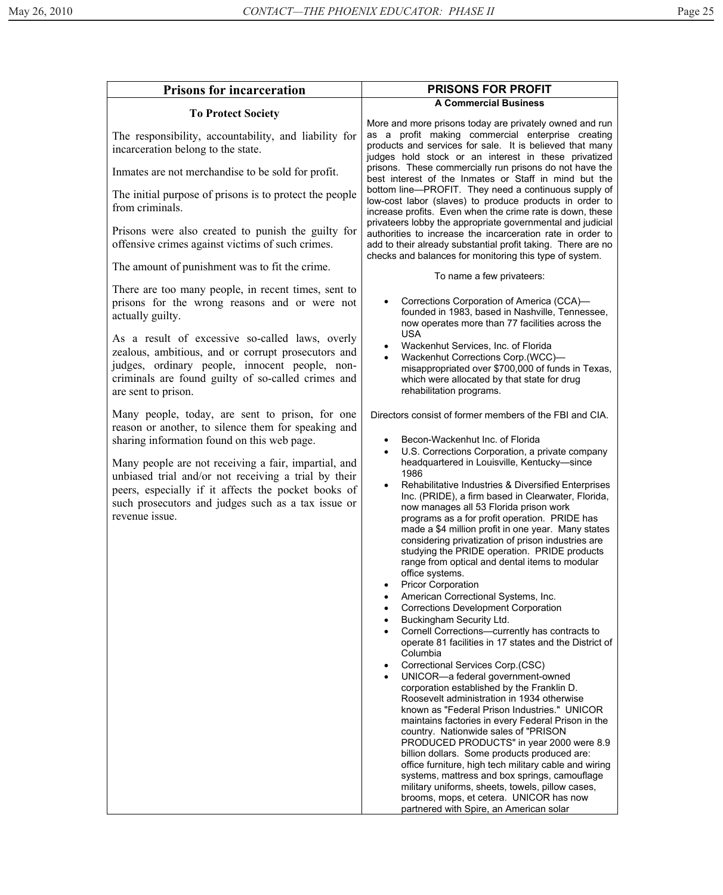| Prisons for incarceration | PRISONS FOR PROFIT |
|---|---|
| **To Protect Society** | **A Commercial Business** |

**Prisons for incarceration**

**To Protect Society**

The responsibility, accountability, and liability for incarceration belong to the state.

Inmates are not merchandise to be sold for profit.

The initial purpose of prisons is to protect the people from criminals.

Prisons were also created to punish the guilty for offensive crimes against victims of such crimes.

The amount of punishment was to fit the crime.

There are too many people, in recent times, sent to prisons for the wrong reasons and or were not actually guilty.

As a result of excessive so-called laws, overly zealous, ambitious, and or corrupt prosecutors and judges, ordinary people, innocent people, non-criminals are found guilty of so-called crimes and are sent to prison.

Many people, today, are sent to prison, for one reason or another, to silence them for speaking and sharing information found on this web page.

Many people are not receiving a fair, impartial, and unbiased trial and/or not receiving a trial by their peers, especially if it affects the pocket books of such prosecutors and judges such as a tax issue or revenue issue.

**PRISONS FOR PROFIT**

**A Commercial Business**

More and more prisons today are privately owned and run as a profit making commercial enterprise creating products and services for sale. It is believed that many judges hold stock or an interest in these privatized prisons. These commercially run prisons do not have the best interest of the Inmates or Staff in mind but the bottom line—PROFIT. They need a continuous supply of low-cost labor (slaves) to produce products in order to increase profits. Even when the crime rate is down, these privateers lobby the appropriate governmental and judicial authorities to increase the incarceration rate in order to add to their already substantial profit taking. There are no checks and balances for monitoring this type of system.

To name a few privateers:

- Corrections Corporation of America (CCA)—founded in 1983, based in Nashville, Tennessee, now operates more than 77 facilities across the USA
- Wackenhut Services, Inc. of Florida
- Wackenhut Corrections Corp.(WCC)—misappropriated over $700,000 of funds in Texas, which were allocated by that state for drug rehabilitation programs.

Directors consist of former members of the FBI and CIA.

- Becon-Wackenhut Inc. of Florida
- U.S. Corrections Corporation, a private company headquartered in Louisville, Kentucky—since 1986
- Rehabilitative Industries & Diversified Enterprises Inc. (PRIDE), a firm based in Clearwater, Florida, now manages all 53 Florida prison work programs as a for profit operation. PRIDE has made a $4 million profit in one year. Many states considering privatization of prison industries are studying the PRIDE operation. PRIDE products range from optical and dental items to modular office systems.
- Pricor Corporation
- American Correctional Systems, Inc.
- Corrections Development Corporation
- Buckingham Security Ltd.
- Cornell Corrections—currently has contracts to operate 81 facilities in 17 states and the District of Columbia
- Correctional Services Corp.(CSC)
- UNICOR—a federal government-owned corporation established by the Franklin D. Roosevelt administration in 1934 otherwise known as "Federal Prison Industries." UNICOR maintains factories in every Federal Prison in the country. Nationwide sales of "PRISON PRODUCED PRODUCTS" in year 2000 were 8.9 billion dollars. Some products produced are: office furniture, high tech military cable and wiring systems, mattress and box springs, camouflage military uniforms, sheets, towels, pillow cases, brooms, mops, et cetera. UNICOR has now partnered with Spire, an American solar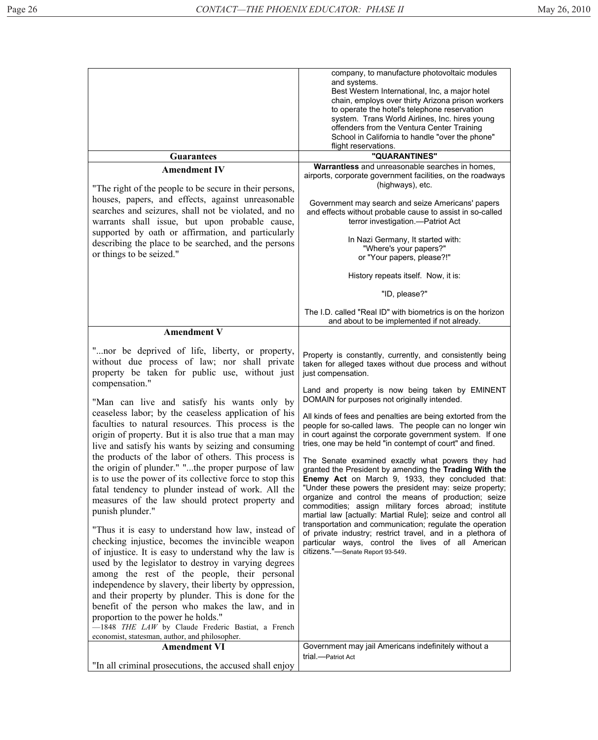| | |
|---|---|
| | company, to manufacture photovoltaic modules and systems. Best Western International, Inc, a major hotel chain, employs over thirty Arizona prison workers to operate the hotel's telephone reservation system. Trans World Airlines, Inc. hires young offenders from the Ventura Center Training School in California to handle "over the phone" flight reservations. |
| **Guarantees** | **"QUARANTINES"** |
| **Amendment IV**<br><br>"The right of the people to be secure in their persons, houses, papers, and effects, against unreasonable searches and seizures, shall not be violated, and no warrants shall issue, but upon probable cause, supported by oath or affirmation, and particularly describing the place to be searched, and the persons or things to be seized." | **Warrantless** and unreasonable searches in homes, airports, corporate government facilities, on the roadways (highways), etc.<br><br>Government may search and seize Americans' papers and effects without probable cause to assist in so-called terror investigation.—Patriot Act<br><br>In Nazi Germany, It started with: "Where's your papers?" or "Your papers, please?!"<br><br>History repeats itself. Now, it is:<br><br>"ID, please?"<br><br>The I.D. called "Real ID" with biometrics is on the horizon and about to be implemented if not already. |
| **Amendment V**<br><br>"...nor be deprived of life, liberty, or property, without due process of law; nor shall private property be taken for public use, without just compensation."<br><br>"Man can live and satisfy his wants only by ceaseless labor; by the ceaseless application of his faculties to natural resources. This process is the origin of property. But it is also true that a man may live and satisfy his wants by seizing and consuming the products of the labor of others. This process is the origin of plunder." "...the proper purpose of law is to use the power of its collective force to stop this fatal tendency to plunder instead of work. All the measures of the law should protect property and punish plunder."<br><br>"Thus it is easy to understand how law, instead of checking injustice, becomes the invincible weapon of injustice. It is easy to understand why the law is used by the legislator to destroy in varying degrees among the rest of the people, their personal independence by slavery, their liberty by oppression, and their property by plunder. This is done for the benefit of the person who makes the law, and in proportion to the power he holds."<br>—1848 *THE LAW* by Claude Frederic Bastiat, a French economist, statesman, author, and philosopher. | Property is constantly, currently, and consistently being taken for alleged taxes without due process and without just compensation.<br><br>Land and property is now being taken by EMINENT DOMAIN for purposes not originally intended.<br><br>All kinds of fees and penalties are being extorted from the people for so-called laws. The people can no longer win in court against the corporate government system. If one tries, one may be held "in contempt of court" and fined.<br><br>The Senate examined exactly what powers they had granted the President by amending the **Trading With the Enemy Act** on March 9, 1933, they concluded that: "Under these powers the president may: seize property; organize and control the means of production; seize commodities; assign military forces abroad; institute martial law [actually: Martial Rule]; seize and control all transportation and communication; regulate the operation of private industry; restrict travel, and in a plethora of particular ways, control the lives of all American citizens."—Senate Report 93-549. |
| **Amendment VI**<br><br>"In all criminal prosecutions, the accused shall enjoy | Government may jail Americans indefinitely without a trial.—Patriot Act |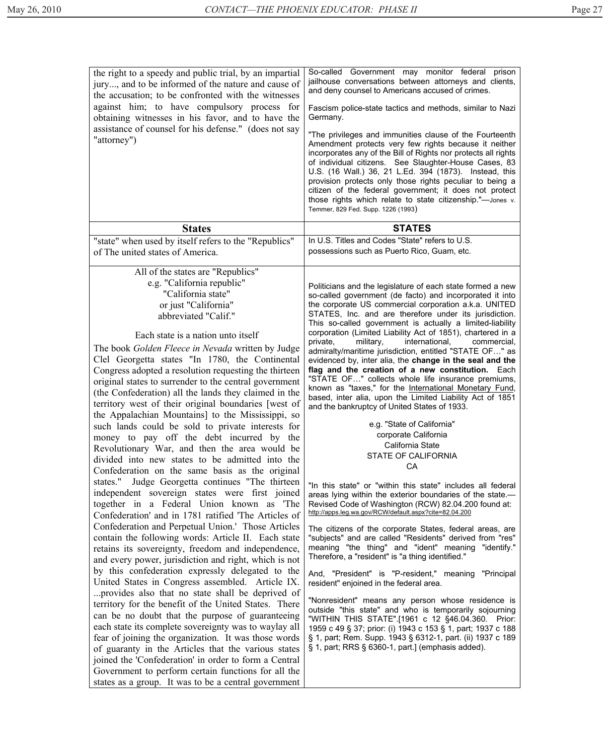| | |
|---|---|
| the right to a speedy and public trial, by an impartial jury..., and to be informed of the nature and cause of the accusation; to be confronted with the witnesses against him; to have compulsory process for obtaining witnesses in his favor, and to have the assistance of counsel for his defense." (does not say "attorney") | So-called Government may monitor federal prison jailhouse conversations between attorneys and clients, and deny counsel to Americans accused of crimes.<br><br>Fascism police-state tactics and methods, similar to Nazi Germany.<br><br>"The privileges and immunities clause of the Fourteenth Amendment protects very few rights because it neither incorporates any of the Bill of Rights nor protects all rights of individual citizens. See Slaughter-House Cases, 83 U.S. (16 Wall.) 36, 21 L.Ed. 394 (1873). Instead, this provision protects only those rights peculiar to being a citizen of the federal government; it does not protect those rights which relate to state citizenship."—Jones v. Temmer, 829 Fed. Supp. 1226 (1993) |
| **States** | **STATES** |
| "state" when used by itself refers to the "Republics" of The united states of America. | In U.S. Titles and Codes "State" refers to U.S. possessions such as Puerto Rico, Guam, etc. |
| All of the states are "Republics"<br>e.g. "California republic"<br>"California state"<br>or just "California"<br>abbreviated "Calif."<br><br>Each state is a nation unto itself<br><br>The book *Golden Fleece in Nevada* written by Judge Clel Georgetta states "In 1780, the Continental Congress adopted a resolution requesting the thirteen original states to surrender to the central government (the Confederation) all the lands they claimed in the territory west of their original boundaries [west of the Appalachian Mountains] to the Mississippi, so such lands could be sold to private interests for money to pay off the debt incurred by the Revolutionary War, and then the area would be divided into new states to be admitted into the Confederation on the same basis as the original states." Judge Georgetta continues "The thirteen independent sovereign states were first joined together in a Federal Union known as 'The Confederation' and in 1781 ratified 'The Articles of Confederation and Perpetual Union.' Those Articles contain the following words: Article II. Each state retains its sovereignty, freedom and independence, and every power, jurisdiction and right, which is not by this confederation expressly delegated to the United States in Congress assembled. Article IX. ...provides also that no state shall be deprived of territory for the benefit of the United States. There can be no doubt that the purpose of guaranteeing each state its complete sovereignty was to waylay all fear of joining the organization. It was those words of guaranty in the Articles that the various states joined the 'Confederation' in order to form a Central Government to perform certain functions for all the states as a group. It was to be a central government | Politicians and the legislature of each state formed a new so-called government (de facto) and incorporated it into the corporate US commercial corporation a.k.a. UNITED STATES, Inc. and are therefore under its jurisdiction. This so-called government is actually a limited-liability corporation (Limited Liability Act of 1851), chartered in a private, military, international, commercial, admiralty/maritime jurisdiction, entitled "STATE OF…" as evidenced by, inter alia, the **change in the seal and the flag and the creation of a new constitution.** Each "STATE OF…" collects whole life insurance premiums, known as "taxes," for the International Monetary Fund, based, inter alia, upon the Limited Liability Act of 1851 and the bankruptcy of United States of 1933.<br><br>e.g. "State of California"<br>corporate California<br>California State<br>STATE OF CALIFORNIA<br>CA<br><br>"In this state" or "within this state" includes all federal areas lying within the exterior boundaries of the state.—Revised Code of Washington (RCW) 82.04.200 found at: http://apps.leg.wa.gov/RCW/default.aspx?cite=82.04.200<br><br>The citizens of the corporate States, federal areas, are "subjects" and are called "Residents" derived from "res" meaning "the thing" and "ident" meaning "identify." Therefore, a "resident" is "a thing identified."<br><br>And, "President" is "P-resident," meaning "Principal resident" enjoined in the federal area.<br><br>"Nonresident" means any person whose residence is outside "this state" and who is temporarily sojourning "WITHIN THIS STATE".[1961 c 12 §46.04.360. Prior: 1959 c 49 § 37; prior: (i) 1943 c 153 § 1, part; 1937 c 188 § 1, part; Rem. Supp. 1943 § 6312-1, part. (ii) 1937 c 189 § 1, part; RRS § 6360-1, part.] (emphasis added). |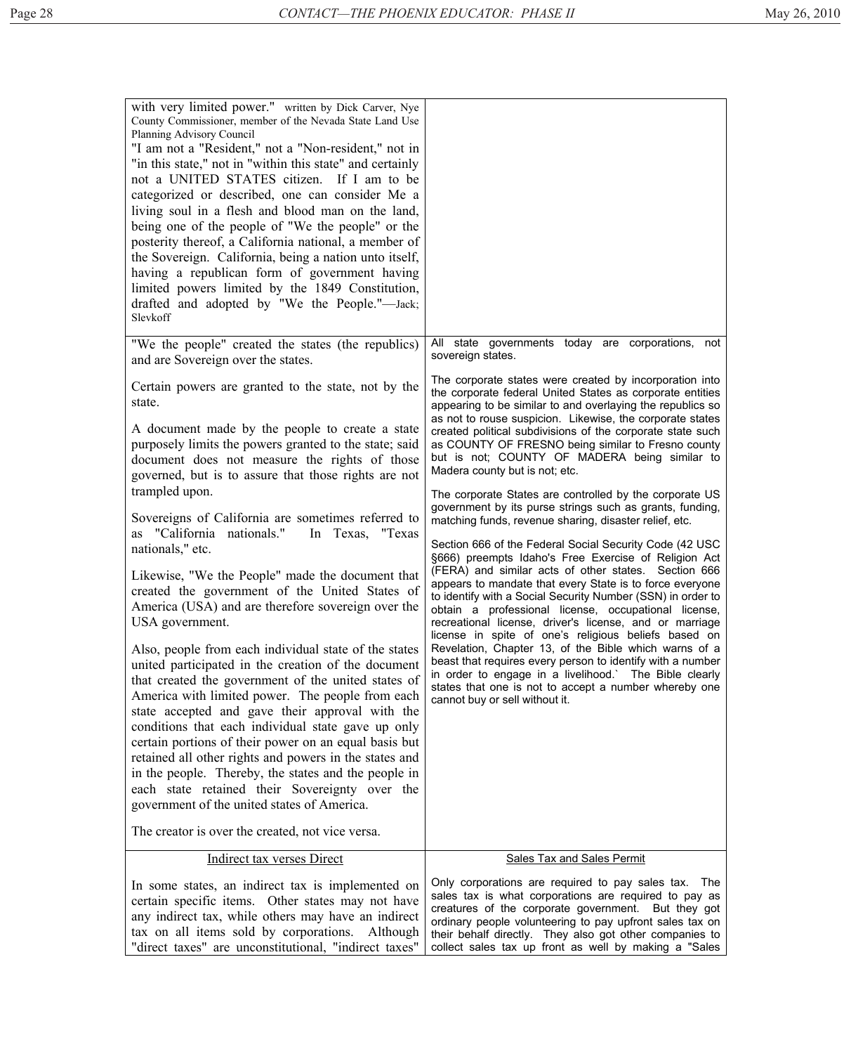| | |
|---|---|
| with very limited power." written by Dick Carver, Nye County Commissioner, member of the Nevada State Land Use Planning Advisory Council<br>"I am not a "Resident," not a "Non-resident," not in "in this state," not in "within this state" and certainly not a UNITED STATES citizen. If I am to be categorized or described, one can consider Me a living soul in a flesh and blood man on the land, being one of the people of "We the people" or the posterity thereof, a California national, a member of the Sovereign. California, being a nation unto itself, having a republican form of government having limited powers limited by the 1849 Constitution, drafted and adopted by "We the People."—Jack; Slevkoff | |
| "We the people" created the states (the republics) and are Sovereign over the states.<br><br>Certain powers are granted to the state, not by the state.<br><br>A document made by the people to create a state purposely limits the powers granted to the state; said document does not measure the rights of those governed, but is to assure that those rights are not trampled upon.<br><br>Sovereigns of California are sometimes referred to as "California nationals." In Texas, "Texas nationals," etc.<br><br>Likewise, "We the People" made the document that created the government of the United States of America (USA) and are therefore sovereign over the USA government.<br><br>Also, people from each individual state of the states united participated in the creation of the document that created the government of the united states of America with limited power. The people from each state accepted and gave their approval with the conditions that each individual state gave up only certain portions of their power on an equal basis but retained all other rights and powers in the states and in the people. Thereby, the states and the people in each state retained their Sovereignty over the government of the united states of America.<br><br>The creator is over the created, not vice versa. | All state governments today are corporations, not sovereign states.<br><br>The corporate states were created by incorporation into the corporate federal United States as corporate entities appearing to be similar to and overlaying the republics so as not to rouse suspicion. Likewise, the corporate states created political subdivisions of the corporate state such as COUNTY OF FRESNO being similar to Fresno county but is not; COUNTY OF MADERA being similar to Madera county but is not; etc.<br><br>The corporate States are controlled by the corporate US government by its purse strings such as grants, funding, matching funds, revenue sharing, disaster relief, etc.<br><br>Section 666 of the Federal Social Security Code (42 USC §666) preempts Idaho's Free Exercise of Religion Act (FERA) and similar acts of other states. Section 666 appears to mandate that every State is to force everyone to identify with a Social Security Number (SSN) in order to obtain a professional license, occupational license, recreational license, driver's license, and or marriage license in spite of one's religious beliefs based on Revelation, Chapter 13, of the Bible which warns of a beast that requires every person to identify with a number in order to engage in a livelihood.` The Bible clearly states that one is not to accept a number whereby one cannot buy or sell without it. |
| <u>Indirect tax verses Direct</u><br><br>In some states, an indirect tax is implemented on certain specific items. Other states may not have any indirect tax, while others may have an indirect tax on all items sold by corporations. Although "direct taxes" are unconstitutional, "indirect taxes" | <u>Sales Tax and Sales Permit</u><br><br>Only corporations are required to pay sales tax. The sales tax is what corporations are required to pay as creatures of the corporate government. But they got ordinary people volunteering to pay upfront sales tax on their behalf directly. They also got other companies to collect sales tax up front as well by making a "Sales |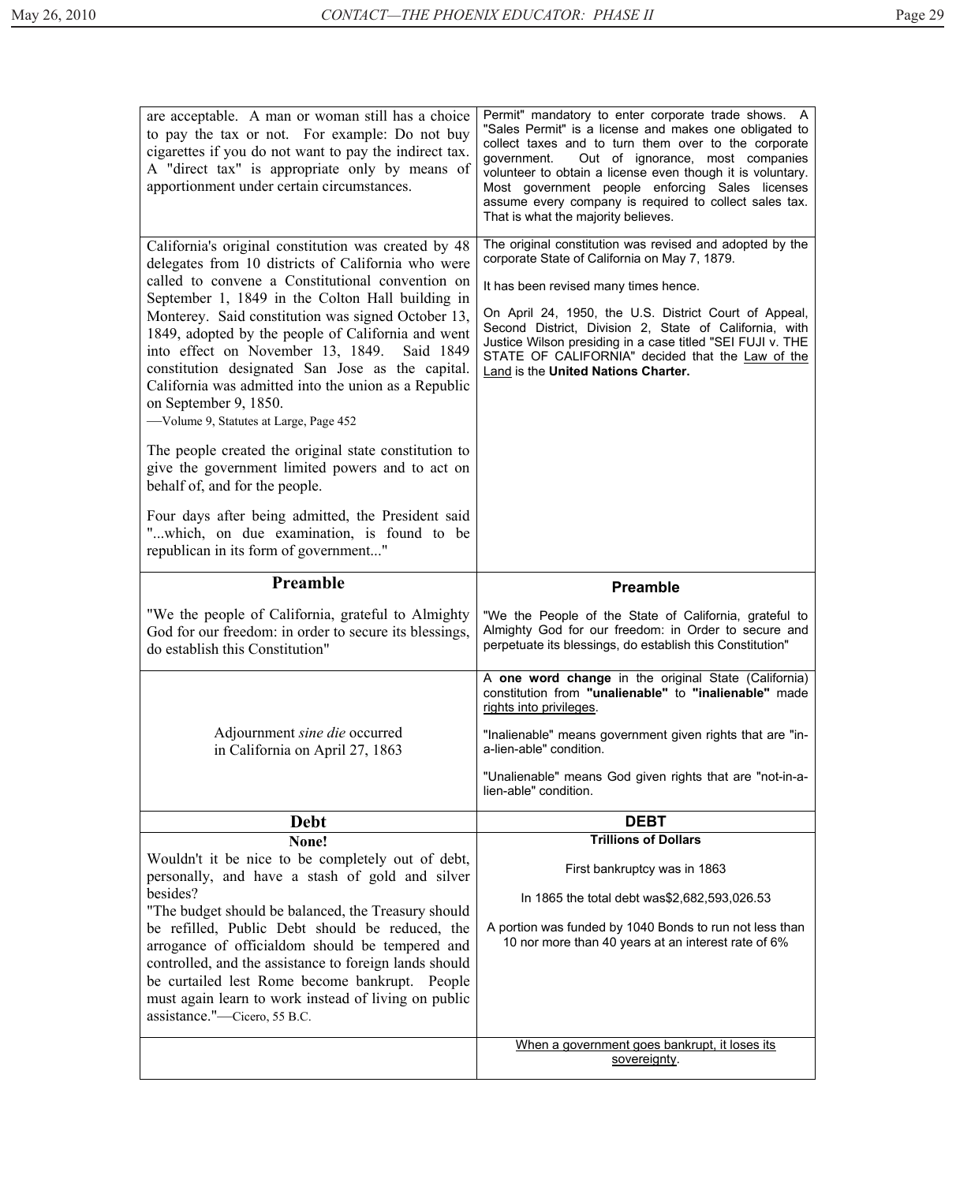| | |
|---|---|
| are acceptable. A man or woman still has a choice to pay the tax or not. For example: Do not buy cigarettes if you do not want to pay the indirect tax. A "direct tax" is appropriate only by means of apportionment under certain circumstances. | Permit" mandatory to enter corporate trade shows. A "Sales Permit" is a license and makes one obligated to collect taxes and to turn them over to the corporate government. Out of ignorance, most companies volunteer to obtain a license even though it is voluntary. Most government people enforcing Sales licenses assume every company is required to collect sales tax. That is what the majority believes. |
| California's original constitution was created by 48 delegates from 10 districts of California who were called to convene a Constitutional convention on September 1, 1849 in the Colton Hall building in Monterey. Said constitution was signed October 13, 1849, adopted by the people of California and went into effect on November 13, 1849. Said 1849 constitution designated San Jose as the capital. California was admitted into the union as a Republic on September 9, 1850.<br>—Volume 9, Statutes at Large, Page 452<br><br>The people created the original state constitution to give the government limited powers and to act on behalf of, and for the people.<br><br>Four days after being admitted, the President said "...which, on due examination, is found to be republican in its form of government..." | The original constitution was revised and adopted by the corporate State of California on May 7, 1879.<br><br>It has been revised many times hence.<br><br>On April 24, 1950, the U.S. District Court of Appeal, Second District, Division 2, State of California, with Justice Wilson presiding in a case titled "SEI FUJI v. THE STATE OF CALIFORNIA" decided that the Law of the Land is the **United Nations Charter.** |
| **Preamble**<br><br>"We the people of California, grateful to Almighty God for our freedom: in order to secure its blessings, do establish this Constitution" | **Preamble**<br><br>"We the People of the State of California, grateful to Almighty God for our freedom: in Order to secure and perpetuate its blessings, do establish this Constitution" |
| Adjournment *sine die* occurred in California on April 27, 1863 | A **one word change** in the original State (California) constitution from **"unalienable"** to **"inalienable"** made rights into privileges.<br><br>"Inalienable" means government given rights that are "in-a-lien-able" condition.<br><br>"Unalienable" means God given rights that are "not-in-a-lien-able" condition. |
| **Debt** | **DEBT** |
| **None!**<br>Wouldn't it be nice to be completely out of debt, personally, and have a stash of gold and silver besides?<br>"The budget should be balanced, the Treasury should be refilled, Public Debt should be reduced, the arrogance of officialdom should be tempered and controlled, and the assistance to foreign lands should be curtailed lest Rome become bankrupt. People must again learn to work instead of living on public assistance."—Cicero, 55 B.C. | **Trillions of Dollars**<br><br>First bankruptcy was in 1863<br><br>In 1865 the total debt was$2,682,593,026.53<br><br>A portion was funded by 1040 Bonds to run not less than 10 nor more than 40 years at an interest rate of 6% |
| | When a government goes bankrupt, it loses its sovereignty. |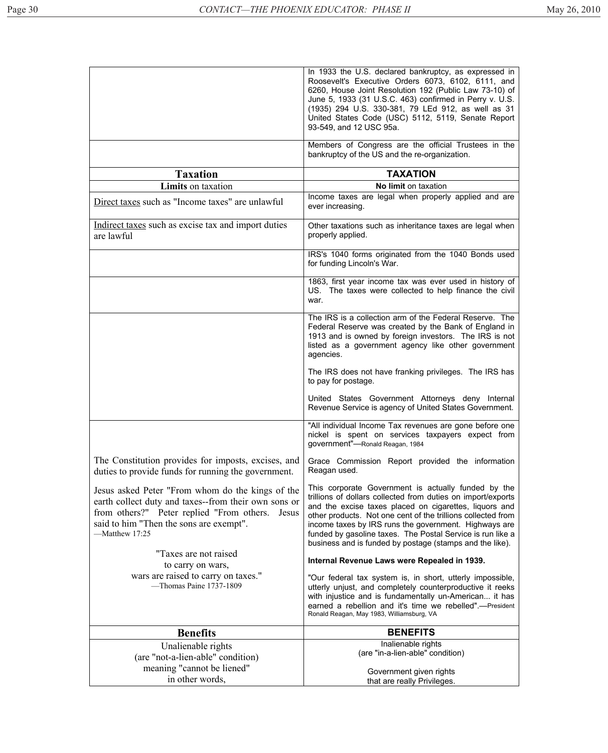| | |
|---|---|
| | In 1933 the U.S. declared bankruptcy, as expressed in Roosevelt's Executive Orders 6073, 6102, 6111, and 6260, House Joint Resolution 192 (Public Law 73-10) of June 5, 1933 (31 U.S.C. 463) confirmed in Perry v. U.S. (1935) 294 U.S. 330-381, 79 LEd 912, as well as 31 United States Code (USC) 5112, 5119, Senate Report 93-549, and 12 USC 95a. |
| | Members of Congress are the official Trustees in the bankruptcy of the US and the re-organization. |
| **Taxation** | **TAXATION** |
| **Limits** on taxation | **No limit** on taxation |
| Direct taxes such as "Income taxes" are unlawful | Income taxes are legal when properly applied and are ever increasing. |
| Indirect taxes such as excise tax and import duties are lawful | Other taxations such as inheritance taxes are legal when properly applied. |
| | IRS's 1040 forms originated from the 1040 Bonds used for funding Lincoln's War. |
| | 1863, first year income tax was ever used in history of US. The taxes were collected to help finance the civil war. |
| | The IRS is a collection arm of the Federal Reserve. The Federal Reserve was created by the Bank of England in 1913 and is owned by foreign investors. The IRS is not listed as a government agency like other government agencies.<br><br>The IRS does not have franking privileges. The IRS has to pay for postage.<br><br>United States Government Attorneys deny Internal Revenue Service is agency of United States Government. |
| The Constitution provides for imposts, excises, and duties to provide funds for running the government.<br><br>Jesus asked Peter "From whom do the kings of the earth collect duty and taxes--from their own sons or from others?" Peter replied "From others. Jesus said to him "Then the sons are exempt".<br>—Matthew 17:25<br><br>"Taxes are not raised to carry on wars, wars are raised to carry on taxes."<br>—Thomas Paine 1737-1809 | "All individual Income Tax revenues are gone before one nickel is spent on services taxpayers expect from government"—Ronald Reagan, 1984<br><br>Grace Commission Report provided the information Reagan used.<br><br>This corporate Government is actually funded by the trillions of dollars collected from duties on import/exports and the excise taxes placed on cigarettes, liquors and other products. Not one cent of the trillions collected from income taxes by IRS runs the government. Highways are funded by gasoline taxes. The Postal Service is run like a business and is funded by postage (stamps and the like).<br><br>**Internal Revenue Laws were Repealed in 1939.**<br><br>"Our federal tax system is, in short, utterly impossible, utterly unjust, and completely counterproductive it reeks with injustice and is fundamentally un-American... it has earned a rebellion and it's time we rebelled".—President Ronald Reagan, May 1983, Williamsburg, VA |
| **Benefits** | **BENEFITS** |
| Unalienable rights<br>(are "not-a-lien-able" condition)<br>meaning "cannot be liened"<br>in other words, | Inalienable rights<br>(are "in-a-lien-able" condition)<br><br>Government given rights<br>that are really Privileges. |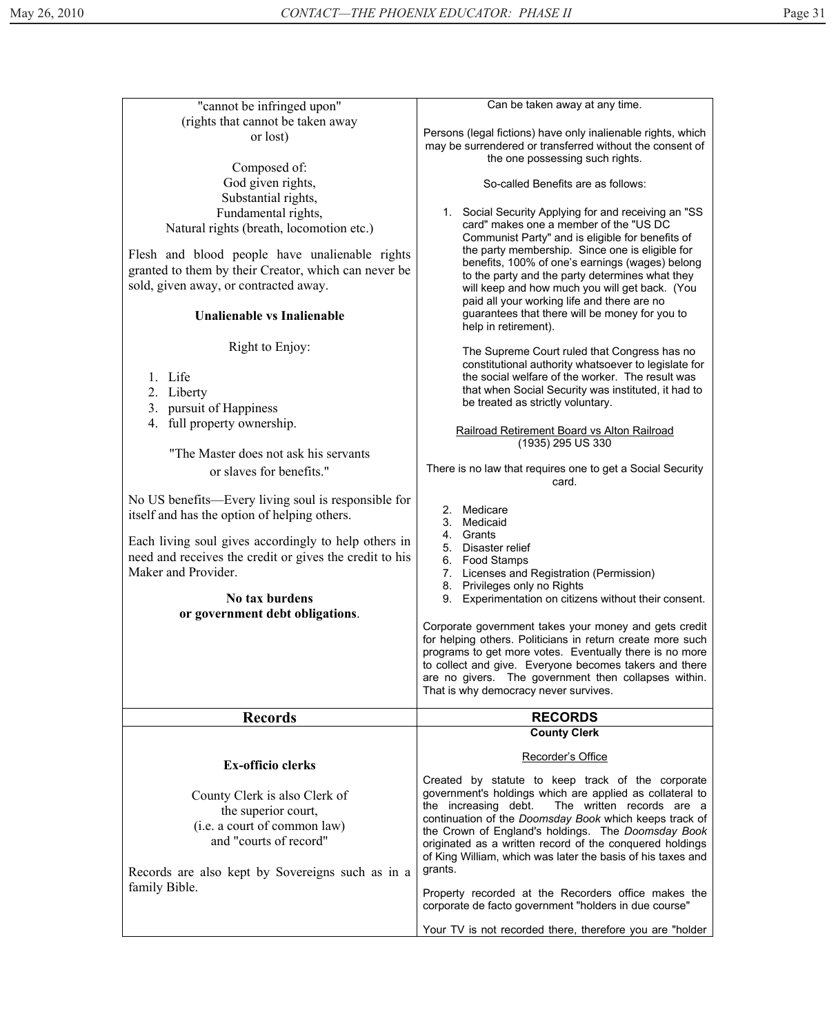| | |
|---|---|
| "cannot be infringed upon"<br>(rights that cannot be taken away or lost)<br><br>Composed of:<br>God given rights,<br>Substantial rights,<br>Fundamental rights,<br>Natural rights (breath, locomotion etc.)<br><br>Flesh and blood people have unalienable rights granted to them by their Creator, which can never be sold, given away, or contracted away.<br><br>**Unalienable vs Inalienable**<br><br>Right to Enjoy:<br><br>1. Life<br>2. Liberty<br>3. pursuit of Happiness<br>4. full property ownership.<br><br>"The Master does not ask his servants or slaves for benefits."<br><br>No US benefits—Every living soul is responsible for itself and has the option of helping others.<br><br>Each living soul gives accordingly to help others in need and receives the credit or gives the credit to his Maker and Provider.<br><br>**No tax burdens or government debt obligations**. | Can be taken away at any time.<br><br>Persons (legal fictions) have only inalienable rights, which may be surrendered or transferred without the consent of the one possessing such rights.<br><br>So-called Benefits are as follows:<br><br>1. Social Security Applying for and receiving an "SS card" makes one a member of the "US DC Communist Party" and is eligible for benefits of the party membership. Since one is eligible for benefits, 100% of one's earnings (wages) belong to the party and the party determines what they will keep and how much you will get back. (You paid all your working life and there are no guarantees that there will be money for you to help in retirement).<br><br>The Supreme Court ruled that Congress has no constitutional authority whatsoever to legislate for the social welfare of the worker. The result was that when Social Security was instituted, it had to be treated as strictly voluntary.<br><br><u>Railroad Retirement Board vs Alton Railroad</u> (1935) 295 US 330<br><br>There is no law that requires one to get a Social Security card.<br><br>2. Medicare<br>3. Medicaid<br>4. Grants<br>5. Disaster relief<br>6. Food Stamps<br>7. Licenses and Registration (Permission)<br>8. Privileges only no Rights<br>9. Experimentation on citizens without their consent.<br><br>Corporate government takes your money and gets credit for helping others. Politicians in return create more such programs to get more votes. Eventually there is no more to collect and give. Everyone becomes takers and there are no givers. The government then collapses within. That is why democracy never survives. |
| **Records** | **RECORDS** |
| **Ex-officio clerks**<br><br>County Clerk is also Clerk of the superior court, (i.e. a court of common law) and "courts of record"<br><br>Records are also kept by Sovereigns such as in a family Bible. | **County Clerk**<br><br><u>Recorder's Office</u><br><br>Created by statute to keep track of the corporate government's holdings which are applied as collateral to the increasing debt. The written records are a continuation of the *Doomsday Book* which keeps track of the Crown of England's holdings. The *Doomsday Book* originated as a written record of the conquered holdings of King William, which was later the basis of his taxes and grants.<br><br>Property recorded at the Recorders office makes the corporate de facto government "holders in due course"<br><br>Your TV is not recorded there, therefore you are "holder |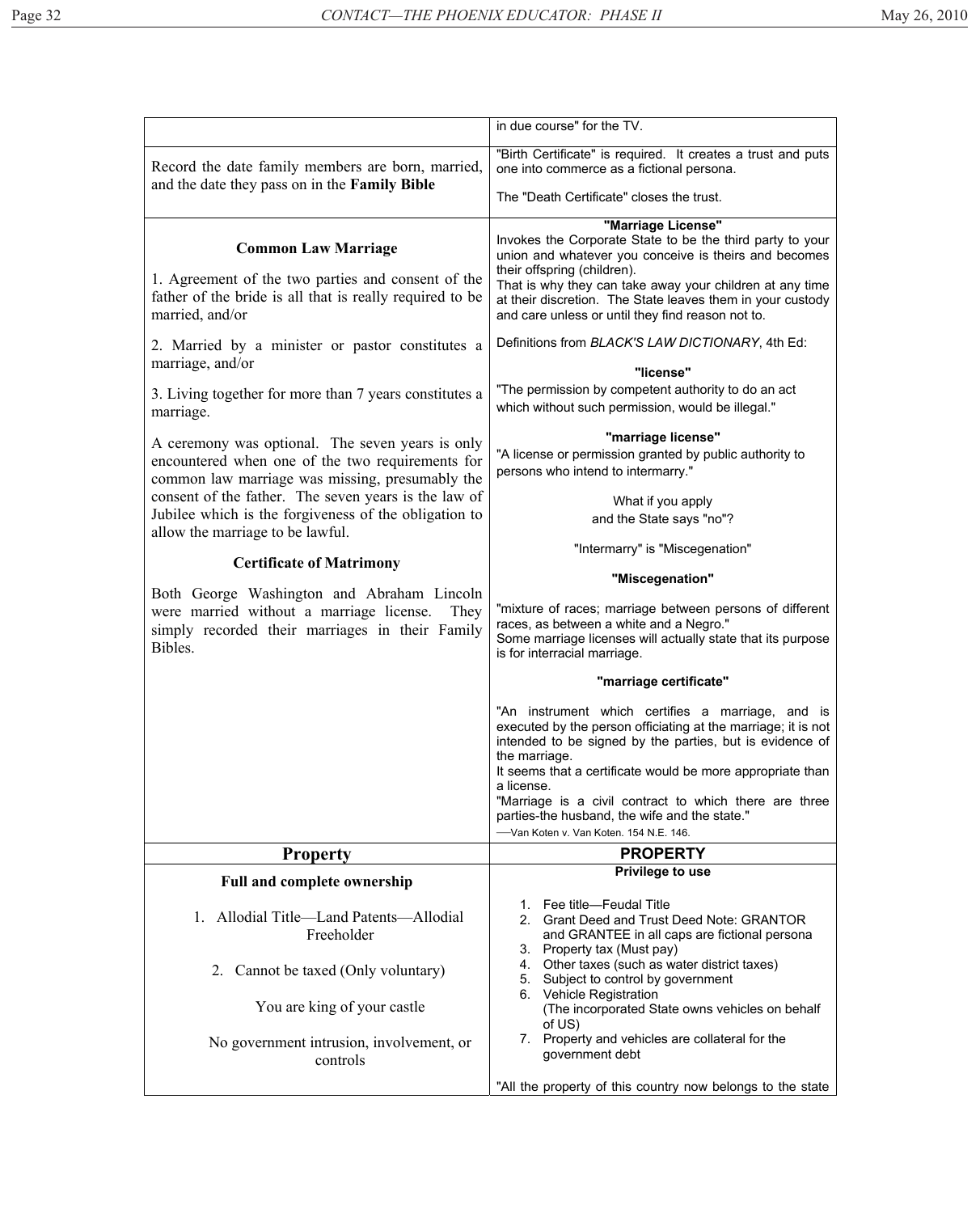| | |
|---|---|
| | in due course" for the TV. |
| Record the date family members are born, married, and the date they pass on in the **Family Bible** | "Birth Certificate" is required. It creates a trust and puts one into commerce as a fictional persona.<br><br>The "Death Certificate" closes the trust. |
| **Common Law Marriage**<br><br>1. Agreement of the two parties and consent of the father of the bride is all that is really required to be married, and/or<br><br>2. Married by a minister or pastor constitutes a marriage, and/or<br><br>3. Living together for more than 7 years constitutes a marriage.<br><br>A ceremony was optional. The seven years is only encountered when one of the two requirements for common law marriage was missing, presumably the consent of the father. The seven years is the law of Jubilee which is the forgiveness of the obligation to allow the marriage to be lawful.<br><br>**Certificate of Matrimony**<br><br>Both George Washington and Abraham Lincoln were married without a marriage license. They simply recorded their marriages in their Family Bibles. | **"Marriage License"**<br>Invokes the Corporate State to be the third party to your union and whatever you conceive is theirs and becomes their offspring (children).<br>That is why they can take away your children at any time at their discretion. The State leaves them in your custody and care unless or until they find reason not to.<br><br>Definitions from *BLACK'S LAW DICTIONARY*, 4th Ed:<br><br>**"license"**<br>"The permission by competent authority to do an act which without such permission, would be illegal."<br><br>**"marriage license"**<br>"A license or permission granted by public authority to persons who intend to intermarry."<br><br>What if you apply and the State says "no"?<br><br>"Intermarry" is "Miscegenation"<br><br>**"Miscegenation"**<br><br>"mixture of races; marriage between persons of different races, as between a white and a Negro."<br>Some marriage licenses will actually state that its purpose is for interracial marriage.<br><br>**"marriage certificate"**<br><br>"An instrument which certifies a marriage, and is executed by the person officiating at the marriage; it is not intended to be signed by the parties, but is evidence of the marriage.<br>It seems that a certificate would be more appropriate than a license.<br>"Marriage is a civil contract to which there are three parties-the husband, the wife and the state."<br>—Van Koten v. Van Koten. 154 N.E. 146. |
| **Property** | **PROPERTY** |
| **Full and complete ownership**<br><br>1. Allodial Title—Land Patents—Allodial Freeholder<br><br>2. Cannot be taxed (Only voluntary)<br><br>You are king of your castle<br><br>No government intrusion, involvement, or controls | **Privilege to use**<br><br>1. Fee title—Feudal Title<br>2. Grant Deed and Trust Deed Note: GRANTOR and GRANTEE in all caps are fictional persona<br>3. Property tax (Must pay)<br>4. Other taxes (such as water district taxes)<br>5. Subject to control by government<br>6. Vehicle Registration (The incorporated State owns vehicles on behalf of US)<br>7. Property and vehicles are collateral for the government debt<br><br>"All the property of this country now belongs to the state |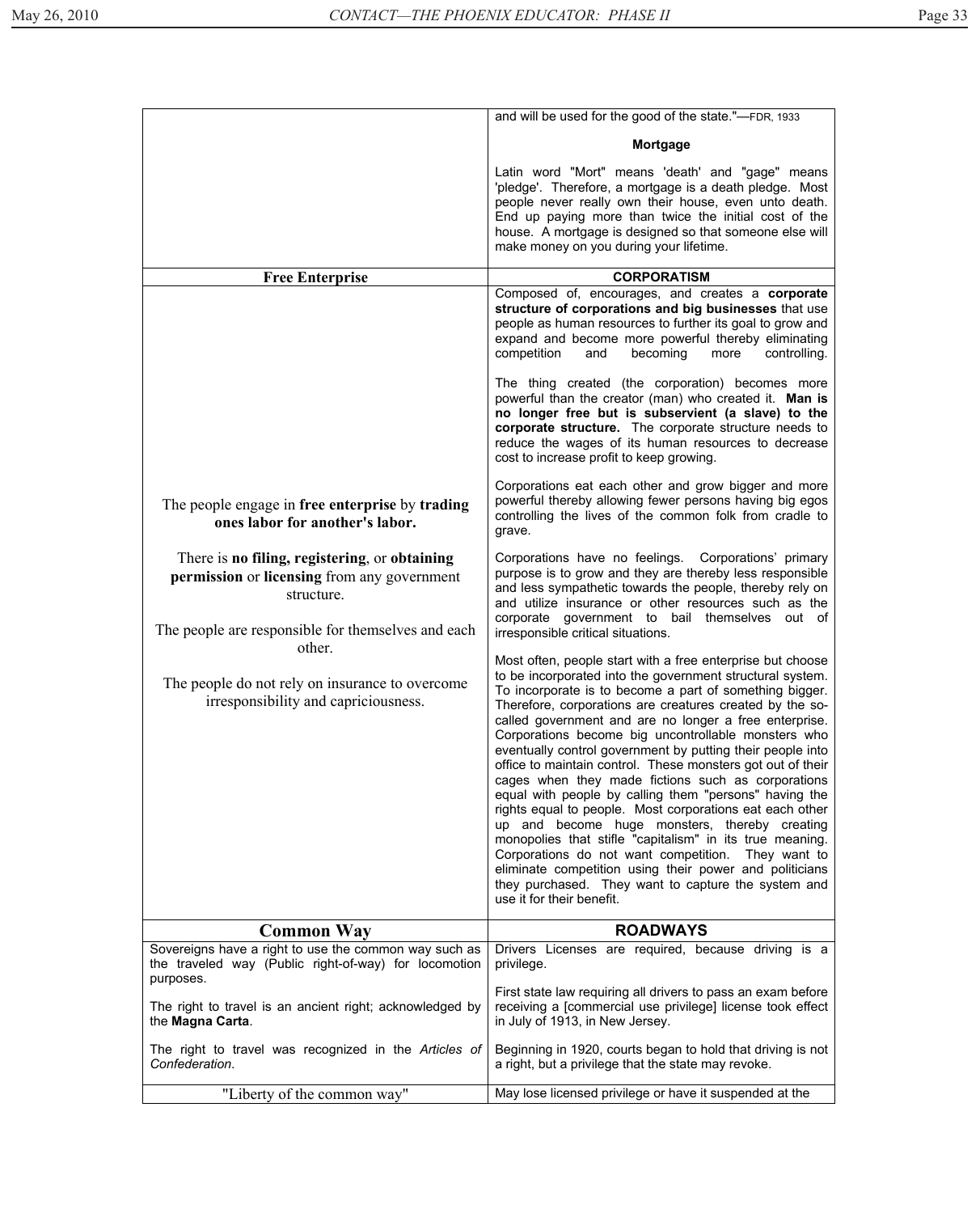| | |
|---|---|
| | and will be used for the good of the state."—FDR, 1933<br><br>**Mortgage**<br><br>Latin word "Mort" means 'death' and "gage" means 'pledge'. Therefore, a mortgage is a death pledge. Most people never really own their house, even unto death. End up paying more than twice the initial cost of the house. A mortgage is designed so that someone else will make money on you during your lifetime. |
| **Free Enterprise** | **CORPORATISM** |
| The people engage in **free enterprise** by **trading ones labor for another's labor.**<br><br>There is **no filing, registering**, or **obtaining permission** or **licensing** from any government structure.<br><br>The people are responsible for themselves and each other.<br><br>The people do not rely on insurance to overcome irresponsibility and capriciousness. | Composed of, encourages, and creates a **corporate structure of corporations and big businesses** that use people as human resources to further its goal to grow and expand and become more powerful thereby eliminating competition and becoming more controlling.<br><br>The thing created (the corporation) becomes more powerful than the creator (man) who created it. **Man is no longer free but is subservient (a slave) to the corporate structure.** The corporate structure needs to reduce the wages of its human resources to decrease cost to increase profit to keep growing.<br><br>Corporations eat each other and grow bigger and more powerful thereby allowing fewer persons having big egos controlling the lives of the common folk from cradle to grave.<br><br>Corporations have no feelings. Corporations' primary purpose is to grow and they are thereby less responsible and less sympathetic towards the people, thereby rely on and utilize insurance or other resources such as the corporate government to bail themselves out of irresponsible critical situations.<br><br>Most often, people start with a free enterprise but choose to be incorporated into the government structural system. To incorporate is to become a part of something bigger. Therefore, corporations are creatures created by the so-called government and are no longer a free enterprise. Corporations become big uncontrollable monsters who eventually control government by putting their people into office to maintain control. These monsters got out of their cages when they made fictions such as corporations equal with people by calling them "persons" having the rights equal to people. Most corporations eat each other up and become huge monsters, thereby creating monopolies that stifle "capitalism" in its true meaning. Corporations do not want competition. They want to eliminate competition using their power and politicians they purchased. They want to capture the system and use it for their benefit. |
| **Common Way** | **ROADWAYS** |
| Sovereigns have a right to use the common way such as the traveled way (Public right-of-way) for locomotion purposes.<br><br>The right to travel is an ancient right; acknowledged by the **Magna Carta**.<br><br>The right to travel was recognized in the *Articles of Confederation*. | Drivers Licenses are required, because driving is a privilege.<br><br>First state law requiring all drivers to pass an exam before receiving a [commercial use privilege] license took effect in July of 1913, in New Jersey.<br><br>Beginning in 1920, courts began to hold that driving is not a right, but a privilege that the state may revoke. |
| "Liberty of the common way" | May lose licensed privilege or have it suspended at the |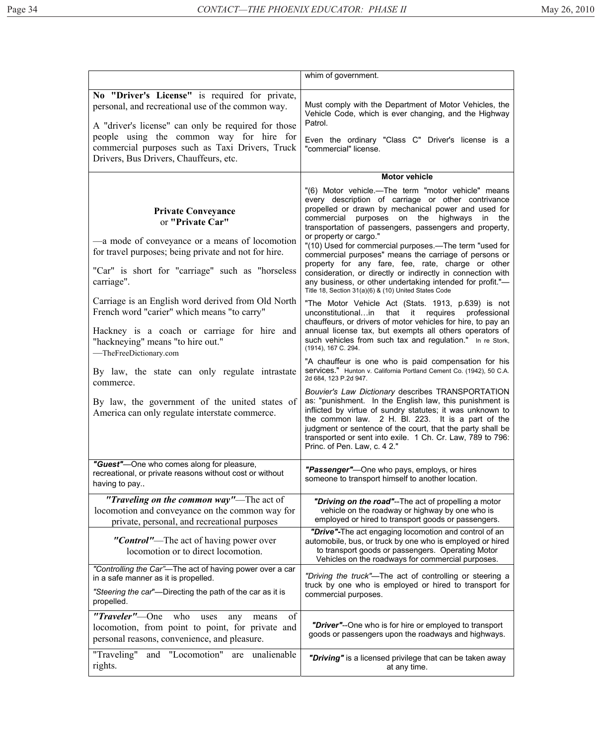| | |
|---|---|
| | whim of government. |
| **No "Driver's License"** is required for private, personal, and recreational use of the common way.<br><br>A "driver's license" can only be required for those people using the common way for hire for commercial purposes such as Taxi Drivers, Truck Drivers, Bus Drivers, Chauffeurs, etc. | Must comply with the Department of Motor Vehicles, the Vehicle Code, which is ever changing, and the Highway Patrol.<br><br>Even the ordinary "Class C" Driver's license is a "commercial" license. |
| **Private Conveyance** or **"Private Car"**<br><br>—a mode of conveyance or a means of locomotion for travel purposes; being private and not for hire.<br><br>"Car" is short for "carriage" such as "horseless carriage".<br><br>Carriage is an English word derived from Old North French word "carier" which means "to carry"<br><br>Hackney is a coach or carriage for hire and "hackneying" means "to hire out." —TheFreeDictionary.com<br><br>By law, the state can only regulate intrastate commerce.<br><br>By law, the government of the united states of America can only regulate interstate commerce. | **Motor vehicle**<br><br>"(6) Motor vehicle.—The term "motor vehicle" means every description of carriage or other contrivance propelled or drawn by mechanical power and used for commercial purposes on the highways in the transportation of passengers, passengers and property, or property or cargo."<br>"(10) Used for commercial purposes.—The term "used for commercial purposes" means the carriage of persons or property for any fare, fee, rate, charge or other consideration, or directly or indirectly in connection with any business, or other undertaking intended for profit."—Title 18, Section 31(a)(6) & (10) United States Code<br><br>"The Motor Vehicle Act (Stats. 1913, p.639) is not unconstitutional…in that it requires professional chauffeurs, or drivers of motor vehicles for hire, to pay an annual license tax, but exempts all others operators of such vehicles from such tax and regulation." In re Stork, (1914), 167 C. 294.<br><br>"A chauffeur is one who is paid compensation for his services." Hunton v. California Portland Cement Co. (1942), 50 C.A. 2d 684, 123 P.2d 947.<br><br>*Bouvier's Law Dictionary* describes TRANSPORTATION as: "punishment. In the English law, this punishment is inflicted by virtue of sundry statutes; it was unknown to the common law. 2 H. Bl. 223. It is a part of the judgment or sentence of the court, that the party shall be transported or sent into exile. 1 Ch. Cr. Law, 789 to 796: Princ. of Pen. Law, c. 4 2." |
| ***"Guest"***—One who comes along for pleasure, recreational, or private reasons without cost or without having to pay.. | ***"Passenger"***—One who pays, employs, or hires someone to transport himself to another location. |
| ***"Traveling on the common way"***—The act of locomotion and conveyance on the common way for private, personal, and recreational purposes | ***"Driving on the road"***--The act of propelling a motor vehicle on the roadway or highway by one who is employed or hired to transport goods or passengers. |
| ***"Control"***—The act of having power over locomotion or to direct locomotion. | ***"Drive"***-The act engaging locomotion and control of an automobile, bus, or truck by one who is employed or hired to transport goods or passengers. Operating Motor Vehicles on the roadways for commercial purposes. |
| *"Controlling the Car"*—The act of having power over a car in a safe manner as it is propelled.<br><br>*"Steering the car"*—Directing the path of the car as it is propelled. | *"Driving the truck"*—The act of controlling or steering a truck by one who is employed or hired to transport for commercial purposes. |
| ***"Traveler"***—One who uses any means of locomotion, from point to point, for private and personal reasons, convenience, and pleasure. | ***"Driver"***--One who is for hire or employed to transport goods or passengers upon the roadways and highways. |
| "Traveling" and "Locomotion" are unalienable rights. | ***"Driving"*** is a licensed privilege that can be taken away at any time. |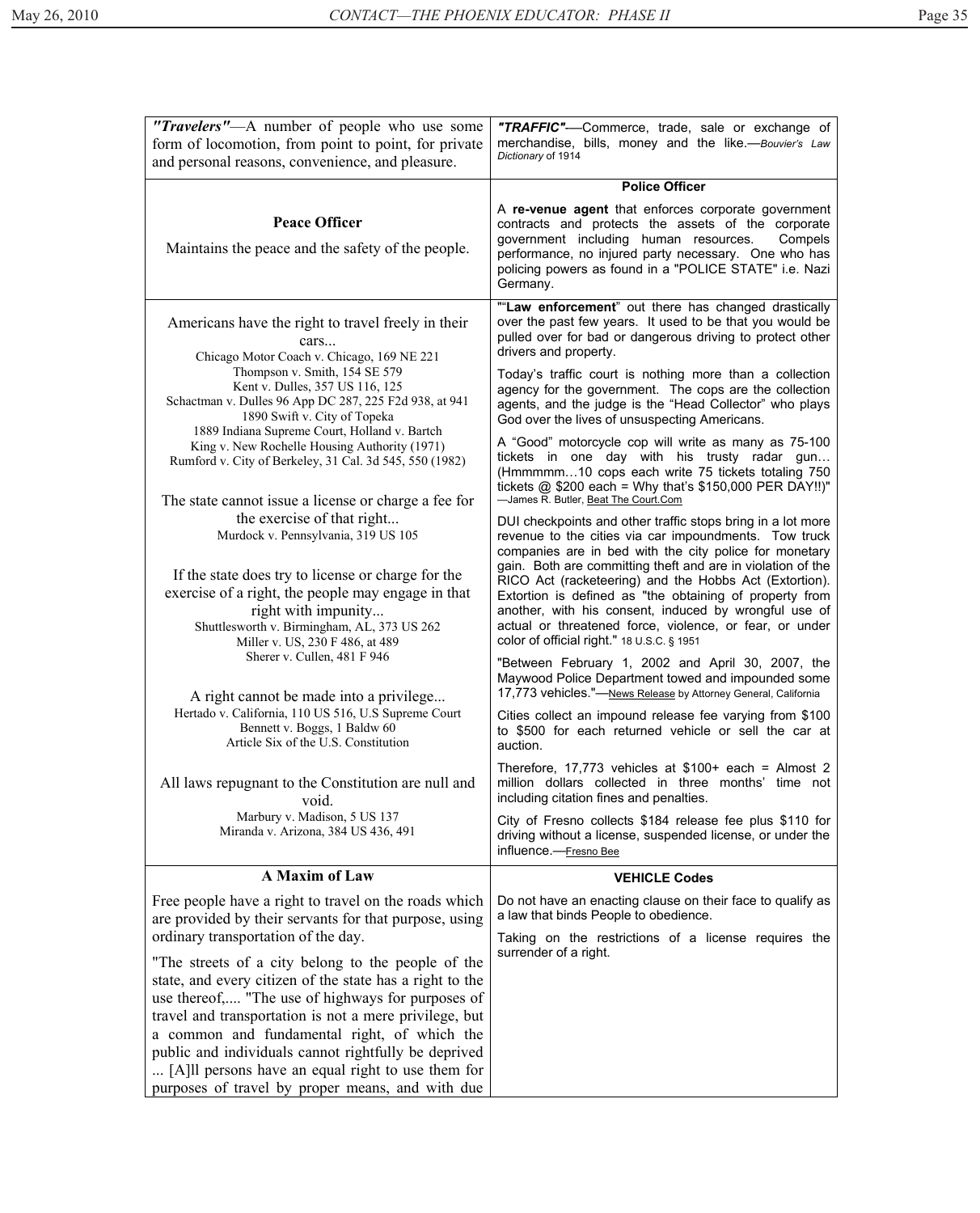*"Travelers"*—A number of people who use some form of locomotion, from point to point, for private and personal reasons, convenience, and pleasure.

***"TRAFFIC"***—Commerce, trade, sale or exchange of merchandise, bills, money and the like.—*Bouvier's Law Dictionary* of 1914

**Peace Officer**

Maintains the peace and the safety of the people.

**Police Officer**

A **re-venue agent** that enforces corporate government contracts and protects the assets of the corporate government including human resources. Compels performance, no injured party necessary. One who has policing powers as found in a "POLICE STATE" i.e. Nazi Germany.

Americans have the right to travel freely in their cars...

Chicago Motor Coach v. Chicago, 169 NE 221
Thompson v. Smith, 154 SE 579
Kent v. Dulles, 357 US 116, 125
Schactman v. Dulles 96 App DC 287, 225 F2d 938, at 941
1890 Swift v. City of Topeka
1889 Indiana Supreme Court, Holland v. Bartch
King v. New Rochelle Housing Authority (1971)
Rumford v. City of Berkeley, 31 Cal. 3d 545, 550 (1982)

The state cannot issue a license or charge a fee for the exercise of that right...

Murdock v. Pennsylvania, 319 US 105

If the state does try to license or charge for the exercise of a right, the people may engage in that right with impunity...

Shuttlesworth v. Birmingham, AL, 373 US 262
Miller v. US, 230 F 486, at 489
Sherer v. Cullen, 481 F 946

A right cannot be made into a privilege...

Hertado v. California, 110 US 516, U.S Supreme Court
Bennett v. Boggs, 1 Baldw 60
Article Six of the U.S. Constitution

All laws repugnant to the Constitution are null and void.

Marbury v. Madison, 5 US 137
Miranda v. Arizona, 384 US 436, 491

""**Law enforcement**" out there has changed drastically over the past few years. It used to be that you would be pulled over for bad or dangerous driving to protect other drivers and property.

Today's traffic court is nothing more than a collection agency for the government. The cops are the collection agents, and the judge is the "Head Collector" who plays God over the lives of unsuspecting Americans.

A "Good" motorcycle cop will write as many as 75-100 tickets in one day with his trusty radar gun… (Hmmmmm…10 cops each write 75 tickets totaling 750 tickets @ $200 each = Why that's $150,000 PER DAY!!)" —James R. Butler, Beat The Court.Com

DUI checkpoints and other traffic stops bring in a lot more revenue to the cities via car impoundments. Tow truck companies are in bed with the city police for monetary gain. Both are committing theft and are in violation of the RICO Act (racketeering) and the Hobbs Act (Extortion). Extortion is defined as "the obtaining of property from another, with his consent, induced by wrongful use of actual or threatened force, violence, or fear, or under color of official right." 18 U.S.C. § 1951

"Between February 1, 2002 and April 30, 2007, the Maywood Police Department towed and impounded some 17,773 vehicles."—News Release by Attorney General, California

Cities collect an impound release fee varying from $100 to $500 for each returned vehicle or sell the car at auction.

Therefore, 17,773 vehicles at $100+ each = Almost 2 million dollars collected in three months' time not including citation fines and penalties.

City of Fresno collects $184 release fee plus $110 for driving without a license, suspended license, or under the influence.—Fresno Bee

**A Maxim of Law**

Free people have a right to travel on the roads which are provided by their servants for that purpose, using ordinary transportation of the day.

"The streets of a city belong to the people of the state, and every citizen of the state has a right to the use thereof,.... "The use of highways for purposes of travel and transportation is not a mere privilege, but a common and fundamental right, of which the public and individuals cannot rightfully be deprived ... [A]ll persons have an equal right to use them for purposes of travel by proper means, and with due

**VEHICLE Codes**

Do not have an enacting clause on their face to qualify as a law that binds People to obedience.

Taking on the restrictions of a license requires the surrender of a right.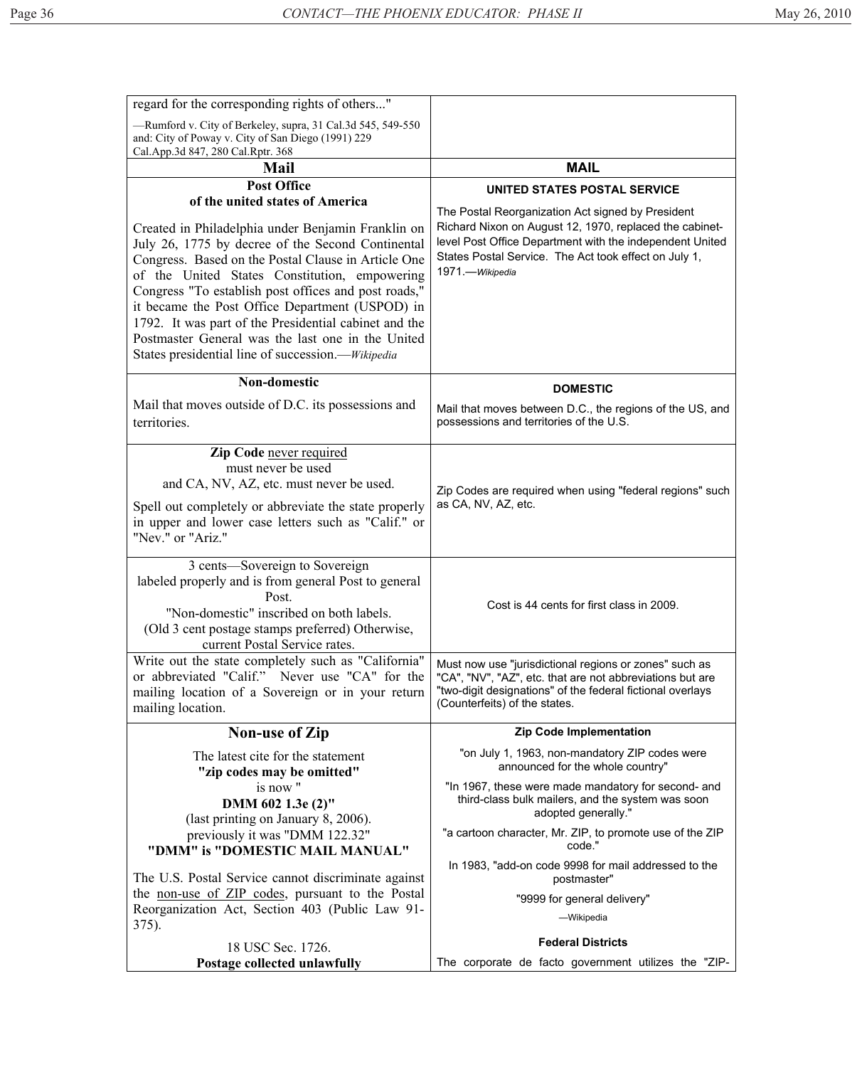| regard for the corresponding rights of others..."<br><br>—Rumford v. City of Berkeley, supra, 31 Cal.3d 545, 549-550 and: City of Poway v. City of San Diego (1991) 229 Cal.App.3d 847, 280 Cal.Rptr. 368 | |
|---|---|
| **Mail** | **MAIL** |
| **Post Office of the united states of America**<br><br>Created in Philadelphia under Benjamin Franklin on July 26, 1775 by decree of the Second Continental Congress. Based on the Postal Clause in Article One of the United States Constitution, empowering Congress "To establish post offices and post roads," it became the Post Office Department (USPOD) in 1792. It was part of the Presidential cabinet and the Postmaster General was the last one in the United States presidential line of succession.—*Wikipedia* | **UNITED STATES POSTAL SERVICE**<br><br>The Postal Reorganization Act signed by President Richard Nixon on August 12, 1970, replaced the cabinet-level Post Office Department with the independent United States Postal Service. The Act took effect on July 1, 1971.—*Wikipedia* |
| **Non-domestic**<br><br>Mail that moves outside of D.C. its possessions and territories. | **DOMESTIC**<br><br>Mail that moves between D.C., the regions of the US, and possessions and territories of the U.S. |
| **Zip Code** never required<br>must never be used<br>and CA, NV, AZ, etc. must never be used.<br><br>Spell out completely or abbreviate the state properly in upper and lower case letters such as "Calif." or "Nev." or "Ariz." | Zip Codes are required when using "federal regions" such as CA, NV, AZ, etc. |
| 3 cents—Sovereign to Sovereign<br>labeled properly and is from general Post to general Post.<br>"Non-domestic" inscribed on both labels.<br>(Old 3 cent postage stamps preferred) Otherwise, current Postal Service rates. | Cost is 44 cents for first class in 2009. |
| Write out the state completely such as "California" or abbreviated "Calif." Never use "CA" for the mailing location of a Sovereign or in your return mailing location. | Must now use "jurisdictional regions or zones" such as "CA", "NV", "AZ", etc. that are not abbreviations but are "two-digit designations" of the federal fictional overlays (Counterfeits) of the states. |
| **Non-use of Zip**<br><br>The latest cite for the statement<br>**"zip codes may be omitted"**<br>is now "<br>**DMM 602 1.3e (2)"**<br>(last printing on January 8, 2006).<br>previously it was "DMM 122.32"<br>**"DMM" is "DOMESTIC MAIL MANUAL"**<br><br>The U.S. Postal Service cannot discriminate against the non-use of ZIP codes, pursuant to the Postal Reorganization Act, Section 403 (Public Law 91-375).<br><br>18 USC Sec. 1726.<br>**Postage collected unlawfully** | **Zip Code Implementation**<br><br>"on July 1, 1963, non-mandatory ZIP codes were announced for the whole country"<br><br>"In 1967, these were made mandatory for second- and third-class bulk mailers, and the system was soon adopted generally."<br><br>"a cartoon character, Mr. ZIP, to promote use of the ZIP code."<br><br>In 1983, "add-on code 9998 for mail addressed to the postmaster"<br><br>"9999 for general delivery"<br><br>—Wikipedia<br><br>**Federal Districts**<br><br>The corporate de facto government utilizes the "ZIP- |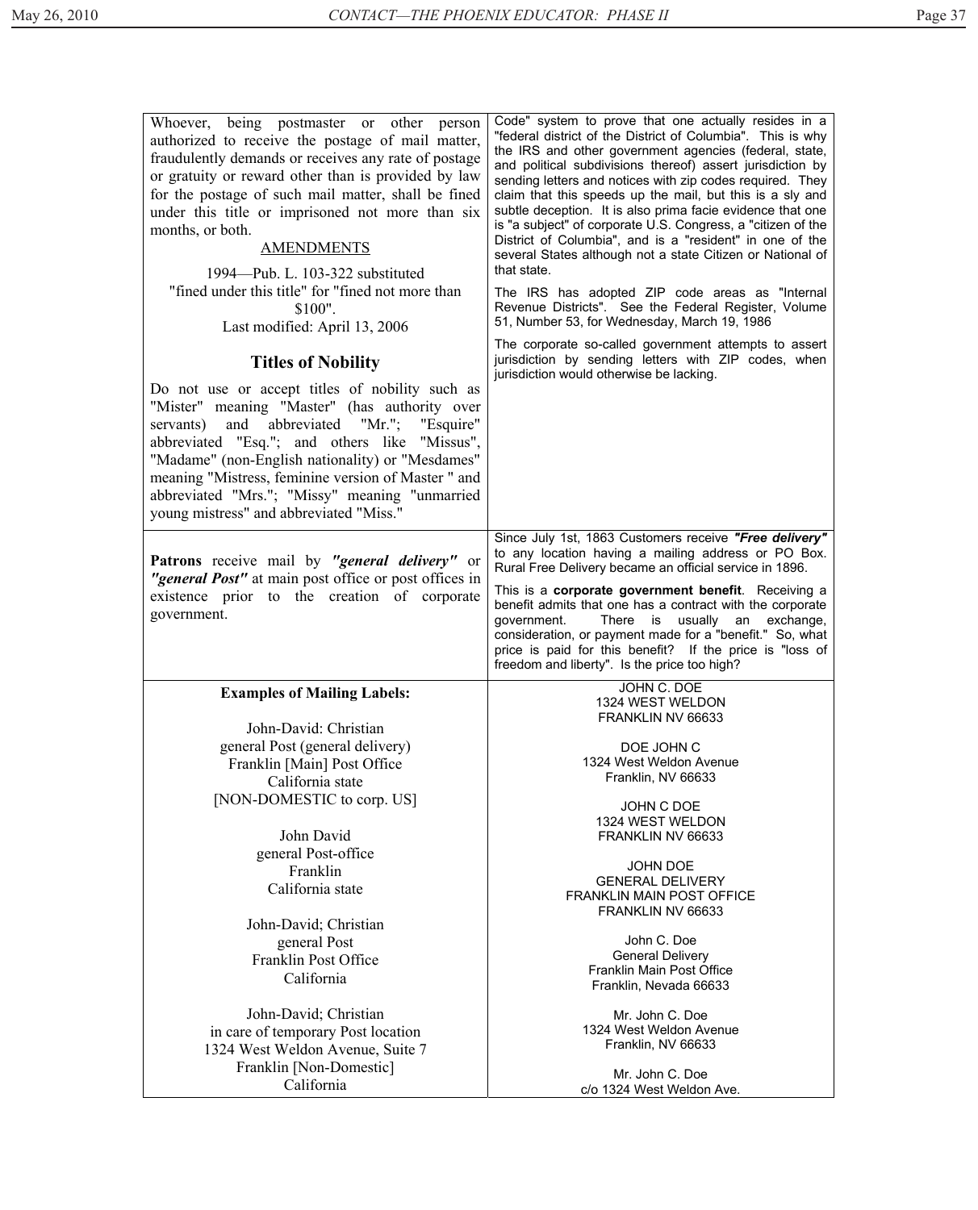| | |
|---|---|
| Whoever, being postmaster or other person authorized to receive the postage of mail matter, fraudulently demands or receives any rate of postage or gratuity or reward other than is provided by law for the postage of such mail matter, shall be fined under this title or imprisoned not more than six months, or both.<br><br><u>AMENDMENTS</u><br><br>1994—Pub. L. 103-322 substituted "fined under this title" for "fined not more than $100".<br>Last modified: April 13, 2006<br><br>**Titles of Nobility**<br><br>Do not use or accept titles of nobility such as "Mister" meaning "Master" (has authority over servants) and abbreviated "Mr."; "Esquire" abbreviated "Esq."; and others like "Missus", "Madame" (non-English nationality) or "Mesdames" meaning "Mistress, feminine version of Master " and abbreviated "Mrs."; "Missy" meaning "unmarried young mistress" and abbreviated "Miss." | Code" system to prove that one actually resides in a "federal district of the District of Columbia". This is why the IRS and other government agencies (federal, state, and political subdivisions thereof) assert jurisdiction by sending letters and notices with zip codes required. They claim that this speeds up the mail, but this is a sly and subtle deception. It is also prima facie evidence that one is "a subject" of corporate U.S. Congress, a "citizen of the District of Columbia", and is a "resident" in one of the several States although not a state Citizen or National of that state.<br><br>The IRS has adopted ZIP code areas as "Internal Revenue Districts". See the Federal Register, Volume 51, Number 53, for Wednesday, March 19, 1986<br><br>The corporate so-called government attempts to assert jurisdiction by sending letters with ZIP codes, when jurisdiction would otherwise be lacking. |
| **Patrons** receive mail by ***"general delivery"*** or ***"general Post"*** at main post office or post offices in existence prior to the creation of corporate government. | Since July 1st, 1863 Customers receive ***"Free delivery"*** to any location having a mailing address or PO Box. Rural Free Delivery became an official service in 1896.<br><br>This is a **corporate government benefit**. Receiving a benefit admits that one has a contract with the corporate government. There is usually an exchange, consideration, or payment made for a "benefit." So, what price is paid for this benefit? If the price is "loss of freedom and liberty". Is the price too high? |
| **Examples of Mailing Labels:**<br><br>John-David: Christian<br>general Post (general delivery)<br>Franklin [Main] Post Office<br>California state<br>[NON-DOMESTIC to corp. US]<br><br>John David<br>general Post-office<br>Franklin<br>California state<br><br>John-David; Christian<br>general Post<br>Franklin Post Office<br>California<br><br>John-David; Christian<br>in care of temporary Post location<br>1324 West Weldon Avenue, Suite 7<br>Franklin [Non-Domestic]<br>California | JOHN C. DOE<br>1324 WEST WELDON<br>FRANKLIN NV 66633<br><br>DOE JOHN C<br>1324 West Weldon Avenue<br>Franklin, NV 66633<br><br>JOHN C DOE<br>1324 WEST WELDON<br>FRANKLIN NV 66633<br><br>JOHN DOE<br>GENERAL DELIVERY<br>FRANKLIN MAIN POST OFFICE<br>FRANKLIN NV 66633<br><br>John C. Doe<br>General Delivery<br>Franklin Main Post Office<br>Franklin, Nevada 66633<br><br>Mr. John C. Doe<br>1324 West Weldon Avenue<br>Franklin, NV 66633<br><br>Mr. John C. Doe<br>c/o 1324 West Weldon Ave. |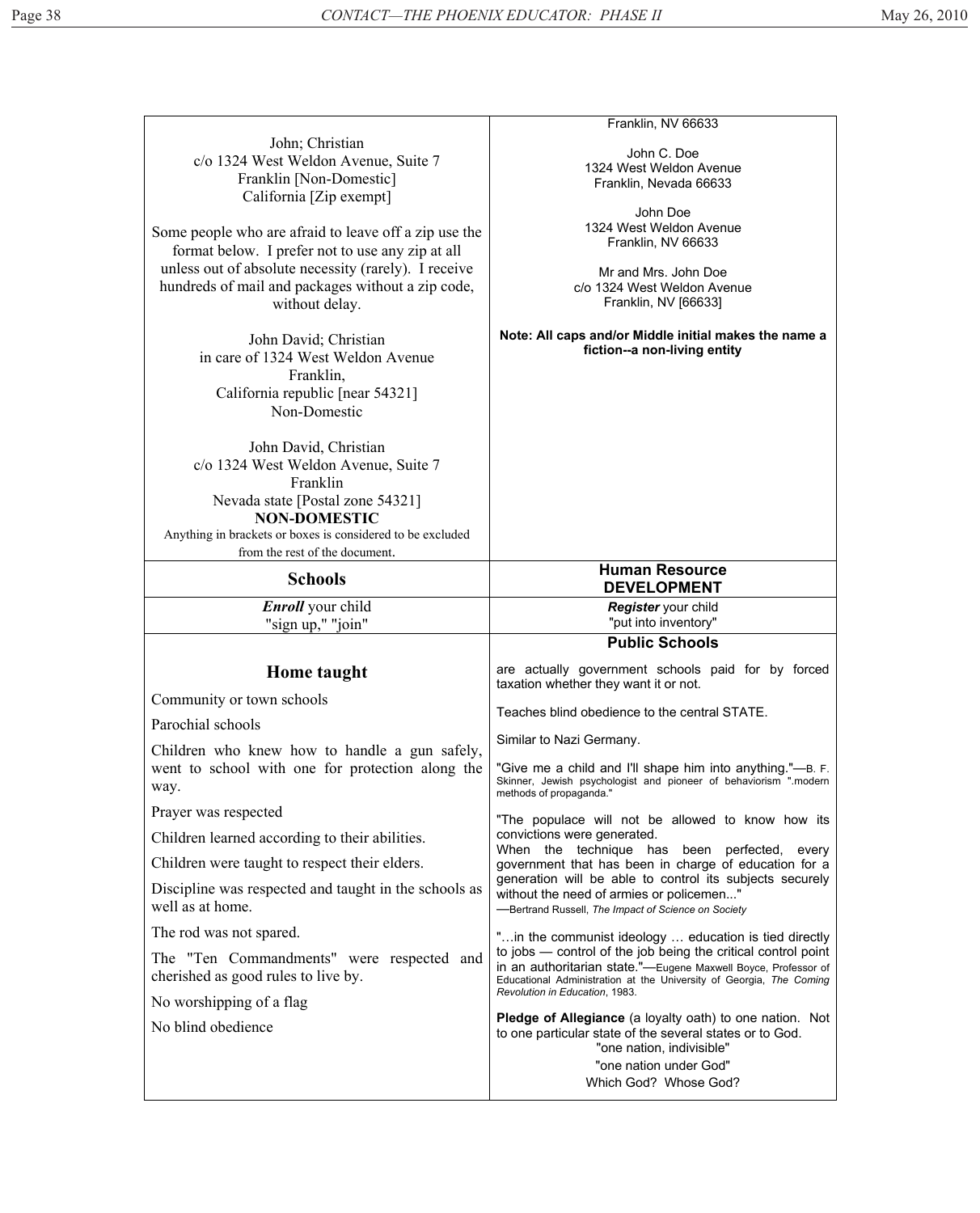| | |
|---|---|
| John; Christian<br>c/o 1324 West Weldon Avenue, Suite 7<br>Franklin [Non-Domestic]<br>California [Zip exempt]<br><br>Some people who are afraid to leave off a zip use the format below. I prefer not to use any zip at all unless out of absolute necessity (rarely). I receive hundreds of mail and packages without a zip code, without delay.<br><br>John David; Christian<br>in care of 1324 West Weldon Avenue<br>Franklin,<br>California republic [near 54321]<br>Non-Domestic<br><br>John David, Christian<br>c/o 1324 West Weldon Avenue, Suite 7<br>Franklin<br>Nevada state [Postal zone 54321]<br>**NON-DOMESTIC**<br>Anything in brackets or boxes is considered to be excluded from the rest of the document. | Franklin, NV 66633<br><br>John C. Doe<br>1324 West Weldon Avenue<br>Franklin, Nevada 66633<br><br>John Doe<br>1324 West Weldon Avenue<br>Franklin, NV 66633<br><br>Mr and Mrs. John Doe<br>c/o 1324 West Weldon Avenue<br>Franklin, NV [66633]<br><br>**Note: All caps and/or Middle initial makes the name a fiction--a non-living entity** |
| **Schools** | **Human Resource DEVELOPMENT** |
| ***Enroll*** your child<br>"sign up," "join" | ***Register*** your child<br>"put into inventory" |
| **Home taught**<br><br>Community or town schools<br><br>Parochial schools<br><br>Children who knew how to handle a gun safely, went to school with one for protection along the way.<br><br>Prayer was respected<br><br>Children learned according to their abilities.<br><br>Children were taught to respect their elders.<br><br>Discipline was respected and taught in the schools as well as at home.<br><br>The rod was not spared.<br><br>The "Ten Commandments" were respected and cherished as good rules to live by.<br><br>No worshipping of a flag<br><br>No blind obedience | **Public Schools**<br><br>are actually government schools paid for by forced taxation whether they want it or not.<br><br>Teaches blind obedience to the central STATE.<br><br>Similar to Nazi Germany.<br><br>"Give me a child and I'll shape him into anything."—B. F. Skinner, Jewish psychologist and pioneer of behaviorism ".modern methods of propaganda."<br><br>"The populace will not be allowed to know how its convictions were generated.<br>When the technique has been perfected, every government that has been in charge of education for a generation will be able to control its subjects securely without the need of armies or policemen..."<br>—Bertrand Russell, *The Impact of Science on Society*<br><br>"…in the communist ideology … education is tied directly to jobs — control of the job being the critical control point in an authoritarian state."—Eugene Maxwell Boyce, Professor of Educational Administration at the University of Georgia, *The Coming Revolution in Education*, 1983.<br><br>**Pledge of Allegiance** (a loyalty oath) to one nation. Not to one particular state of the several states or to God.<br>"one nation, indivisible"<br>"one nation under God"<br>Which God? Whose God? |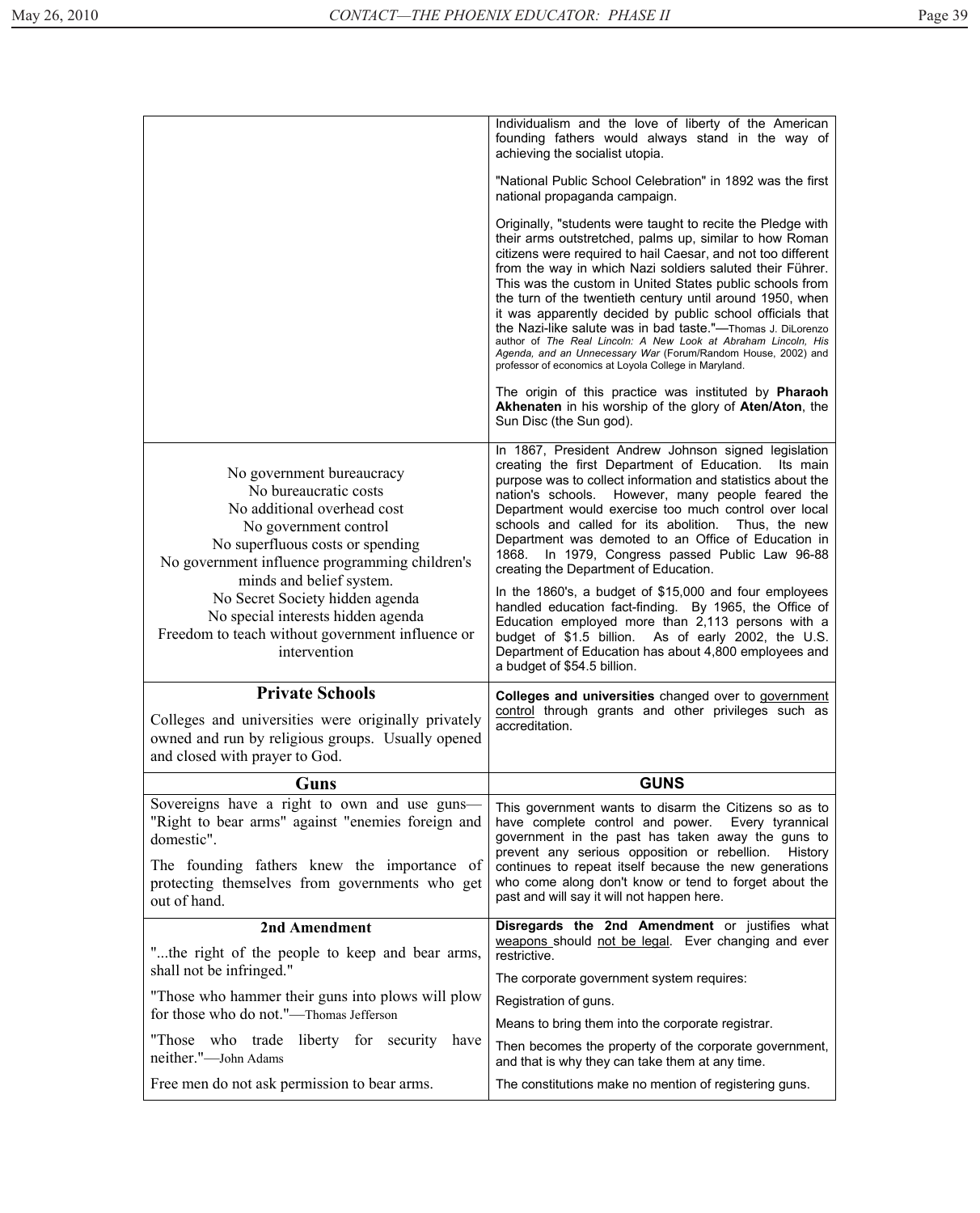| | |
|---|---|
| | Individualism and the love of liberty of the American founding fathers would always stand in the way of achieving the socialist utopia.<br><br>"National Public School Celebration" in 1892 was the first national propaganda campaign.<br><br>Originally, "students were taught to recite the Pledge with their arms outstretched, palms up, similar to how Roman citizens were required to hail Caesar, and not too different from the way in which Nazi soldiers saluted their Führer. This was the custom in United States public schools from the turn of the twentieth century until around 1950, when it was apparently decided by public school officials that the Nazi-like salute was in bad taste."—Thomas J. DiLorenzo author of *The Real Lincoln: A New Look at Abraham Lincoln, His Agenda, and an Unnecessary War* (Forum/Random House, 2002) and professor of economics at Loyola College in Maryland.<br><br>The origin of this practice was instituted by **Pharaoh Akhenaten** in his worship of the glory of **Aten/Aton**, the Sun Disc (the Sun god). |
| No government bureaucracy<br>No bureaucratic costs<br>No additional overhead cost<br>No government control<br>No superfluous costs or spending<br>No government influence programming children's minds and belief system.<br>No Secret Society hidden agenda<br>No special interests hidden agenda<br>Freedom to teach without government influence or intervention | In 1867, President Andrew Johnson signed legislation creating the first Department of Education. Its main purpose was to collect information and statistics about the nation's schools. However, many people feared the Department would exercise too much control over local schools and called for its abolition. Thus, the new Department was demoted to an Office of Education in 1868. In 1979, Congress passed Public Law 96-88 creating the Department of Education.<br><br>In the 1860's, a budget of $15,000 and four employees handled education fact-finding. By 1965, the Office of Education employed more than 2,113 persons with a budget of $1.5 billion. As of early 2002, the U.S. Department of Education has about 4,800 employees and a budget of $54.5 billion. |
| **Private Schools**<br><br>Colleges and universities were originally privately owned and run by religious groups. Usually opened and closed with prayer to God. | **Colleges and universities** changed over to <u>government control</u> through grants and other privileges such as accreditation. |
| **Guns** | **GUNS** |
| Sovereigns have a right to own and use guns—"Right to bear arms" against "enemies foreign and domestic".<br><br>The founding fathers knew the importance of protecting themselves from governments who get out of hand. | This government wants to disarm the Citizens so as to have complete control and power. Every tyrannical government in the past has taken away the guns to prevent any serious opposition or rebellion. History continues to repeat itself because the new generations who come along don't know or tend to forget about the past and will say it will not happen here. |
| **2nd Amendment**<br><br>"...the right of the people to keep and bear arms, shall not be infringed."<br><br>"Those who hammer their guns into plows will plow for those who do not."—Thomas Jefferson<br><br>"Those who trade liberty for security have neither."—John Adams<br><br>Free men do not ask permission to bear arms. | **Disregards the 2nd Amendment** or justifies what <u>weapons</u> should <u>not be legal</u>. Ever changing and ever restrictive.<br><br>The corporate government system requires:<br><br>Registration of guns.<br><br>Means to bring them into the corporate registrar.<br><br>Then becomes the property of the corporate government, and that is why they can take them at any time.<br><br>The constitutions make no mention of registering guns. |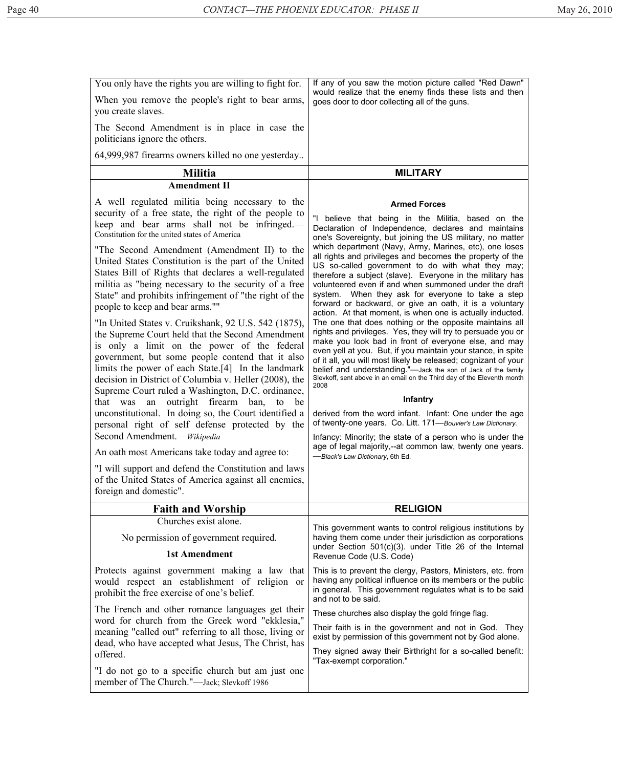| | |
|---|---|
| You only have the rights you are willing to fight for.<br><br>When you remove the people's right to bear arms, you create slaves.<br><br>The Second Amendment is in place in case the politicians ignore the others.<br><br>64,999,987 firearms owners killed no one yesterday.. | If any of you saw the motion picture called "Red Dawn" would realize that the enemy finds these lists and then goes door to door collecting all of the guns. |
| **Militia** | **MILITARY** |
| **Amendment II**<br><br>A well regulated militia being necessary to the security of a free state, the right of the people to keep and bear arms shall not be infringed.—Constitution for the united states of America<br><br>"The Second Amendment (Amendment II) to the United States Constitution is the part of the United States Bill of Rights that declares a well-regulated militia as "being necessary to the security of a free State" and prohibits infringement of "the right of the people to keep and bear arms.""<br><br>"In United States v. Cruikshank, 92 U.S. 542 (1875), the Supreme Court held that the Second Amendment is only a limit on the power of the federal government, but some people contend that it also limits the power of each State.[4] In the landmark decision in District of Columbia v. Heller (2008), the Supreme Court ruled a Washington, D.C. ordinance, that was an outright firearm ban, to be unconstitutional. In doing so, the Court identified a personal right of self defense protected by the Second Amendment.—*Wikipedia*<br><br>An oath most Americans take today and agree to:<br><br>"I will support and defend the Constitution and laws of the United States of America against all enemies, foreign and domestic". | **Armed Forces**<br><br>"I believe that being in the Militia, based on the Declaration of Independence, declares and maintains one's Sovereignty, but joining the US military, no matter which department (Navy, Army, Marines, etc), one loses all rights and privileges and becomes the property of the US so-called government to do with what they may; therefore a subject (slave). Everyone in the military has volunteered even if and when summoned under the draft system. When they ask for everyone to take a step forward or backward, or give an oath, it is a voluntary action. At that moment, is when one is actually inducted. The one that does nothing or the opposite maintains all rights and privileges. Yes, they will try to persuade you or make you look bad in front of everyone else, and may even yell at you. But, if you maintain your stance, in spite of it all, you will most likely be released; cognizant of your belief and understanding."—Jack the son of Jack of the family Slevkoff, sent above in an email on the Third day of the Eleventh month 2008<br><br>**Infantry**<br><br>derived from the word infant. Infant: One under the age of twenty-one years. Co. Litt. 171—*Bouvier's Law Dictionary.*<br><br>Infancy: Minority; the state of a person who is under the age of legal majority,--at common law, twenty one years.—*Black's Law Dictionary*, 6th Ed. |
| **Faith and Worship** | **RELIGION** |
| Churches exist alone.<br><br>No permission of government required.<br><br>**1st Amendment**<br><br>Protects against government making a law that would respect an establishment of religion or prohibit the free exercise of one's belief.<br><br>The French and other romance languages get their word for church from the Greek word "ekklesia," meaning "called out" referring to all those, living or dead, who have accepted what Jesus, The Christ, has offered.<br><br>"I do not go to a specific church but am just one member of The Church."—Jack; Slevkoff 1986 | This government wants to control religious institutions by having them come under their jurisdiction as corporations under Section 501(c)(3). under Title 26 of the Internal Revenue Code (U.S. Code)<br><br>This is to prevent the clergy, Pastors, Ministers, etc. from having any political influence on its members or the public in general. This government regulates what is to be said and not to be said.<br><br>These churches also display the gold fringe flag.<br><br>Their faith is in the government and not in God. They exist by permission of this government not by God alone.<br><br>They signed away their Birthright for a so-called benefit: "Tax-exempt corporation." |